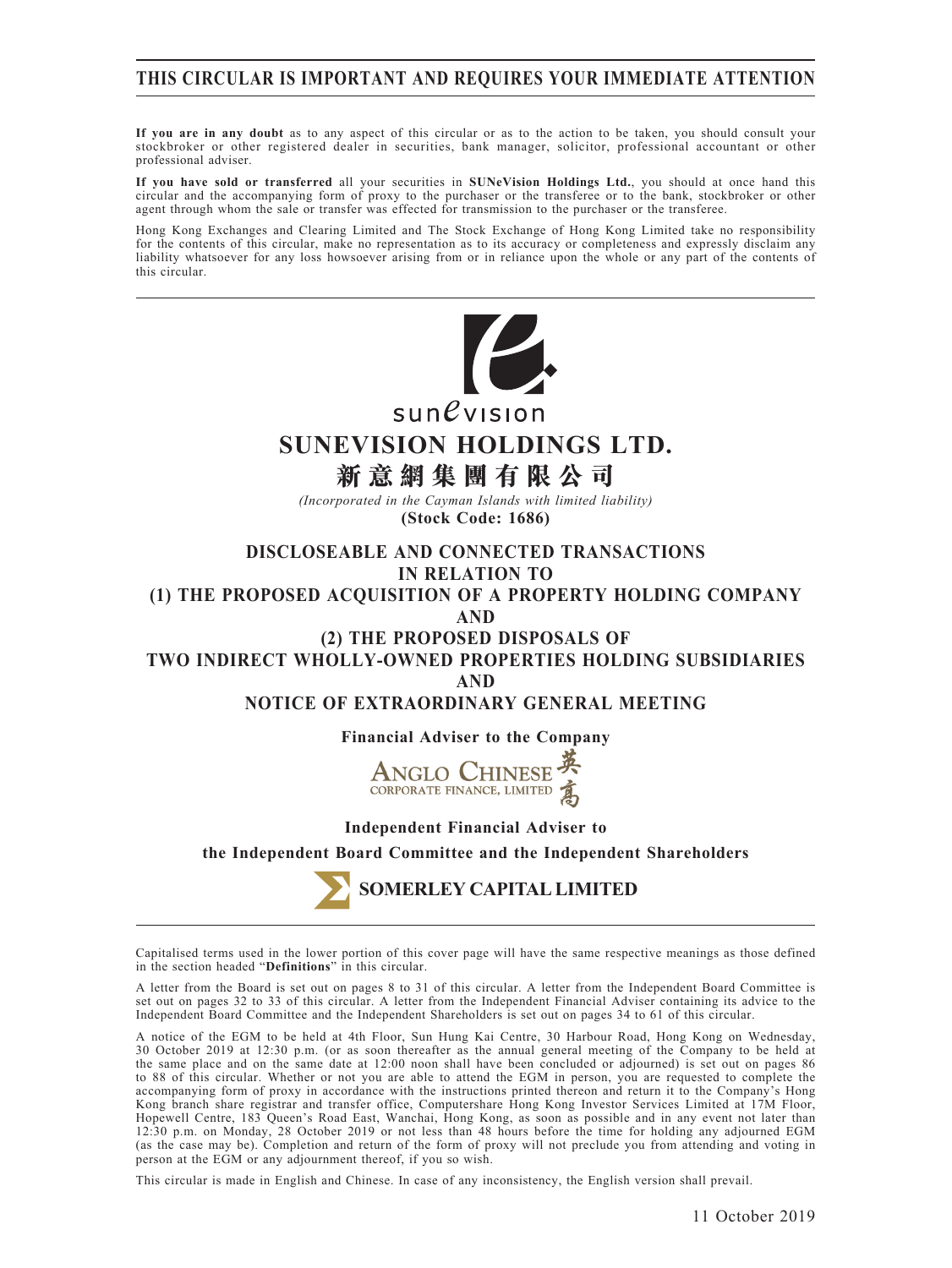**THIS CIRCULAR IS IMPORTANT AND REQUIRES YOUR IMMEDIATE ATTENTION**

**If you are in any doubt** as to any aspect of this circular or as to the action to be taken, you should consult your stockbroker or other registered dealer in securities, bank manager, solicitor, professional accountant or other professional adviser.

**If you have sold or transferred** all your securities in **SUNeVision Holdings Ltd.**, you should at once hand this circular and the accompanying form of proxy to the purchaser or the transferee or to the bank, stockbroker or other agent through whom the sale or transfer was effected for transmission to the purchaser or the transferee.

Hong Kong Exchanges and Clearing Limited and The Stock Exchange of Hong Kong Limited take no responsibility for the contents of this circular, make no representation as to its accuracy or completeness and expressly disclaim any liability whatsoever for any loss howsoever arising from or in reliance upon the whole or any part of the contents of this circular.

sunevision

# SUNEVISION HOLDINGS LTD.
# 新意網集團有限公司

*(Incorporated in the Cayman Islands with limited liability)*

**(Stock Code: 1686)**

## DISCLOSEABLE AND CONNECTED TRANSACTIONS IN RELATION TO (1) THE PROPOSED ACQUISITION OF A PROPERTY HOLDING COMPANY AND (2) THE PROPOSED DISPOSALS OF TWO INDIRECT WHOLLY-OWNED PROPERTIES HOLDING SUBSIDIARIES AND NOTICE OF EXTRAORDINARY GENERAL MEETING

**Financial Adviser to the Company**

ANGLO CHINESE CORPORATE FINANCE, LIMITED 英高

**Independent Financial Adviser to the Independent Board Committee and the Independent Shareholders**

**SOMERLEY CAPITAL LIMITED**

Capitalised terms used in the lower portion of this cover page will have the same respective meanings as those defined in the section headed "**Definitions**" in this circular.

A letter from the Board is set out on pages 8 to 31 of this circular. A letter from the Independent Board Committee is set out on pages 32 to 33 of this circular. A letter from the Independent Financial Adviser containing its advice to the Independent Board Committee and the Independent Shareholders is set out on pages 34 to 61 of this circular.

A notice of the EGM to be held at 4th Floor, Sun Hung Kai Centre, 30 Harbour Road, Hong Kong on Wednesday, 30 October 2019 at 12:30 p.m. (or as soon thereafter as the annual general meeting of the Company to be held at the same place and on the same date at 12:00 noon shall have been concluded or adjourned) is set out on pages 86 to 88 of this circular. Whether or not you are able to attend the EGM in person, you are requested to complete the accompanying form of proxy in accordance with the instructions printed thereon and return it to the Company's Hong Kong branch share registrar and transfer office, Computershare Hong Kong Investor Services Limited at 17M Floor, Hopewell Centre, 183 Queen's Road East, Wanchai, Hong Kong, as soon as possible and in any event not later than 12:30 p.m. on Monday, 28 October 2019 or not less than 48 hours before the time for holding any adjourned EGM (as the case may be). Completion and return of the form of proxy will not preclude you from attending and voting in person at the EGM or any adjournment thereof, if you so wish.

This circular is made in English and Chinese. In case of any inconsistency, the English version shall prevail.

11 October 2019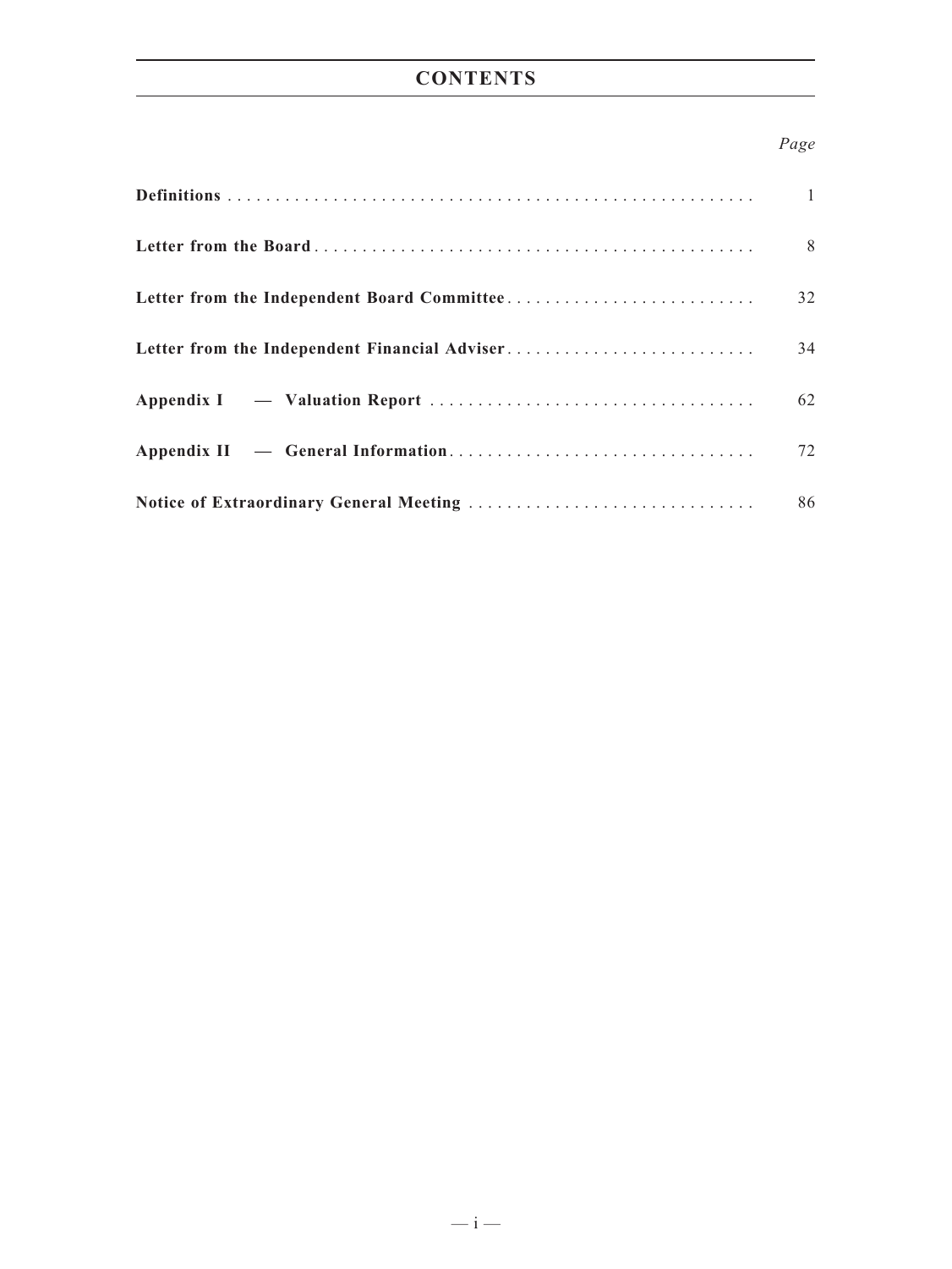# CONTENTS

| | *Page* |
|---|---|
| **Definitions** | 1 |
| **Letter from the Board** | 8 |
| **Letter from the Independent Board Committee** | 32 |
| **Letter from the Independent Financial Adviser** | 34 |
| **Appendix I — Valuation Report** | 62 |
| **Appendix II — General Information** | 72 |
| **Notice of Extraordinary General Meeting** | 86 |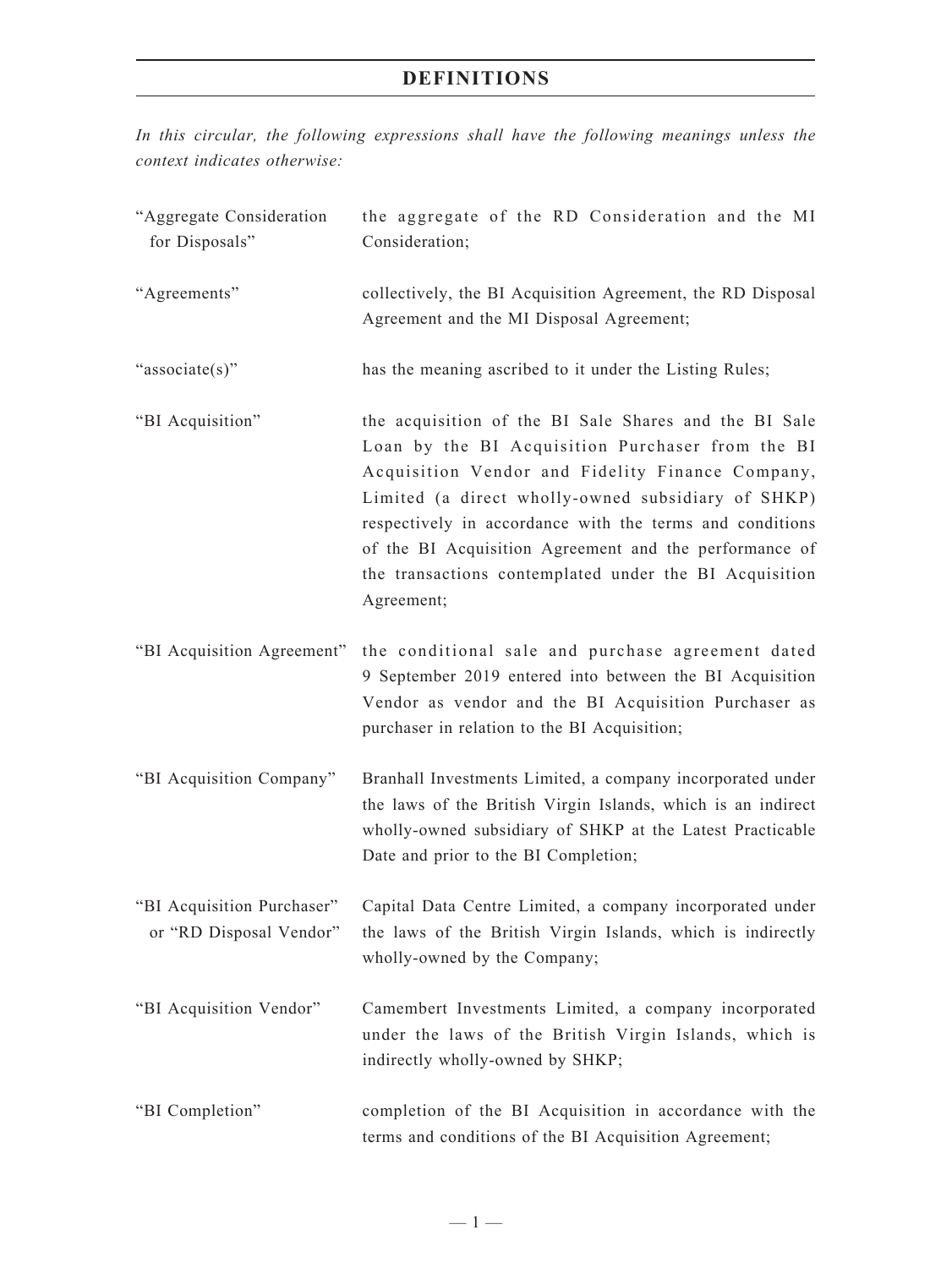# DEFINITIONS

*In this circular, the following expressions shall have the following meanings unless the context indicates otherwise:*

| | |
|---|---|
| "Aggregate Consideration for Disposals" | the aggregate of the RD Consideration and the MI Consideration; |
| "Agreements" | collectively, the BI Acquisition Agreement, the RD Disposal Agreement and the MI Disposal Agreement; |
| "associate(s)" | has the meaning ascribed to it under the Listing Rules; |
| "BI Acquisition" | the acquisition of the BI Sale Shares and the BI Sale Loan by the BI Acquisition Purchaser from the BI Acquisition Vendor and Fidelity Finance Company, Limited (a direct wholly-owned subsidiary of SHKP) respectively in accordance with the terms and conditions of the BI Acquisition Agreement and the performance of the transactions contemplated under the BI Acquisition Agreement; |
| "BI Acquisition Agreement" | the conditional sale and purchase agreement dated 9 September 2019 entered into between the BI Acquisition Vendor as vendor and the BI Acquisition Purchaser as purchaser in relation to the BI Acquisition; |
| "BI Acquisition Company" | Branhall Investments Limited, a company incorporated under the laws of the British Virgin Islands, which is an indirect wholly-owned subsidiary of SHKP at the Latest Practicable Date and prior to the BI Completion; |
| "BI Acquisition Purchaser" or "RD Disposal Vendor" | Capital Data Centre Limited, a company incorporated under the laws of the British Virgin Islands, which is indirectly wholly-owned by the Company; |
| "BI Acquisition Vendor" | Camembert Investments Limited, a company incorporated under the laws of the British Virgin Islands, which is indirectly wholly-owned by SHKP; |
| "BI Completion" | completion of the BI Acquisition in accordance with the terms and conditions of the BI Acquisition Agreement; |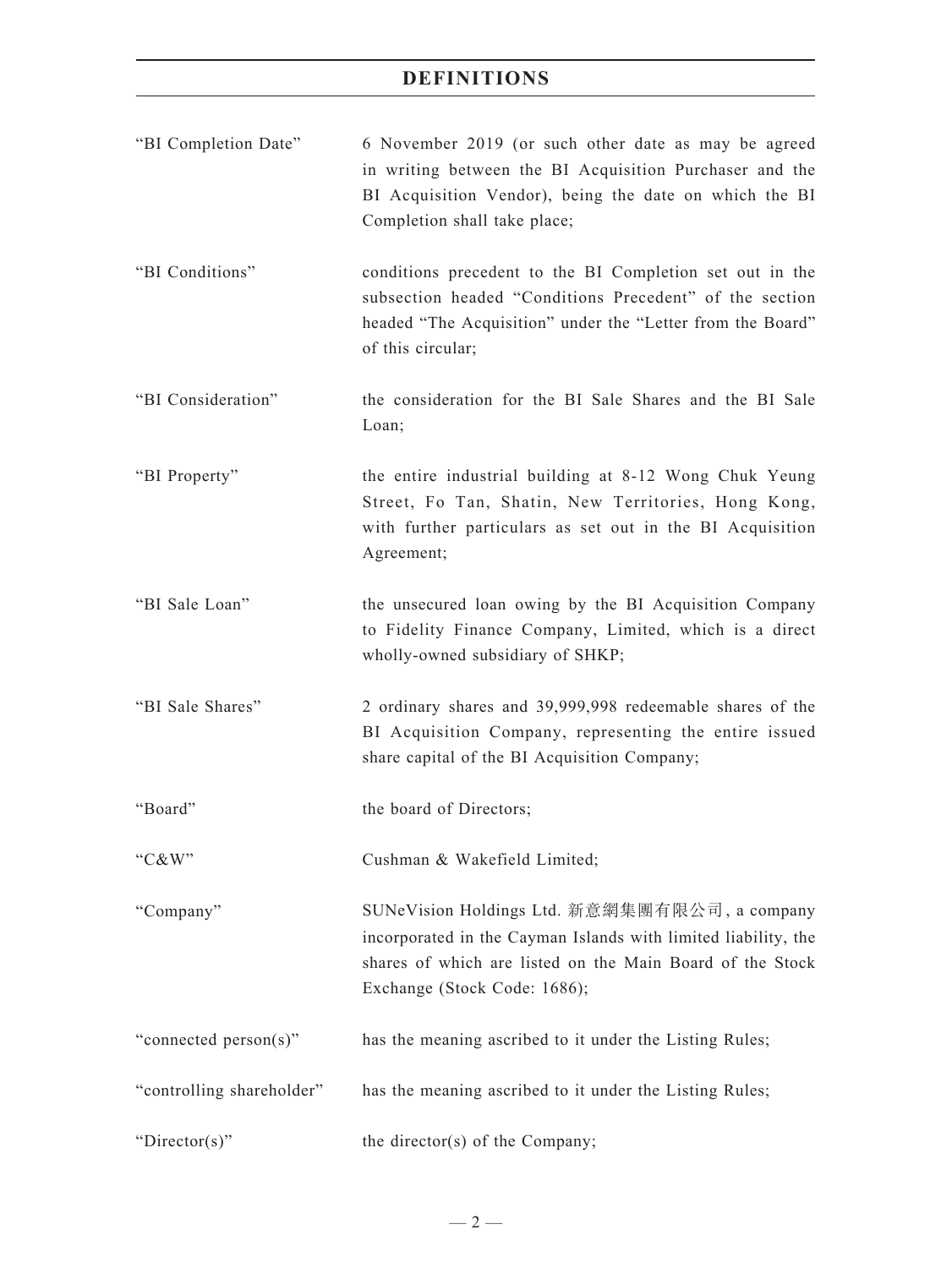# DEFINITIONS

| | |
|---|---|
| "BI Completion Date" | 6 November 2019 (or such other date as may be agreed in writing between the BI Acquisition Purchaser and the BI Acquisition Vendor), being the date on which the BI Completion shall take place; |
| "BI Conditions" | conditions precedent to the BI Completion set out in the subsection headed "Conditions Precedent" of the section headed "The Acquisition" under the "Letter from the Board" of this circular; |
| "BI Consideration" | the consideration for the BI Sale Shares and the BI Sale Loan; |
| "BI Property" | the entire industrial building at 8-12 Wong Chuk Yeung Street, Fo Tan, Shatin, New Territories, Hong Kong, with further particulars as set out in the BI Acquisition Agreement; |
| "BI Sale Loan" | the unsecured loan owing by the BI Acquisition Company to Fidelity Finance Company, Limited, which is a direct wholly-owned subsidiary of SHKP; |
| "BI Sale Shares" | 2 ordinary shares and 39,999,998 redeemable shares of the BI Acquisition Company, representing the entire issued share capital of the BI Acquisition Company; |
| "Board" | the board of Directors; |
| "C&W" | Cushman & Wakefield Limited; |
| "Company" | SUNeVision Holdings Ltd. 新意網集團有限公司, a company incorporated in the Cayman Islands with limited liability, the shares of which are listed on the Main Board of the Stock Exchange (Stock Code: 1686); |
| "connected person(s)" | has the meaning ascribed to it under the Listing Rules; |
| "controlling shareholder" | has the meaning ascribed to it under the Listing Rules; |
| "Director(s)" | the director(s) of the Company; |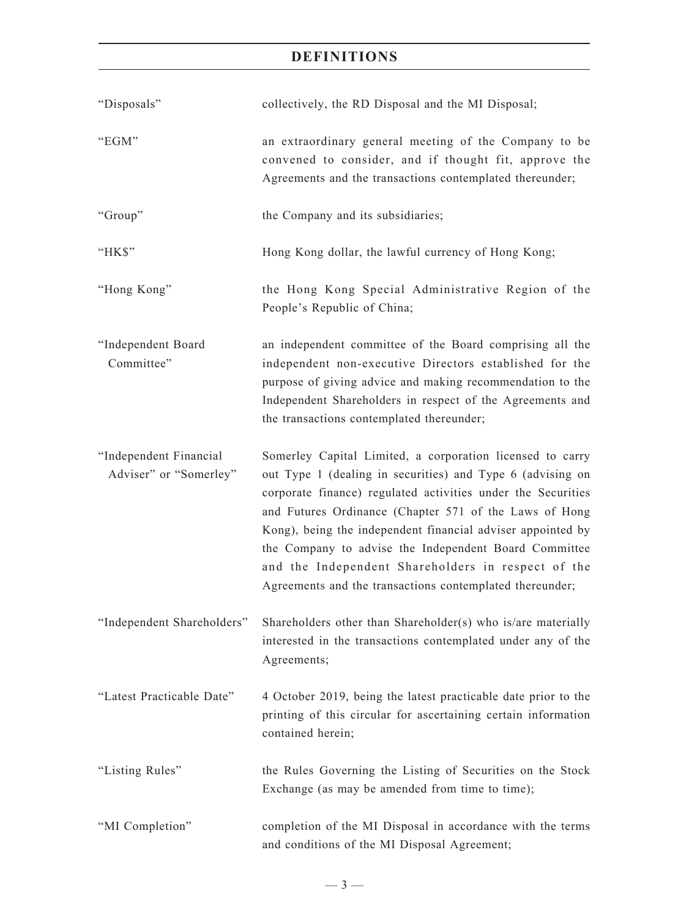## DEFINITIONS

| | |
|---|---|
| "Disposals" | collectively, the RD Disposal and the MI Disposal; |
| "EGM" | an extraordinary general meeting of the Company to be convened to consider, and if thought fit, approve the Agreements and the transactions contemplated thereunder; |
| "Group" | the Company and its subsidiaries; |
| "HK$" | Hong Kong dollar, the lawful currency of Hong Kong; |
| "Hong Kong" | the Hong Kong Special Administrative Region of the People's Republic of China; |
| "Independent Board Committee" | an independent committee of the Board comprising all the independent non-executive Directors established for the purpose of giving advice and making recommendation to the Independent Shareholders in respect of the Agreements and the transactions contemplated thereunder; |
| "Independent Financial Adviser" or "Somerley" | Somerley Capital Limited, a corporation licensed to carry out Type 1 (dealing in securities) and Type 6 (advising on corporate finance) regulated activities under the Securities and Futures Ordinance (Chapter 571 of the Laws of Hong Kong), being the independent financial adviser appointed by the Company to advise the Independent Board Committee and the Independent Shareholders in respect of the Agreements and the transactions contemplated thereunder; |
| "Independent Shareholders" | Shareholders other than Shareholder(s) who is/are materially interested in the transactions contemplated under any of the Agreements; |
| "Latest Practicable Date" | 4 October 2019, being the latest practicable date prior to the printing of this circular for ascertaining certain information contained herein; |
| "Listing Rules" | the Rules Governing the Listing of Securities on the Stock Exchange (as may be amended from time to time); |
| "MI Completion" | completion of the MI Disposal in accordance with the terms and conditions of the MI Disposal Agreement; |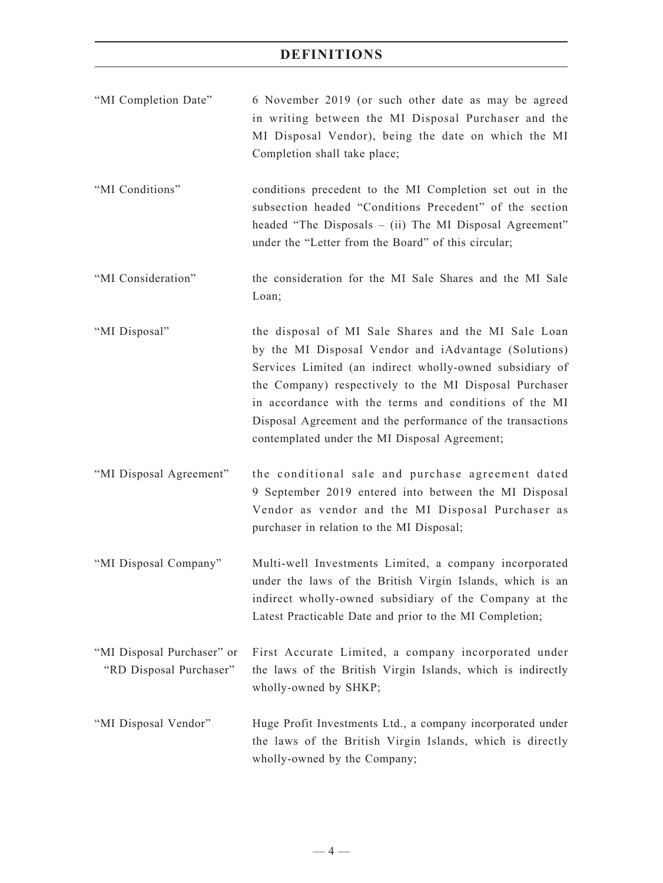"MI Completion Date" — 6 November 2019 (or such other date as may be agreed in writing between the MI Disposal Purchaser and the MI Disposal Vendor), being the date on which the MI Completion shall take place;

"MI Conditions" — conditions precedent to the MI Completion set out in the subsection headed "Conditions Precedent" of the section headed "The Disposals – (ii) The MI Disposal Agreement" under the "Letter from the Board" of this circular;

"MI Consideration" — the consideration for the MI Sale Shares and the MI Sale Loan;

"MI Disposal" — the disposal of MI Sale Shares and the MI Sale Loan by the MI Disposal Vendor and iAdvantage (Solutions) Services Limited (an indirect wholly-owned subsidiary of the Company) respectively to the MI Disposal Purchaser in accordance with the terms and conditions of the MI Disposal Agreement and the performance of the transactions contemplated under the MI Disposal Agreement;

"MI Disposal Agreement" — the conditional sale and purchase agreement dated 9 September 2019 entered into between the MI Disposal Vendor as vendor and the MI Disposal Purchaser as purchaser in relation to the MI Disposal;

"MI Disposal Company" — Multi-well Investments Limited, a company incorporated under the laws of the British Virgin Islands, which is an indirect wholly-owned subsidiary of the Company at the Latest Practicable Date and prior to the MI Completion;

"MI Disposal Purchaser" or "RD Disposal Purchaser" — First Accurate Limited, a company incorporated under the laws of the British Virgin Islands, which is indirectly wholly-owned by SHKP;

"MI Disposal Vendor" — Huge Profit Investments Ltd., a company incorporated under the laws of the British Virgin Islands, which is directly wholly-owned by the Company;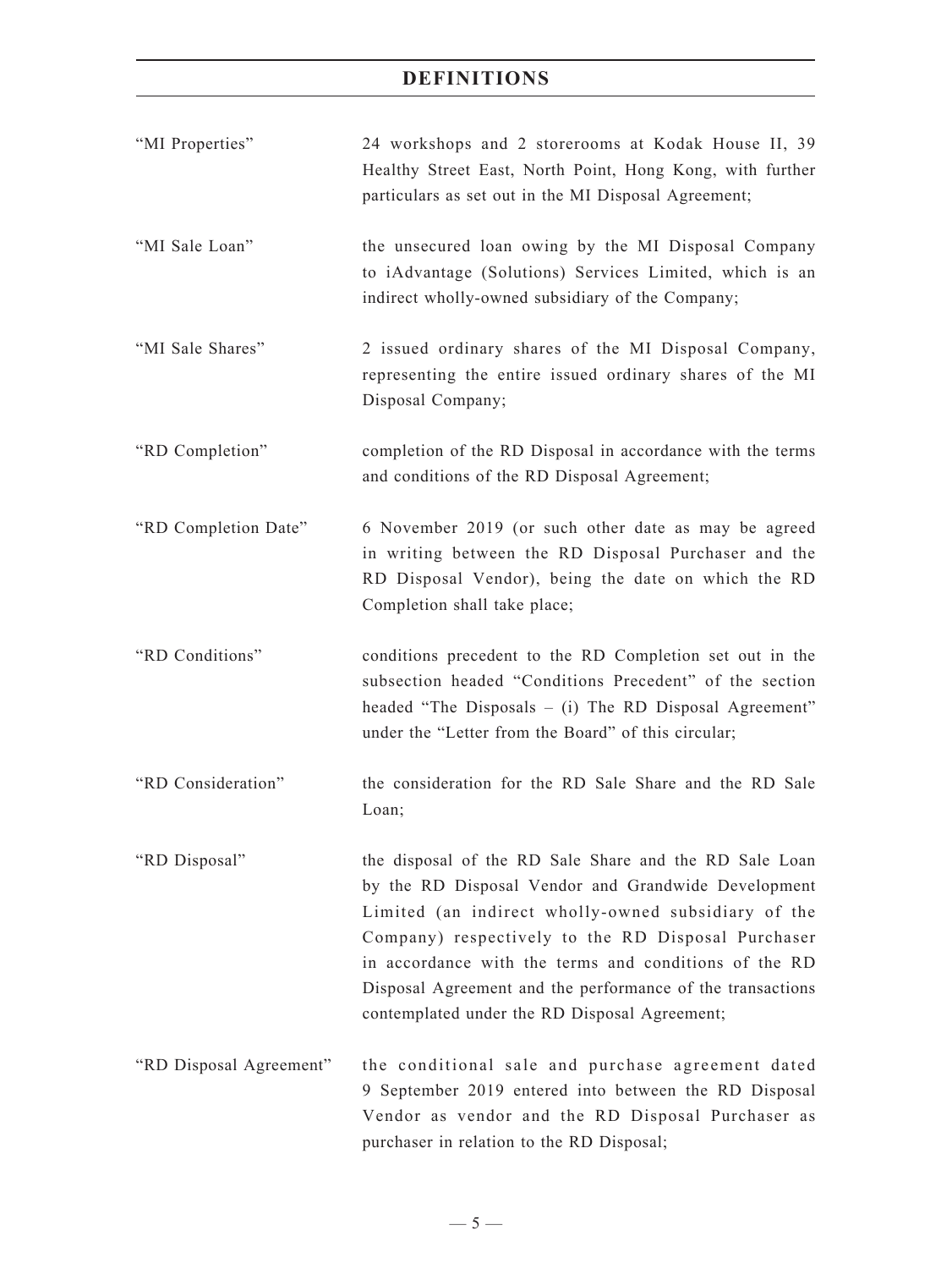# DEFINITIONS

| | |
|---|---|
| "MI Properties" | 24 workshops and 2 storerooms at Kodak House II, 39 Healthy Street East, North Point, Hong Kong, with further particulars as set out in the MI Disposal Agreement; |
| "MI Sale Loan" | the unsecured loan owing by the MI Disposal Company to iAdvantage (Solutions) Services Limited, which is an indirect wholly-owned subsidiary of the Company; |
| "MI Sale Shares" | 2 issued ordinary shares of the MI Disposal Company, representing the entire issued ordinary shares of the MI Disposal Company; |
| "RD Completion" | completion of the RD Disposal in accordance with the terms and conditions of the RD Disposal Agreement; |
| "RD Completion Date" | 6 November 2019 (or such other date as may be agreed in writing between the RD Disposal Purchaser and the RD Disposal Vendor), being the date on which the RD Completion shall take place; |
| "RD Conditions" | conditions precedent to the RD Completion set out in the subsection headed "Conditions Precedent" of the section headed "The Disposals – (i) The RD Disposal Agreement" under the "Letter from the Board" of this circular; |
| "RD Consideration" | the consideration for the RD Sale Share and the RD Sale Loan; |
| "RD Disposal" | the disposal of the RD Sale Share and the RD Sale Loan by the RD Disposal Vendor and Grandwide Development Limited (an indirect wholly-owned subsidiary of the Company) respectively to the RD Disposal Purchaser in accordance with the terms and conditions of the RD Disposal Agreement and the performance of the transactions contemplated under the RD Disposal Agreement; |
| "RD Disposal Agreement" | the conditional sale and purchase agreement dated 9 September 2019 entered into between the RD Disposal Vendor as vendor and the RD Disposal Purchaser as purchaser in relation to the RD Disposal; |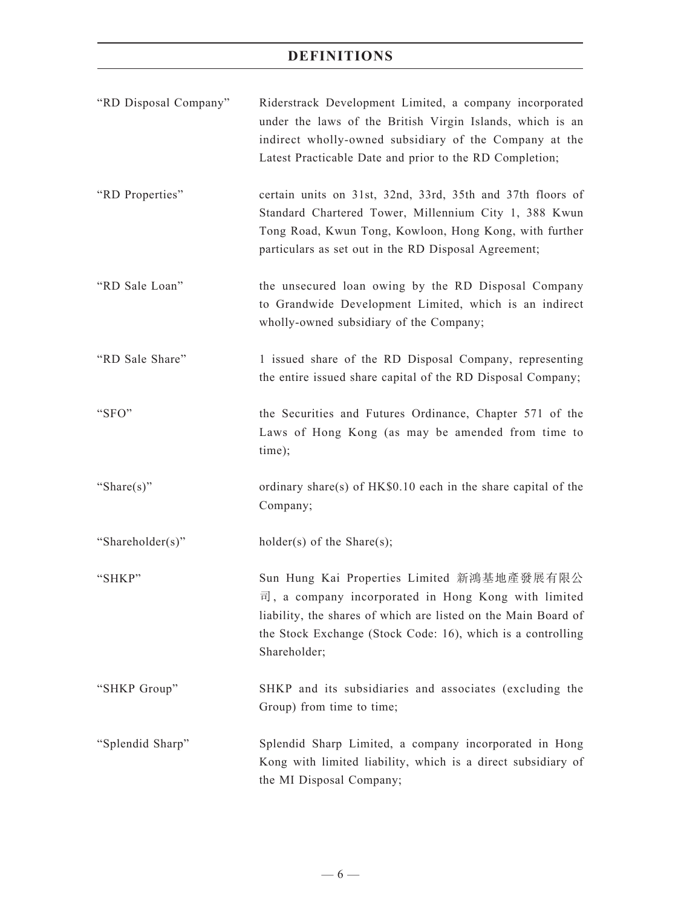# DEFINITIONS

| | |
|---|---|
| "RD Disposal Company" | Riderstrack Development Limited, a company incorporated under the laws of the British Virgin Islands, which is an indirect wholly-owned subsidiary of the Company at the Latest Practicable Date and prior to the RD Completion; |
| "RD Properties" | certain units on 31st, 32nd, 33rd, 35th and 37th floors of Standard Chartered Tower, Millennium City 1, 388 Kwun Tong Road, Kwun Tong, Kowloon, Hong Kong, with further particulars as set out in the RD Disposal Agreement; |
| "RD Sale Loan" | the unsecured loan owing by the RD Disposal Company to Grandwide Development Limited, which is an indirect wholly-owned subsidiary of the Company; |
| "RD Sale Share" | 1 issued share of the RD Disposal Company, representing the entire issued share capital of the RD Disposal Company; |
| "SFO" | the Securities and Futures Ordinance, Chapter 571 of the Laws of Hong Kong (as may be amended from time to time); |
| "Share(s)" | ordinary share(s) of HK$0.10 each in the share capital of the Company; |
| "Shareholder(s)" | holder(s) of the Share(s); |
| "SHKP" | Sun Hung Kai Properties Limited 新鴻基地產發展有限公司, a company incorporated in Hong Kong with limited liability, the shares of which are listed on the Main Board of the Stock Exchange (Stock Code: 16), which is a controlling Shareholder; |
| "SHKP Group" | SHKP and its subsidiaries and associates (excluding the Group) from time to time; |
| "Splendid Sharp" | Splendid Sharp Limited, a company incorporated in Hong Kong with limited liability, which is a direct subsidiary of the MI Disposal Company; |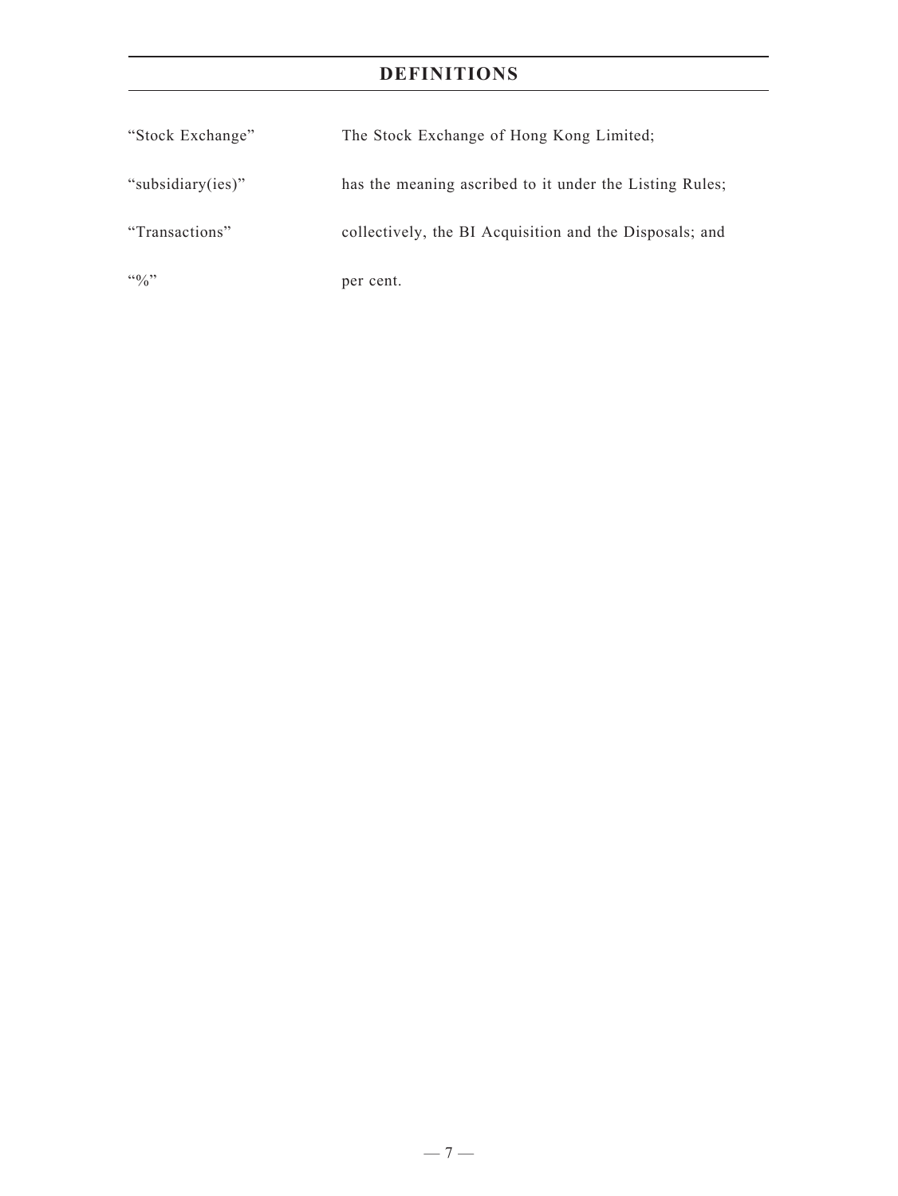# DEFINITIONS

| | |
|---|---|
| "Stock Exchange" | The Stock Exchange of Hong Kong Limited; |
| "subsidiary(ies)" | has the meaning ascribed to it under the Listing Rules; |
| "Transactions" | collectively, the BI Acquisition and the Disposals; and |
| "%" | per cent. |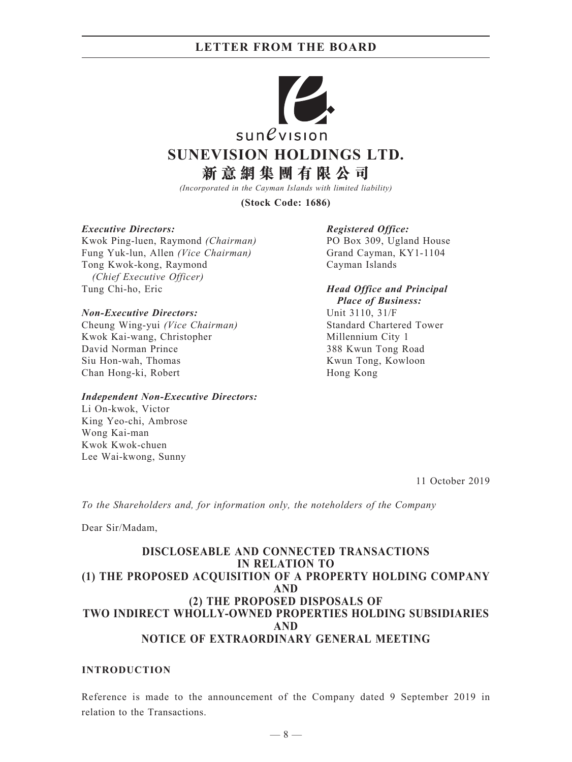# SUNEVISION HOLDINGS LTD.

# 新意網集團有限公司

*(Incorporated in the Cayman Islands with limited liability)*

**(Stock Code: 1686)**

***Executive Directors:***
Kwok Ping-luen, Raymond *(Chairman)*
Fung Yuk-lun, Allen *(Vice Chairman)*
Tong Kwok-kong, Raymond
*(Chief Executive Officer)*
Tung Chi-ho, Eric

***Non-Executive Directors:***
Cheung Wing-yui *(Vice Chairman)*
Kwok Kai-wang, Christopher
David Norman Prince
Siu Hon-wah, Thomas
Chan Hong-ki, Robert

***Independent Non-Executive Directors:***
Li On-kwok, Victor
King Yeo-chi, Ambrose
Wong Kai-man
Kwok Kwok-chuen
Lee Wai-kwong, Sunny

***Registered Office:***
PO Box 309, Ugland House
Grand Cayman, KY1-1104
Cayman Islands

***Head Office and Principal Place of Business:***
Unit 3110, 31/F
Standard Chartered Tower
Millennium City 1
388 Kwun Tong Road
Kwun Tong, Kowloon
Hong Kong

11 October 2019

*To the Shareholders and, for information only, the noteholders of the Company*

Dear Sir/Madam,

**DISCLOSEABLE AND CONNECTED TRANSACTIONS IN RELATION TO (1) THE PROPOSED ACQUISITION OF A PROPERTY HOLDING COMPANY AND (2) THE PROPOSED DISPOSALS OF TWO INDIRECT WHOLLY-OWNED PROPERTIES HOLDING SUBSIDIARIES AND NOTICE OF EXTRAORDINARY GENERAL MEETING**

## INTRODUCTION

Reference is made to the announcement of the Company dated 9 September 2019 in relation to the Transactions.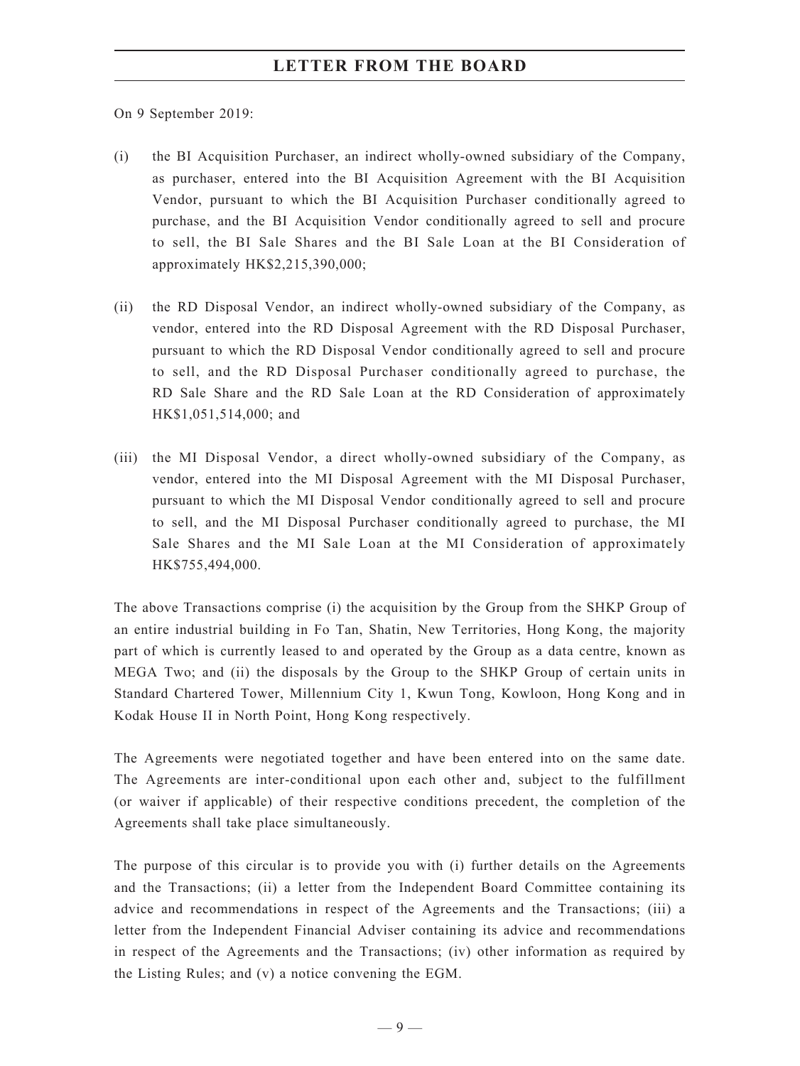On 9 September 2019:

(i) the BI Acquisition Purchaser, an indirect wholly-owned subsidiary of the Company, as purchaser, entered into the BI Acquisition Agreement with the BI Acquisition Vendor, pursuant to which the BI Acquisition Purchaser conditionally agreed to purchase, and the BI Acquisition Vendor conditionally agreed to sell and procure to sell, the BI Sale Shares and the BI Sale Loan at the BI Consideration of approximately HK$2,215,390,000;

(ii) the RD Disposal Vendor, an indirect wholly-owned subsidiary of the Company, as vendor, entered into the RD Disposal Agreement with the RD Disposal Purchaser, pursuant to which the RD Disposal Vendor conditionally agreed to sell and procure to sell, and the RD Disposal Purchaser conditionally agreed to purchase, the RD Sale Share and the RD Sale Loan at the RD Consideration of approximately HK$1,051,514,000; and

(iii) the MI Disposal Vendor, a direct wholly-owned subsidiary of the Company, as vendor, entered into the MI Disposal Agreement with the MI Disposal Purchaser, pursuant to which the MI Disposal Vendor conditionally agreed to sell and procure to sell, and the MI Disposal Purchaser conditionally agreed to purchase, the MI Sale Shares and the MI Sale Loan at the MI Consideration of approximately HK$755,494,000.

The above Transactions comprise (i) the acquisition by the Group from the SHKP Group of an entire industrial building in Fo Tan, Shatin, New Territories, Hong Kong, the majority part of which is currently leased to and operated by the Group as a data centre, known as MEGA Two; and (ii) the disposals by the Group to the SHKP Group of certain units in Standard Chartered Tower, Millennium City 1, Kwun Tong, Kowloon, Hong Kong and in Kodak House II in North Point, Hong Kong respectively.

The Agreements were negotiated together and have been entered into on the same date. The Agreements are inter-conditional upon each other and, subject to the fulfillment (or waiver if applicable) of their respective conditions precedent, the completion of the Agreements shall take place simultaneously.

The purpose of this circular is to provide you with (i) further details on the Agreements and the Transactions; (ii) a letter from the Independent Board Committee containing its advice and recommendations in respect of the Agreements and the Transactions; (iii) a letter from the Independent Financial Adviser containing its advice and recommendations in respect of the Agreements and the Transactions; (iv) other information as required by the Listing Rules; and (v) a notice convening the EGM.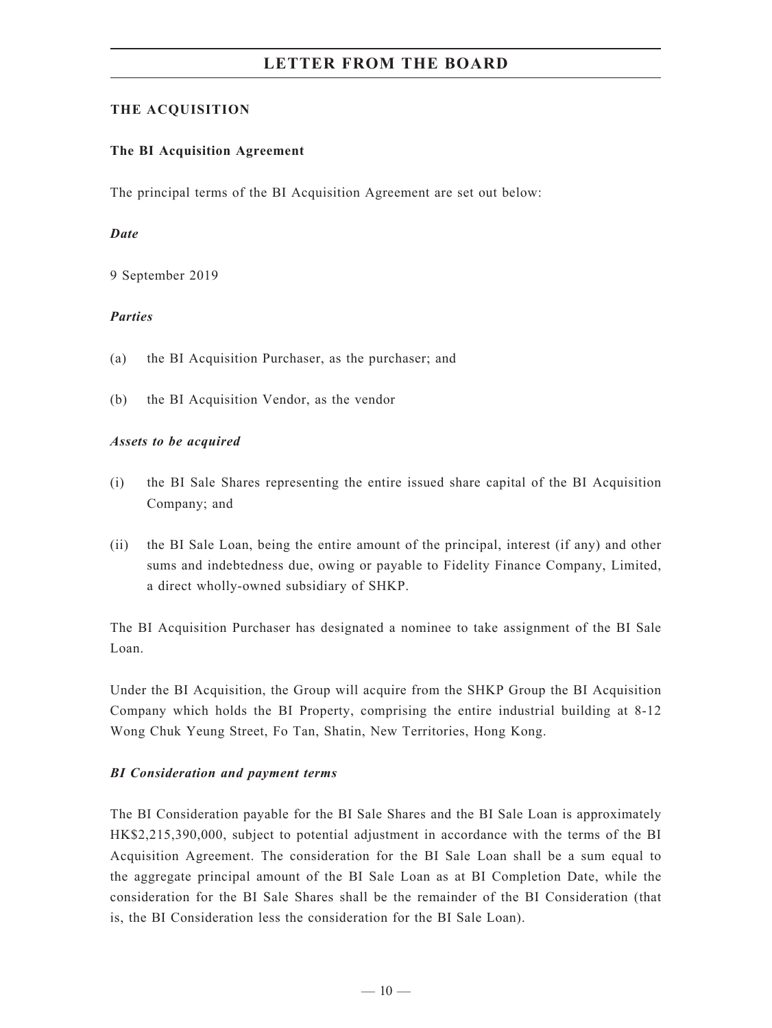## THE ACQUISITION

### The BI Acquisition Agreement

The principal terms of the BI Acquisition Agreement are set out below:

***Date***

9 September 2019

***Parties***

(a) the BI Acquisition Purchaser, as the purchaser; and

(b) the BI Acquisition Vendor, as the vendor

***Assets to be acquired***

(i) the BI Sale Shares representing the entire issued share capital of the BI Acquisition Company; and

(ii) the BI Sale Loan, being the entire amount of the principal, interest (if any) and other sums and indebtedness due, owing or payable to Fidelity Finance Company, Limited, a direct wholly-owned subsidiary of SHKP.

The BI Acquisition Purchaser has designated a nominee to take assignment of the BI Sale Loan.

Under the BI Acquisition, the Group will acquire from the SHKP Group the BI Acquisition Company which holds the BI Property, comprising the entire industrial building at 8-12 Wong Chuk Yeung Street, Fo Tan, Shatin, New Territories, Hong Kong.

***BI Consideration and payment terms***

The BI Consideration payable for the BI Sale Shares and the BI Sale Loan is approximately HK$2,215,390,000, subject to potential adjustment in accordance with the terms of the BI Acquisition Agreement. The consideration for the BI Sale Loan shall be a sum equal to the aggregate principal amount of the BI Sale Loan as at BI Completion Date, while the consideration for the BI Sale Shares shall be the remainder of the BI Consideration (that is, the BI Consideration less the consideration for the BI Sale Loan).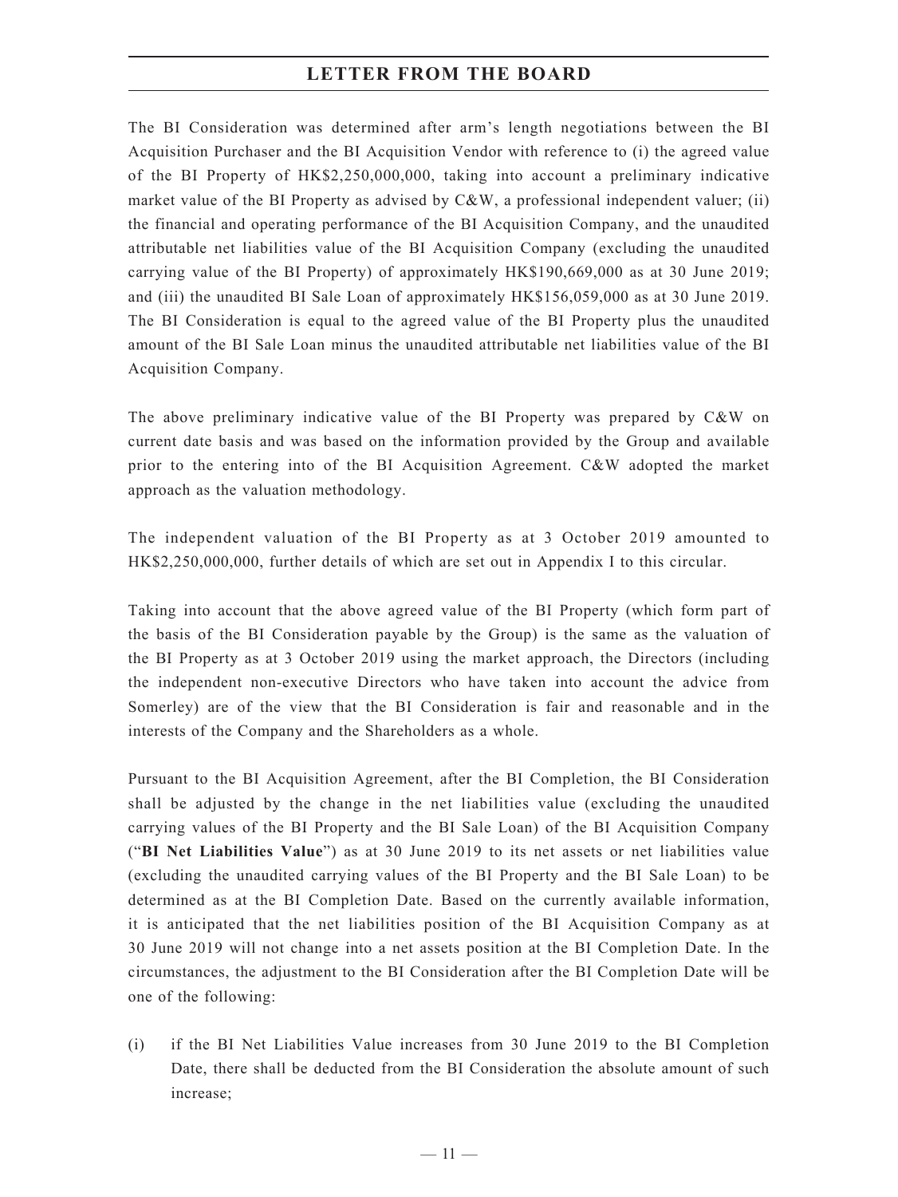The BI Consideration was determined after arm's length negotiations between the BI Acquisition Purchaser and the BI Acquisition Vendor with reference to (i) the agreed value of the BI Property of HK$2,250,000,000, taking into account a preliminary indicative market value of the BI Property as advised by C&W, a professional independent valuer; (ii) the financial and operating performance of the BI Acquisition Company, and the unaudited attributable net liabilities value of the BI Acquisition Company (excluding the unaudited carrying value of the BI Property) of approximately HK$190,669,000 as at 30 June 2019; and (iii) the unaudited BI Sale Loan of approximately HK$156,059,000 as at 30 June 2019. The BI Consideration is equal to the agreed value of the BI Property plus the unaudited amount of the BI Sale Loan minus the unaudited attributable net liabilities value of the BI Acquisition Company.

The above preliminary indicative value of the BI Property was prepared by C&W on current date basis and was based on the information provided by the Group and available prior to the entering into of the BI Acquisition Agreement. C&W adopted the market approach as the valuation methodology.

The independent valuation of the BI Property as at 3 October 2019 amounted to HK$2,250,000,000, further details of which are set out in Appendix I to this circular.

Taking into account that the above agreed value of the BI Property (which form part of the basis of the BI Consideration payable by the Group) is the same as the valuation of the BI Property as at 3 October 2019 using the market approach, the Directors (including the independent non-executive Directors who have taken into account the advice from Somerley) are of the view that the BI Consideration is fair and reasonable and in the interests of the Company and the Shareholders as a whole.

Pursuant to the BI Acquisition Agreement, after the BI Completion, the BI Consideration shall be adjusted by the change in the net liabilities value (excluding the unaudited carrying values of the BI Property and the BI Sale Loan) of the BI Acquisition Company ("**BI Net Liabilities Value**") as at 30 June 2019 to its net assets or net liabilities value (excluding the unaudited carrying values of the BI Property and the BI Sale Loan) to be determined as at the BI Completion Date. Based on the currently available information, it is anticipated that the net liabilities position of the BI Acquisition Company as at 30 June 2019 will not change into a net assets position at the BI Completion Date. In the circumstances, the adjustment to the BI Consideration after the BI Completion Date will be one of the following:

(i) if the BI Net Liabilities Value increases from 30 June 2019 to the BI Completion Date, there shall be deducted from the BI Consideration the absolute amount of such increase;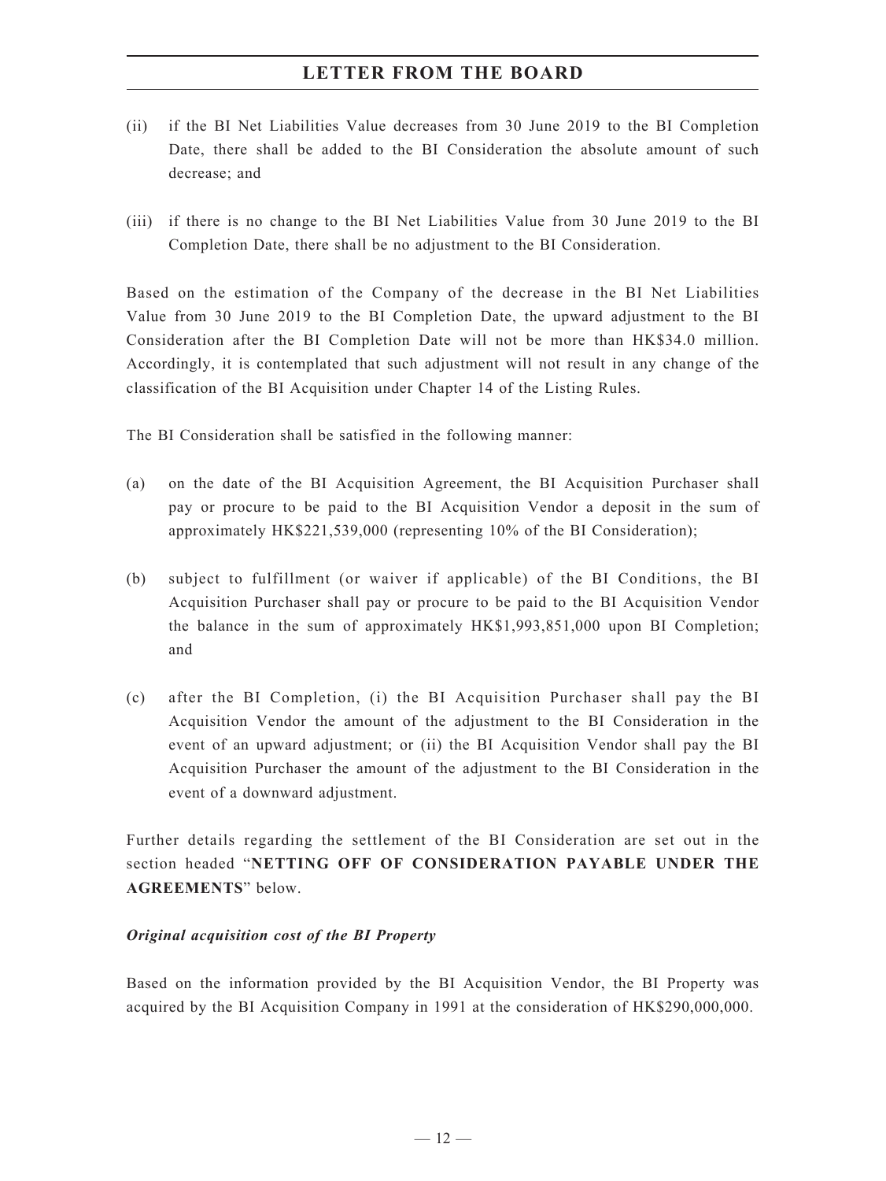(ii) if the BI Net Liabilities Value decreases from 30 June 2019 to the BI Completion Date, there shall be added to the BI Consideration the absolute amount of such decrease; and

(iii) if there is no change to the BI Net Liabilities Value from 30 June 2019 to the BI Completion Date, there shall be no adjustment to the BI Consideration.

Based on the estimation of the Company of the decrease in the BI Net Liabilities Value from 30 June 2019 to the BI Completion Date, the upward adjustment to the BI Consideration after the BI Completion Date will not be more than HK$34.0 million. Accordingly, it is contemplated that such adjustment will not result in any change of the classification of the BI Acquisition under Chapter 14 of the Listing Rules.

The BI Consideration shall be satisfied in the following manner:

(a) on the date of the BI Acquisition Agreement, the BI Acquisition Purchaser shall pay or procure to be paid to the BI Acquisition Vendor a deposit in the sum of approximately HK$221,539,000 (representing 10% of the BI Consideration);

(b) subject to fulfillment (or waiver if applicable) of the BI Conditions, the BI Acquisition Purchaser shall pay or procure to be paid to the BI Acquisition Vendor the balance in the sum of approximately HK$1,993,851,000 upon BI Completion; and

(c) after the BI Completion, (i) the BI Acquisition Purchaser shall pay the BI Acquisition Vendor the amount of the adjustment to the BI Consideration in the event of an upward adjustment; or (ii) the BI Acquisition Vendor shall pay the BI Acquisition Purchaser the amount of the adjustment to the BI Consideration in the event of a downward adjustment.

Further details regarding the settlement of the BI Consideration are set out in the section headed "**NETTING OFF OF CONSIDERATION PAYABLE UNDER THE AGREEMENTS**" below.

***Original acquisition cost of the BI Property***

Based on the information provided by the BI Acquisition Vendor, the BI Property was acquired by the BI Acquisition Company in 1991 at the consideration of HK$290,000,000.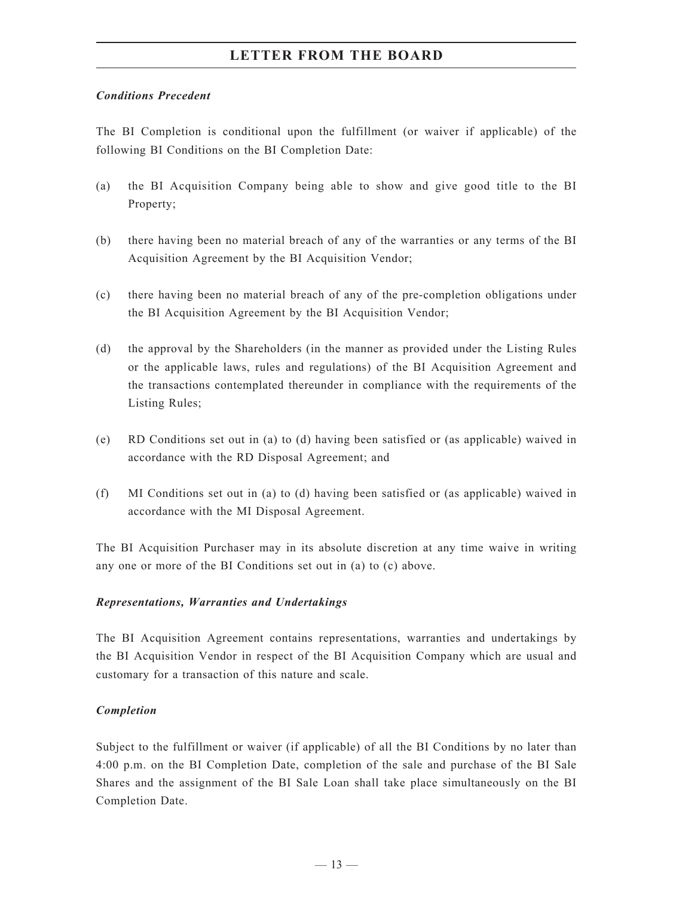***Conditions Precedent***

The BI Completion is conditional upon the fulfillment (or waiver if applicable) of the following BI Conditions on the BI Completion Date:

(a) the BI Acquisition Company being able to show and give good title to the BI Property;

(b) there having been no material breach of any of the warranties or any terms of the BI Acquisition Agreement by the BI Acquisition Vendor;

(c) there having been no material breach of any of the pre-completion obligations under the BI Acquisition Agreement by the BI Acquisition Vendor;

(d) the approval by the Shareholders (in the manner as provided under the Listing Rules or the applicable laws, rules and regulations) of the BI Acquisition Agreement and the transactions contemplated thereunder in compliance with the requirements of the Listing Rules;

(e) RD Conditions set out in (a) to (d) having been satisfied or (as applicable) waived in accordance with the RD Disposal Agreement; and

(f) MI Conditions set out in (a) to (d) having been satisfied or (as applicable) waived in accordance with the MI Disposal Agreement.

The BI Acquisition Purchaser may in its absolute discretion at any time waive in writing any one or more of the BI Conditions set out in (a) to (c) above.

***Representations, Warranties and Undertakings***

The BI Acquisition Agreement contains representations, warranties and undertakings by the BI Acquisition Vendor in respect of the BI Acquisition Company which are usual and customary for a transaction of this nature and scale.

***Completion***

Subject to the fulfillment or waiver (if applicable) of all the BI Conditions by no later than 4:00 p.m. on the BI Completion Date, completion of the sale and purchase of the BI Sale Shares and the assignment of the BI Sale Loan shall take place simultaneously on the BI Completion Date.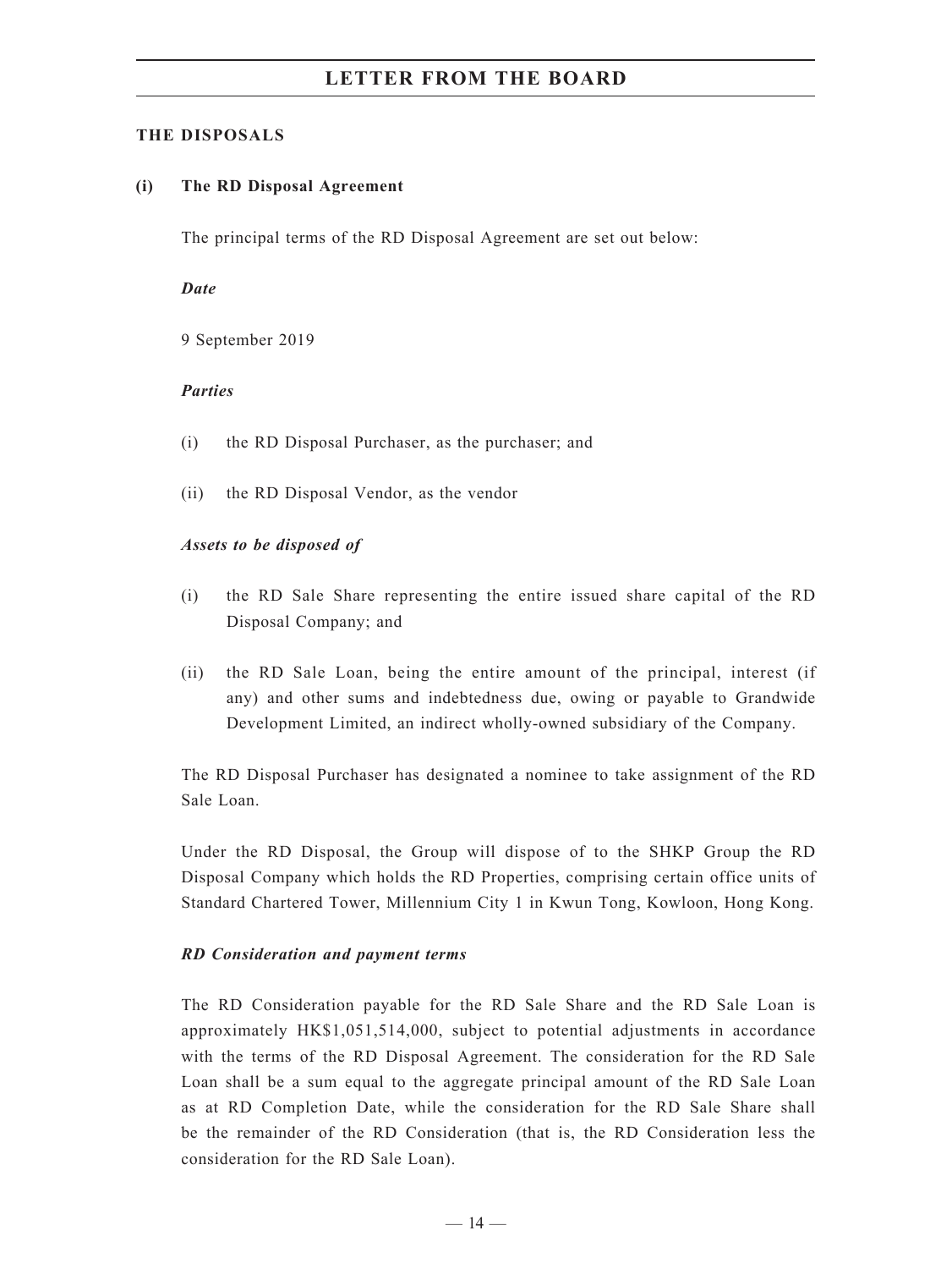## THE DISPOSALS

### (i) The RD Disposal Agreement

The principal terms of the RD Disposal Agreement are set out below:

***Date***

9 September 2019

***Parties***

(i) the RD Disposal Purchaser, as the purchaser; and

(ii) the RD Disposal Vendor, as the vendor

***Assets to be disposed of***

(i) the RD Sale Share representing the entire issued share capital of the RD Disposal Company; and

(ii) the RD Sale Loan, being the entire amount of the principal, interest (if any) and other sums and indebtedness due, owing or payable to Grandwide Development Limited, an indirect wholly-owned subsidiary of the Company.

The RD Disposal Purchaser has designated a nominee to take assignment of the RD Sale Loan.

Under the RD Disposal, the Group will dispose of to the SHKP Group the RD Disposal Company which holds the RD Properties, comprising certain office units of Standard Chartered Tower, Millennium City 1 in Kwun Tong, Kowloon, Hong Kong.

***RD Consideration and payment terms***

The RD Consideration payable for the RD Sale Share and the RD Sale Loan is approximately HK$1,051,514,000, subject to potential adjustments in accordance with the terms of the RD Disposal Agreement. The consideration for the RD Sale Loan shall be a sum equal to the aggregate principal amount of the RD Sale Loan as at RD Completion Date, while the consideration for the RD Sale Share shall be the remainder of the RD Consideration (that is, the RD Consideration less the consideration for the RD Sale Loan).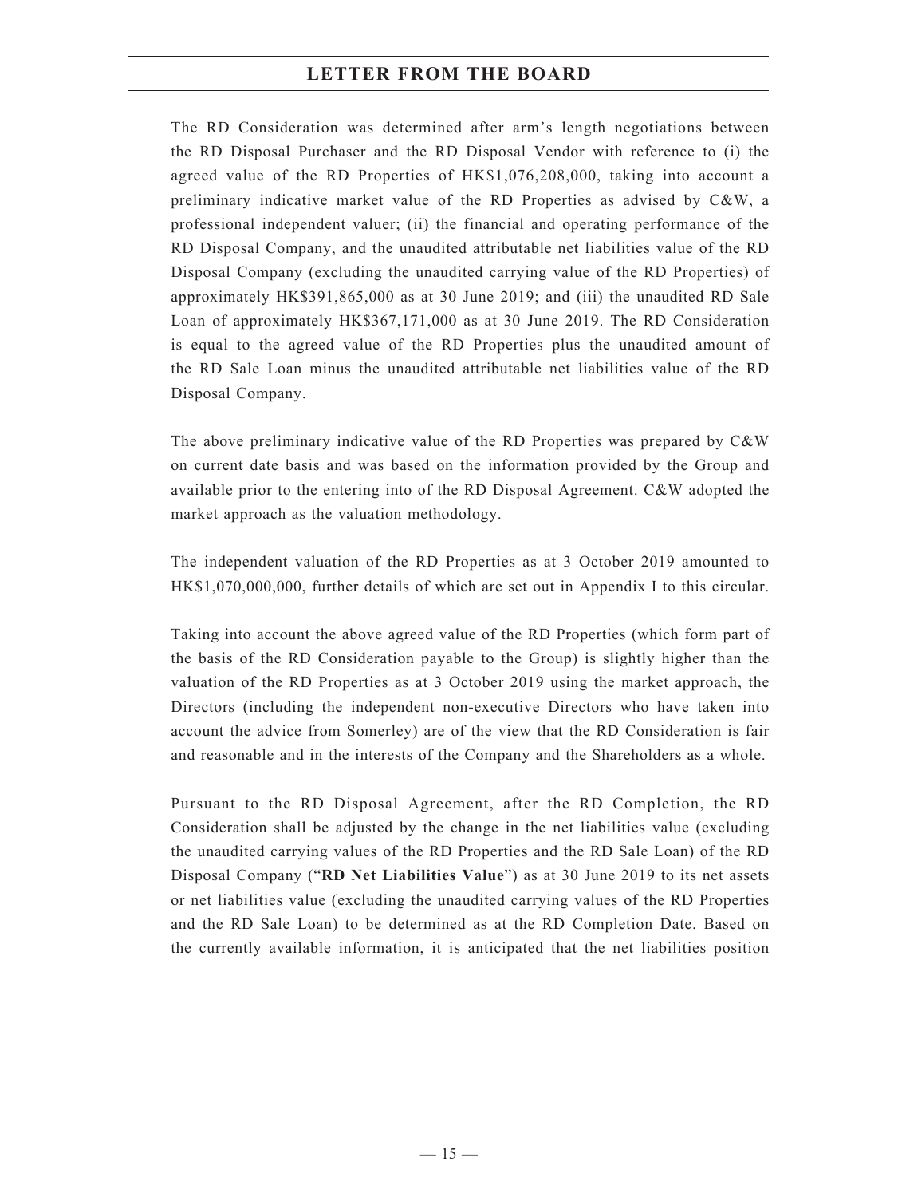The RD Consideration was determined after arm's length negotiations between the RD Disposal Purchaser and the RD Disposal Vendor with reference to (i) the agreed value of the RD Properties of HK$1,076,208,000, taking into account a preliminary indicative market value of the RD Properties as advised by C&W, a professional independent valuer; (ii) the financial and operating performance of the RD Disposal Company, and the unaudited attributable net liabilities value of the RD Disposal Company (excluding the unaudited carrying value of the RD Properties) of approximately HK$391,865,000 as at 30 June 2019; and (iii) the unaudited RD Sale Loan of approximately HK$367,171,000 as at 30 June 2019. The RD Consideration is equal to the agreed value of the RD Properties plus the unaudited amount of the RD Sale Loan minus the unaudited attributable net liabilities value of the RD Disposal Company.

The above preliminary indicative value of the RD Properties was prepared by C&W on current date basis and was based on the information provided by the Group and available prior to the entering into of the RD Disposal Agreement. C&W adopted the market approach as the valuation methodology.

The independent valuation of the RD Properties as at 3 October 2019 amounted to HK$1,070,000,000, further details of which are set out in Appendix I to this circular.

Taking into account the above agreed value of the RD Properties (which form part of the basis of the RD Consideration payable to the Group) is slightly higher than the valuation of the RD Properties as at 3 October 2019 using the market approach, the Directors (including the independent non-executive Directors who have taken into account the advice from Somerley) are of the view that the RD Consideration is fair and reasonable and in the interests of the Company and the Shareholders as a whole.

Pursuant to the RD Disposal Agreement, after the RD Completion, the RD Consideration shall be adjusted by the change in the net liabilities value (excluding the unaudited carrying values of the RD Properties and the RD Sale Loan) of the RD Disposal Company ("**RD Net Liabilities Value**") as at 30 June 2019 to its net assets or net liabilities value (excluding the unaudited carrying values of the RD Properties and the RD Sale Loan) to be determined as at the RD Completion Date. Based on the currently available information, it is anticipated that the net liabilities position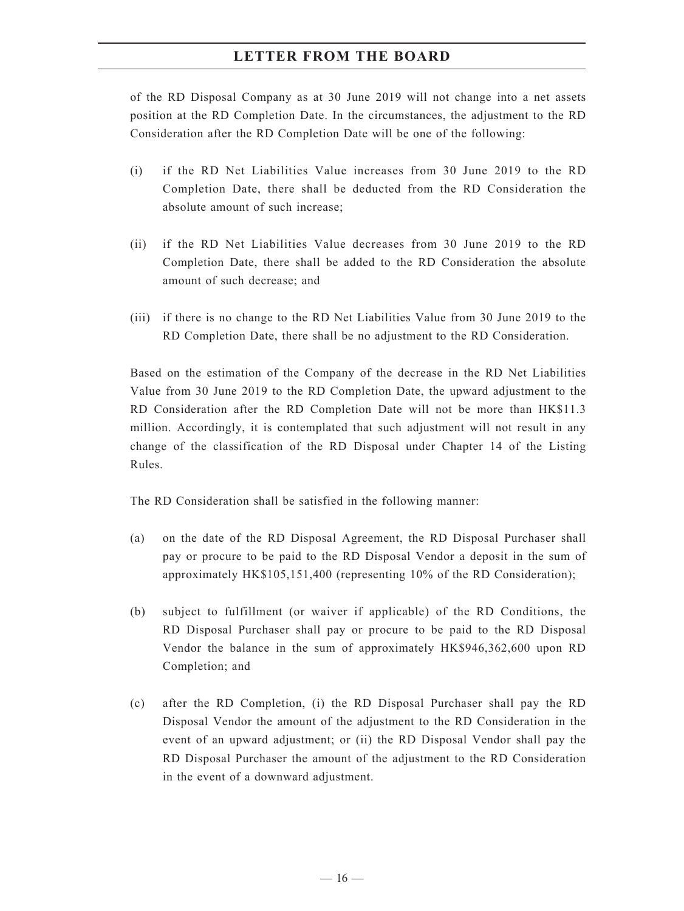of the RD Disposal Company as at 30 June 2019 will not change into a net assets position at the RD Completion Date. In the circumstances, the adjustment to the RD Consideration after the RD Completion Date will be one of the following:

(i) if the RD Net Liabilities Value increases from 30 June 2019 to the RD Completion Date, there shall be deducted from the RD Consideration the absolute amount of such increase;

(ii) if the RD Net Liabilities Value decreases from 30 June 2019 to the RD Completion Date, there shall be added to the RD Consideration the absolute amount of such decrease; and

(iii) if there is no change to the RD Net Liabilities Value from 30 June 2019 to the RD Completion Date, there shall be no adjustment to the RD Consideration.

Based on the estimation of the Company of the decrease in the RD Net Liabilities Value from 30 June 2019 to the RD Completion Date, the upward adjustment to the RD Consideration after the RD Completion Date will not be more than HK$11.3 million. Accordingly, it is contemplated that such adjustment will not result in any change of the classification of the RD Disposal under Chapter 14 of the Listing Rules.

The RD Consideration shall be satisfied in the following manner:

(a) on the date of the RD Disposal Agreement, the RD Disposal Purchaser shall pay or procure to be paid to the RD Disposal Vendor a deposit in the sum of approximately HK$105,151,400 (representing 10% of the RD Consideration);

(b) subject to fulfillment (or waiver if applicable) of the RD Conditions, the RD Disposal Purchaser shall pay or procure to be paid to the RD Disposal Vendor the balance in the sum of approximately HK$946,362,600 upon RD Completion; and

(c) after the RD Completion, (i) the RD Disposal Purchaser shall pay the RD Disposal Vendor the amount of the adjustment to the RD Consideration in the event of an upward adjustment; or (ii) the RD Disposal Vendor shall pay the RD Disposal Purchaser the amount of the adjustment to the RD Consideration in the event of a downward adjustment.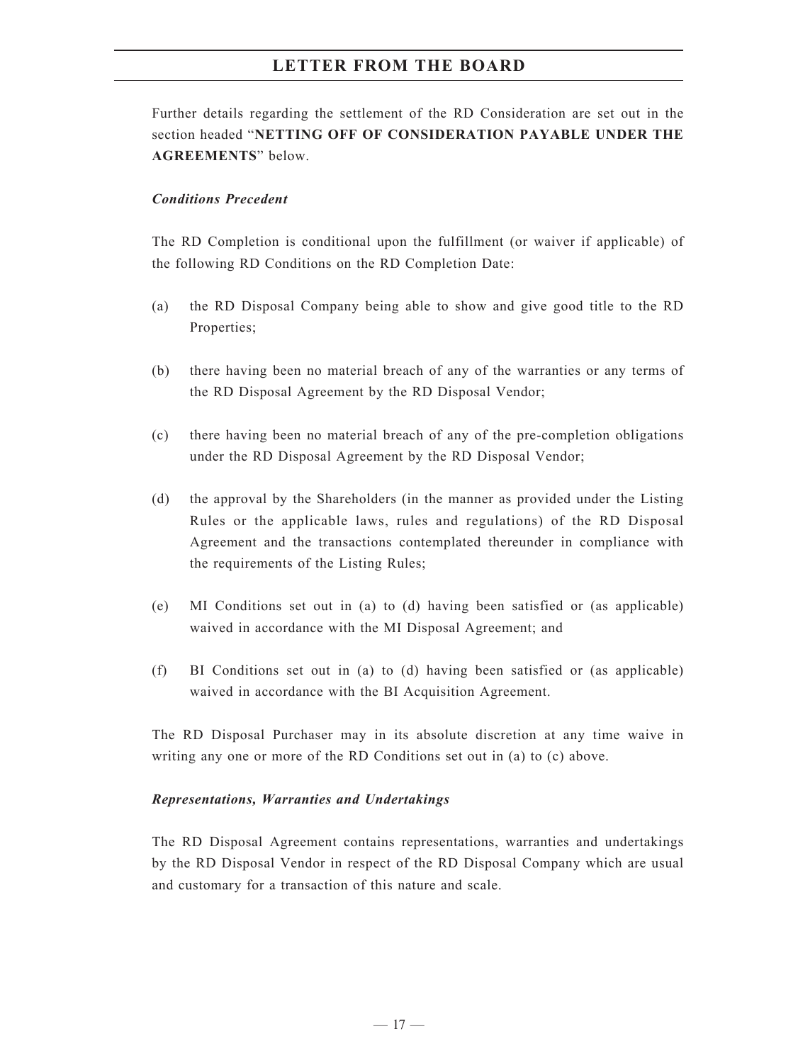Further details regarding the settlement of the RD Consideration are set out in the section headed "**NETTING OFF OF CONSIDERATION PAYABLE UNDER THE AGREEMENTS**" below.

***Conditions Precedent***

The RD Completion is conditional upon the fulfillment (or waiver if applicable) of the following RD Conditions on the RD Completion Date:

(a) the RD Disposal Company being able to show and give good title to the RD Properties;

(b) there having been no material breach of any of the warranties or any terms of the RD Disposal Agreement by the RD Disposal Vendor;

(c) there having been no material breach of any of the pre-completion obligations under the RD Disposal Agreement by the RD Disposal Vendor;

(d) the approval by the Shareholders (in the manner as provided under the Listing Rules or the applicable laws, rules and regulations) of the RD Disposal Agreement and the transactions contemplated thereunder in compliance with the requirements of the Listing Rules;

(e) MI Conditions set out in (a) to (d) having been satisfied or (as applicable) waived in accordance with the MI Disposal Agreement; and

(f) BI Conditions set out in (a) to (d) having been satisfied or (as applicable) waived in accordance with the BI Acquisition Agreement.

The RD Disposal Purchaser may in its absolute discretion at any time waive in writing any one or more of the RD Conditions set out in (a) to (c) above.

***Representations, Warranties and Undertakings***

The RD Disposal Agreement contains representations, warranties and undertakings by the RD Disposal Vendor in respect of the RD Disposal Company which are usual and customary for a transaction of this nature and scale.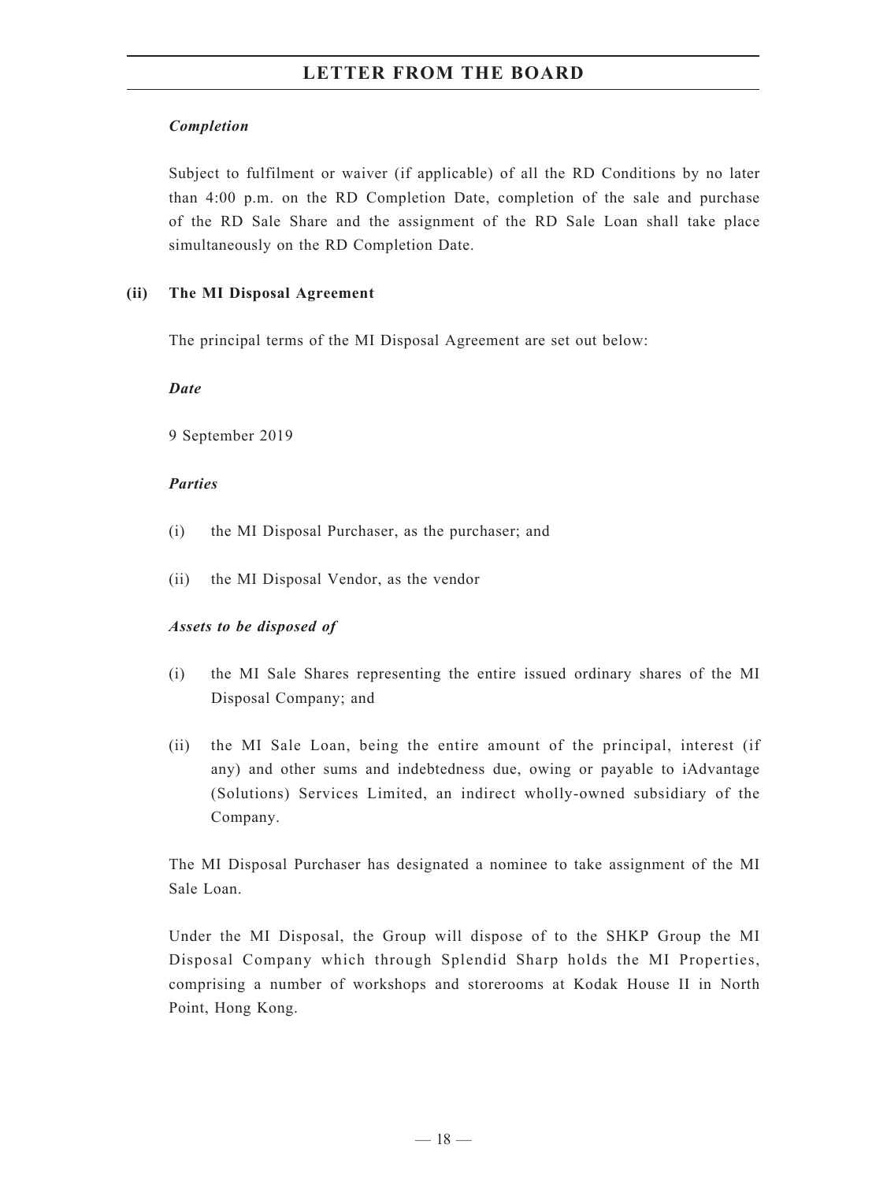*Completion*

Subject to fulfilment or waiver (if applicable) of all the RD Conditions by no later than 4:00 p.m. on the RD Completion Date, completion of the sale and purchase of the RD Sale Share and the assignment of the RD Sale Loan shall take place simultaneously on the RD Completion Date.

**(ii) The MI Disposal Agreement**

The principal terms of the MI Disposal Agreement are set out below:

*Date*

9 September 2019

*Parties*

(i) the MI Disposal Purchaser, as the purchaser; and

(ii) the MI Disposal Vendor, as the vendor

*Assets to be disposed of*

(i) the MI Sale Shares representing the entire issued ordinary shares of the MI Disposal Company; and

(ii) the MI Sale Loan, being the entire amount of the principal, interest (if any) and other sums and indebtedness due, owing or payable to iAdvantage (Solutions) Services Limited, an indirect wholly-owned subsidiary of the Company.

The MI Disposal Purchaser has designated a nominee to take assignment of the MI Sale Loan.

Under the MI Disposal, the Group will dispose of to the SHKP Group the MI Disposal Company which through Splendid Sharp holds the MI Properties, comprising a number of workshops and storerooms at Kodak House II in North Point, Hong Kong.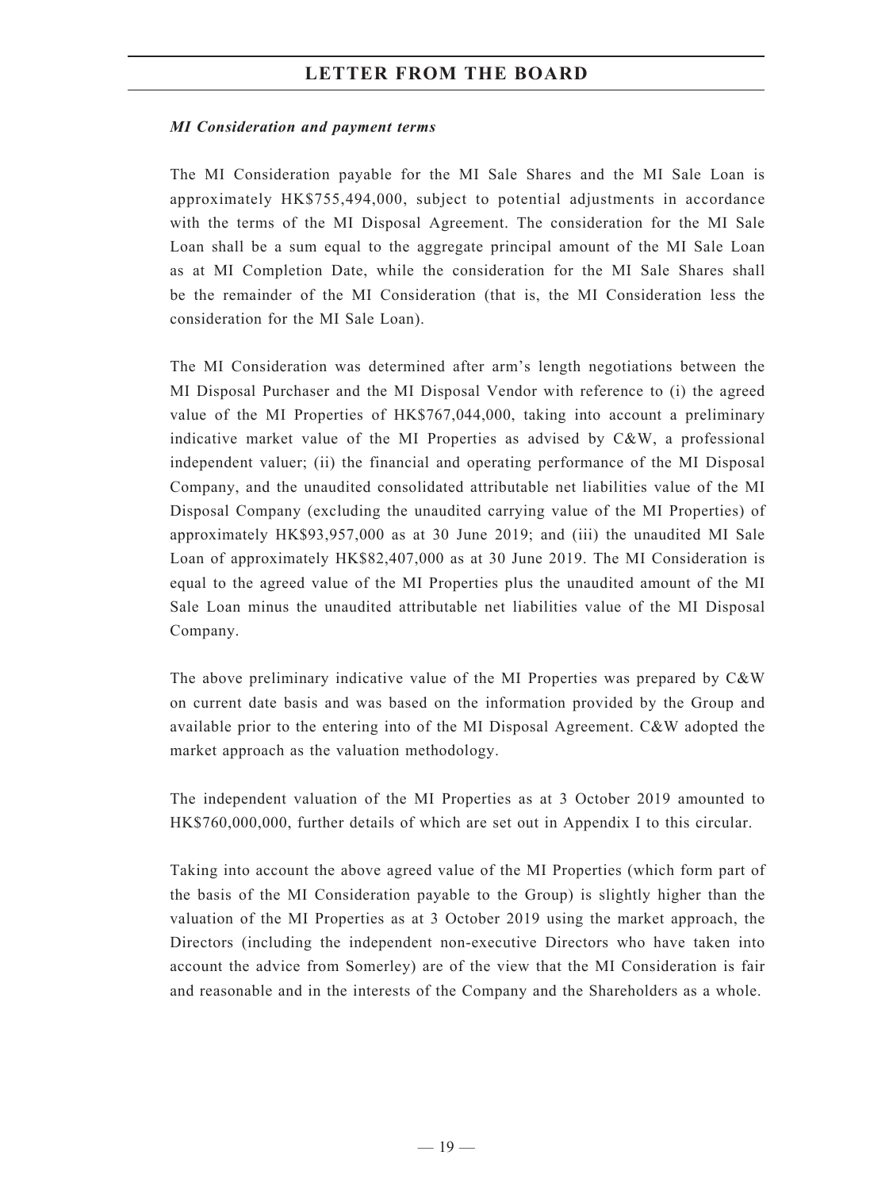***MI Consideration and payment terms***

The MI Consideration payable for the MI Sale Shares and the MI Sale Loan is approximately HK$755,494,000, subject to potential adjustments in accordance with the terms of the MI Disposal Agreement. The consideration for the MI Sale Loan shall be a sum equal to the aggregate principal amount of the MI Sale Loan as at MI Completion Date, while the consideration for the MI Sale Shares shall be the remainder of the MI Consideration (that is, the MI Consideration less the consideration for the MI Sale Loan).

The MI Consideration was determined after arm's length negotiations between the MI Disposal Purchaser and the MI Disposal Vendor with reference to (i) the agreed value of the MI Properties of HK$767,044,000, taking into account a preliminary indicative market value of the MI Properties as advised by C&W, a professional independent valuer; (ii) the financial and operating performance of the MI Disposal Company, and the unaudited consolidated attributable net liabilities value of the MI Disposal Company (excluding the unaudited carrying value of the MI Properties) of approximately HK$93,957,000 as at 30 June 2019; and (iii) the unaudited MI Sale Loan of approximately HK$82,407,000 as at 30 June 2019. The MI Consideration is equal to the agreed value of the MI Properties plus the unaudited amount of the MI Sale Loan minus the unaudited attributable net liabilities value of the MI Disposal Company.

The above preliminary indicative value of the MI Properties was prepared by C&W on current date basis and was based on the information provided by the Group and available prior to the entering into of the MI Disposal Agreement. C&W adopted the market approach as the valuation methodology.

The independent valuation of the MI Properties as at 3 October 2019 amounted to HK$760,000,000, further details of which are set out in Appendix I to this circular.

Taking into account the above agreed value of the MI Properties (which form part of the basis of the MI Consideration payable to the Group) is slightly higher than the valuation of the MI Properties as at 3 October 2019 using the market approach, the Directors (including the independent non-executive Directors who have taken into account the advice from Somerley) are of the view that the MI Consideration is fair and reasonable and in the interests of the Company and the Shareholders as a whole.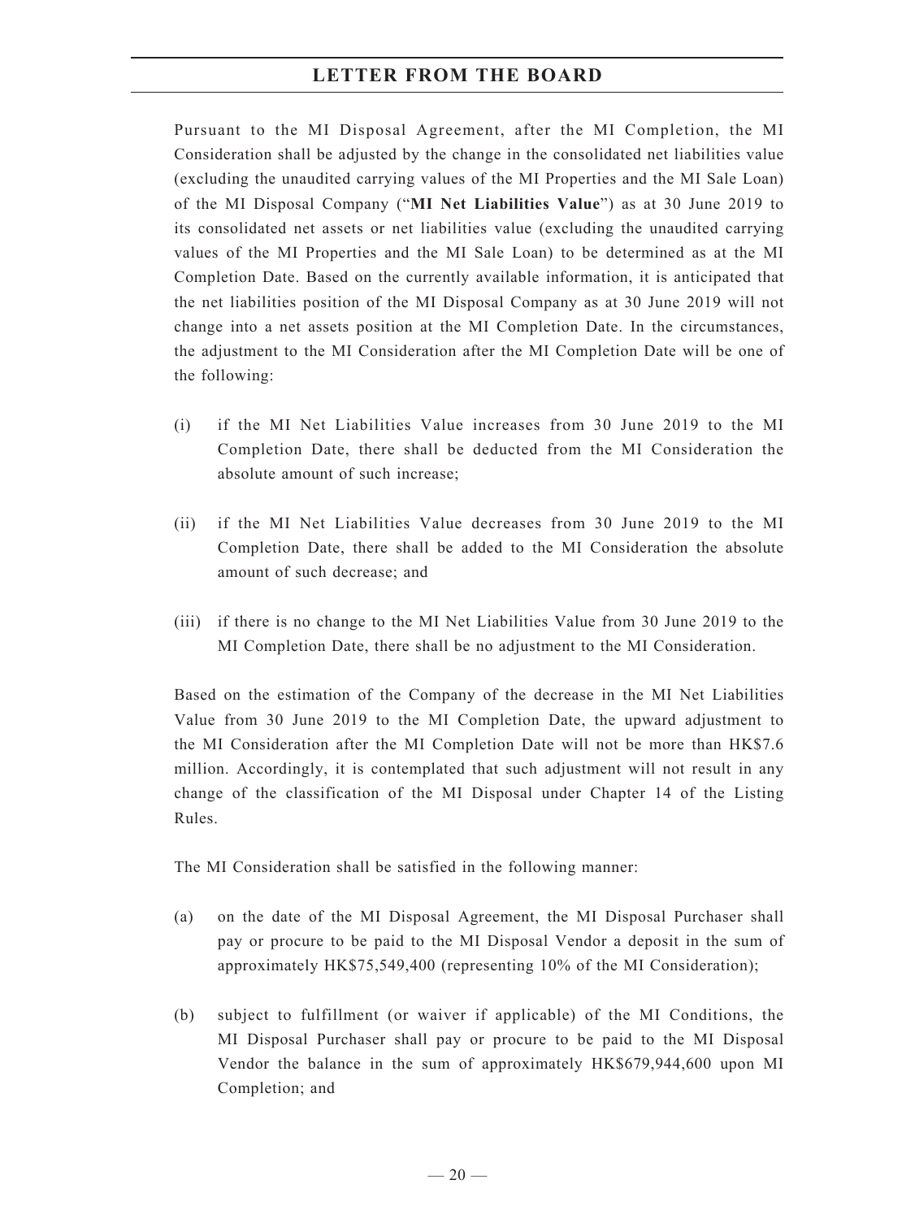Pursuant to the MI Disposal Agreement, after the MI Completion, the MI Consideration shall be adjusted by the change in the consolidated net liabilities value (excluding the unaudited carrying values of the MI Properties and the MI Sale Loan) of the MI Disposal Company ("**MI Net Liabilities Value**") as at 30 June 2019 to its consolidated net assets or net liabilities value (excluding the unaudited carrying values of the MI Properties and the MI Sale Loan) to be determined as at the MI Completion Date. Based on the currently available information, it is anticipated that the net liabilities position of the MI Disposal Company as at 30 June 2019 will not change into a net assets position at the MI Completion Date. In the circumstances, the adjustment to the MI Consideration after the MI Completion Date will be one of the following:

(i) if the MI Net Liabilities Value increases from 30 June 2019 to the MI Completion Date, there shall be deducted from the MI Consideration the absolute amount of such increase;

(ii) if the MI Net Liabilities Value decreases from 30 June 2019 to the MI Completion Date, there shall be added to the MI Consideration the absolute amount of such decrease; and

(iii) if there is no change to the MI Net Liabilities Value from 30 June 2019 to the MI Completion Date, there shall be no adjustment to the MI Consideration.

Based on the estimation of the Company of the decrease in the MI Net Liabilities Value from 30 June 2019 to the MI Completion Date, the upward adjustment to the MI Consideration after the MI Completion Date will not be more than HK$7.6 million. Accordingly, it is contemplated that such adjustment will not result in any change of the classification of the MI Disposal under Chapter 14 of the Listing Rules.

The MI Consideration shall be satisfied in the following manner:

(a) on the date of the MI Disposal Agreement, the MI Disposal Purchaser shall pay or procure to be paid to the MI Disposal Vendor a deposit in the sum of approximately HK$75,549,400 (representing 10% of the MI Consideration);

(b) subject to fulfillment (or waiver if applicable) of the MI Conditions, the MI Disposal Purchaser shall pay or procure to be paid to the MI Disposal Vendor the balance in the sum of approximately HK$679,944,600 upon MI Completion; and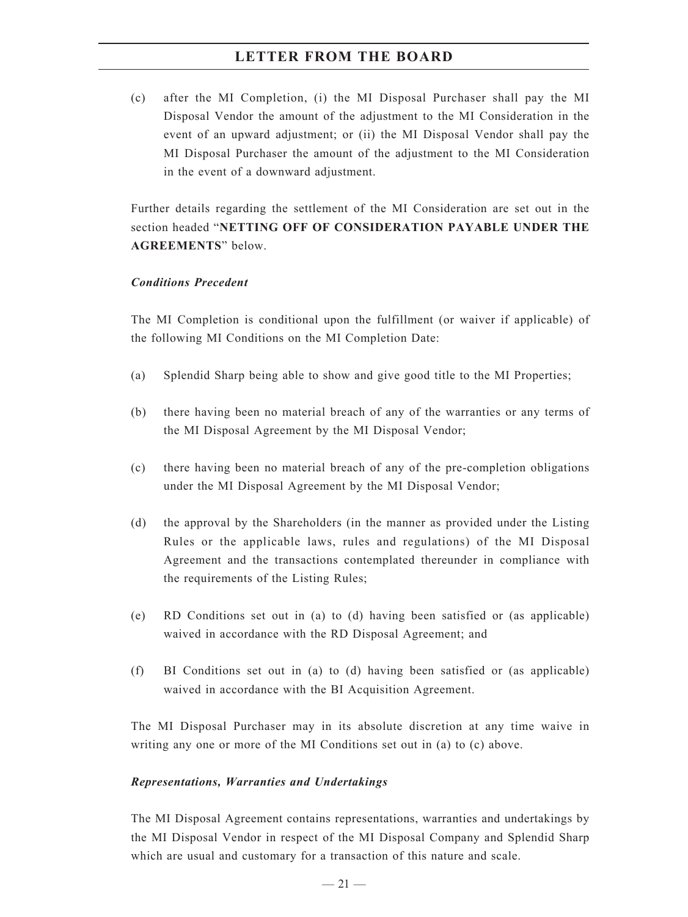(c) after the MI Completion, (i) the MI Disposal Purchaser shall pay the MI Disposal Vendor the amount of the adjustment to the MI Consideration in the event of an upward adjustment; or (ii) the MI Disposal Vendor shall pay the MI Disposal Purchaser the amount of the adjustment to the MI Consideration in the event of a downward adjustment.

Further details regarding the settlement of the MI Consideration are set out in the section headed "**NETTING OFF OF CONSIDERATION PAYABLE UNDER THE AGREEMENTS**" below.

***Conditions Precedent***

The MI Completion is conditional upon the fulfillment (or waiver if applicable) of the following MI Conditions on the MI Completion Date:

(a) Splendid Sharp being able to show and give good title to the MI Properties;

(b) there having been no material breach of any of the warranties or any terms of the MI Disposal Agreement by the MI Disposal Vendor;

(c) there having been no material breach of any of the pre-completion obligations under the MI Disposal Agreement by the MI Disposal Vendor;

(d) the approval by the Shareholders (in the manner as provided under the Listing Rules or the applicable laws, rules and regulations) of the MI Disposal Agreement and the transactions contemplated thereunder in compliance with the requirements of the Listing Rules;

(e) RD Conditions set out in (a) to (d) having been satisfied or (as applicable) waived in accordance with the RD Disposal Agreement; and

(f) BI Conditions set out in (a) to (d) having been satisfied or (as applicable) waived in accordance with the BI Acquisition Agreement.

The MI Disposal Purchaser may in its absolute discretion at any time waive in writing any one or more of the MI Conditions set out in (a) to (c) above.

***Representations, Warranties and Undertakings***

The MI Disposal Agreement contains representations, warranties and undertakings by the MI Disposal Vendor in respect of the MI Disposal Company and Splendid Sharp which are usual and customary for a transaction of this nature and scale.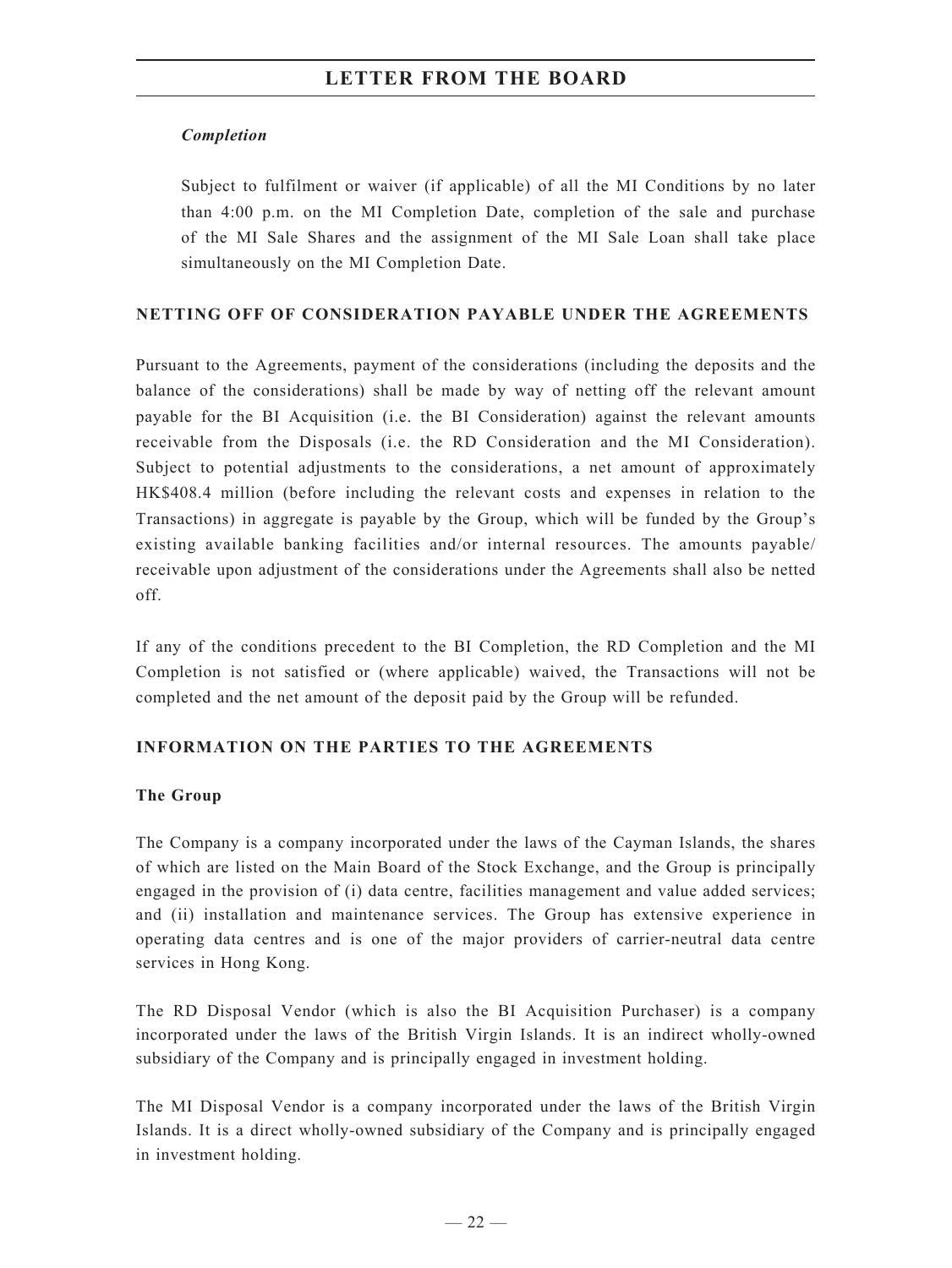*Completion*

Subject to fulfilment or waiver (if applicable) of all the MI Conditions by no later than 4:00 p.m. on the MI Completion Date, completion of the sale and purchase of the MI Sale Shares and the assignment of the MI Sale Loan shall take place simultaneously on the MI Completion Date.

## NETTING OFF OF CONSIDERATION PAYABLE UNDER THE AGREEMENTS

Pursuant to the Agreements, payment of the considerations (including the deposits and the balance of the considerations) shall be made by way of netting off the relevant amount payable for the BI Acquisition (i.e. the BI Consideration) against the relevant amounts receivable from the Disposals (i.e. the RD Consideration and the MI Consideration). Subject to potential adjustments to the considerations, a net amount of approximately HK$408.4 million (before including the relevant costs and expenses in relation to the Transactions) in aggregate is payable by the Group, which will be funded by the Group's existing available banking facilities and/or internal resources. The amounts payable/receivable upon adjustment of the considerations under the Agreements shall also be netted off.

If any of the conditions precedent to the BI Completion, the RD Completion and the MI Completion is not satisfied or (where applicable) waived, the Transactions will not be completed and the net amount of the deposit paid by the Group will be refunded.

## INFORMATION ON THE PARTIES TO THE AGREEMENTS

### The Group

The Company is a company incorporated under the laws of the Cayman Islands, the shares of which are listed on the Main Board of the Stock Exchange, and the Group is principally engaged in the provision of (i) data centre, facilities management and value added services; and (ii) installation and maintenance services. The Group has extensive experience in operating data centres and is one of the major providers of carrier-neutral data centre services in Hong Kong.

The RD Disposal Vendor (which is also the BI Acquisition Purchaser) is a company incorporated under the laws of the British Virgin Islands. It is an indirect wholly-owned subsidiary of the Company and is principally engaged in investment holding.

The MI Disposal Vendor is a company incorporated under the laws of the British Virgin Islands. It is a direct wholly-owned subsidiary of the Company and is principally engaged in investment holding.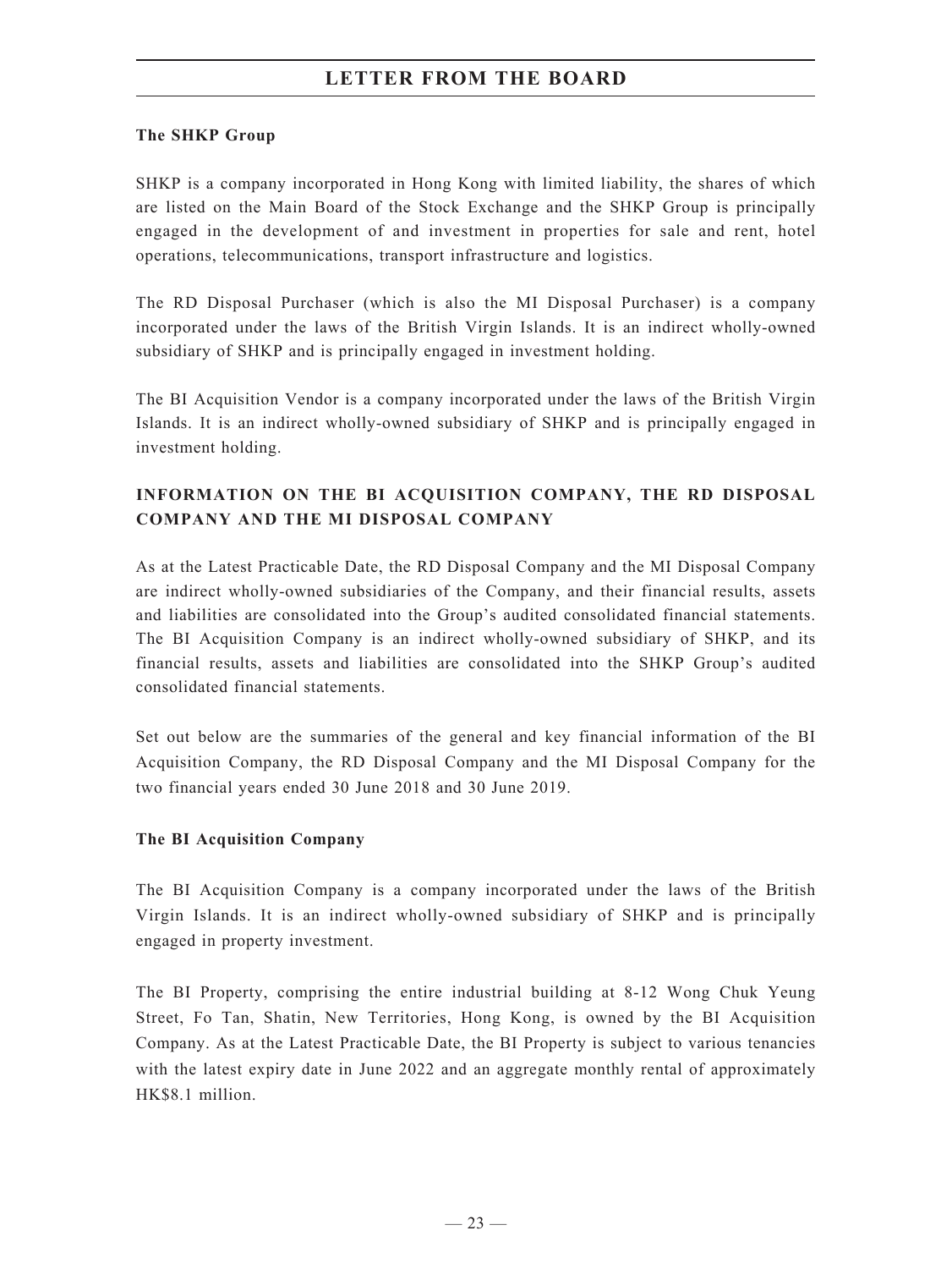### The SHKP Group

SHKP is a company incorporated in Hong Kong with limited liability, the shares of which are listed on the Main Board of the Stock Exchange and the SHKP Group is principally engaged in the development of and investment in properties for sale and rent, hotel operations, telecommunications, transport infrastructure and logistics.

The RD Disposal Purchaser (which is also the MI Disposal Purchaser) is a company incorporated under the laws of the British Virgin Islands. It is an indirect wholly-owned subsidiary of SHKP and is principally engaged in investment holding.

The BI Acquisition Vendor is a company incorporated under the laws of the British Virgin Islands. It is an indirect wholly-owned subsidiary of SHKP and is principally engaged in investment holding.

## INFORMATION ON THE BI ACQUISITION COMPANY, THE RD DISPOSAL COMPANY AND THE MI DISPOSAL COMPANY

As at the Latest Practicable Date, the RD Disposal Company and the MI Disposal Company are indirect wholly-owned subsidiaries of the Company, and their financial results, assets and liabilities are consolidated into the Group's audited consolidated financial statements. The BI Acquisition Company is an indirect wholly-owned subsidiary of SHKP, and its financial results, assets and liabilities are consolidated into the SHKP Group's audited consolidated financial statements.

Set out below are the summaries of the general and key financial information of the BI Acquisition Company, the RD Disposal Company and the MI Disposal Company for the two financial years ended 30 June 2018 and 30 June 2019.

### The BI Acquisition Company

The BI Acquisition Company is a company incorporated under the laws of the British Virgin Islands. It is an indirect wholly-owned subsidiary of SHKP and is principally engaged in property investment.

The BI Property, comprising the entire industrial building at 8-12 Wong Chuk Yeung Street, Fo Tan, Shatin, New Territories, Hong Kong, is owned by the BI Acquisition Company. As at the Latest Practicable Date, the BI Property is subject to various tenancies with the latest expiry date in June 2022 and an aggregate monthly rental of approximately HK$8.1 million.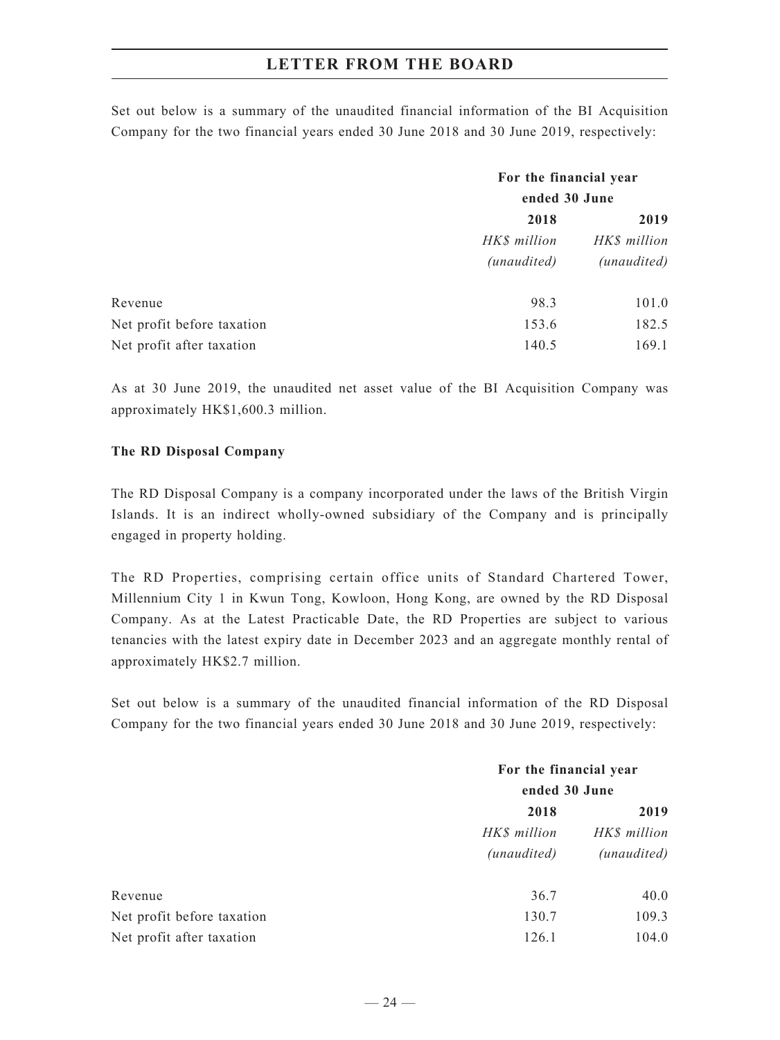Set out below is a summary of the unaudited financial information of the BI Acquisition Company for the two financial years ended 30 June 2018 and 30 June 2019, respectively:

| | For the financial year ended 30 June | |
|---|---|---|
| | 2018 | 2019 |
| | *HK$ million* | *HK$ million* |
| | *(unaudited)* | *(unaudited)* |
| Revenue | 98.3 | 101.0 |
| Net profit before taxation | 153.6 | 182.5 |
| Net profit after taxation | 140.5 | 169.1 |

As at 30 June 2019, the unaudited net asset value of the BI Acquisition Company was approximately HK$1,600.3 million.

**The RD Disposal Company**

The RD Disposal Company is a company incorporated under the laws of the British Virgin Islands. It is an indirect wholly-owned subsidiary of the Company and is principally engaged in property holding.

The RD Properties, comprising certain office units of Standard Chartered Tower, Millennium City 1 in Kwun Tong, Kowloon, Hong Kong, are owned by the RD Disposal Company. As at the Latest Practicable Date, the RD Properties are subject to various tenancies with the latest expiry date in December 2023 and an aggregate monthly rental of approximately HK$2.7 million.

Set out below is a summary of the unaudited financial information of the RD Disposal Company for the two financial years ended 30 June 2018 and 30 June 2019, respectively:

| | For the financial year ended 30 June | |
|---|---|---|
| | 2018 | 2019 |
| | *HK$ million* | *HK$ million* |
| | *(unaudited)* | *(unaudited)* |
| Revenue | 36.7 | 40.0 |
| Net profit before taxation | 130.7 | 109.3 |
| Net profit after taxation | 126.1 | 104.0 |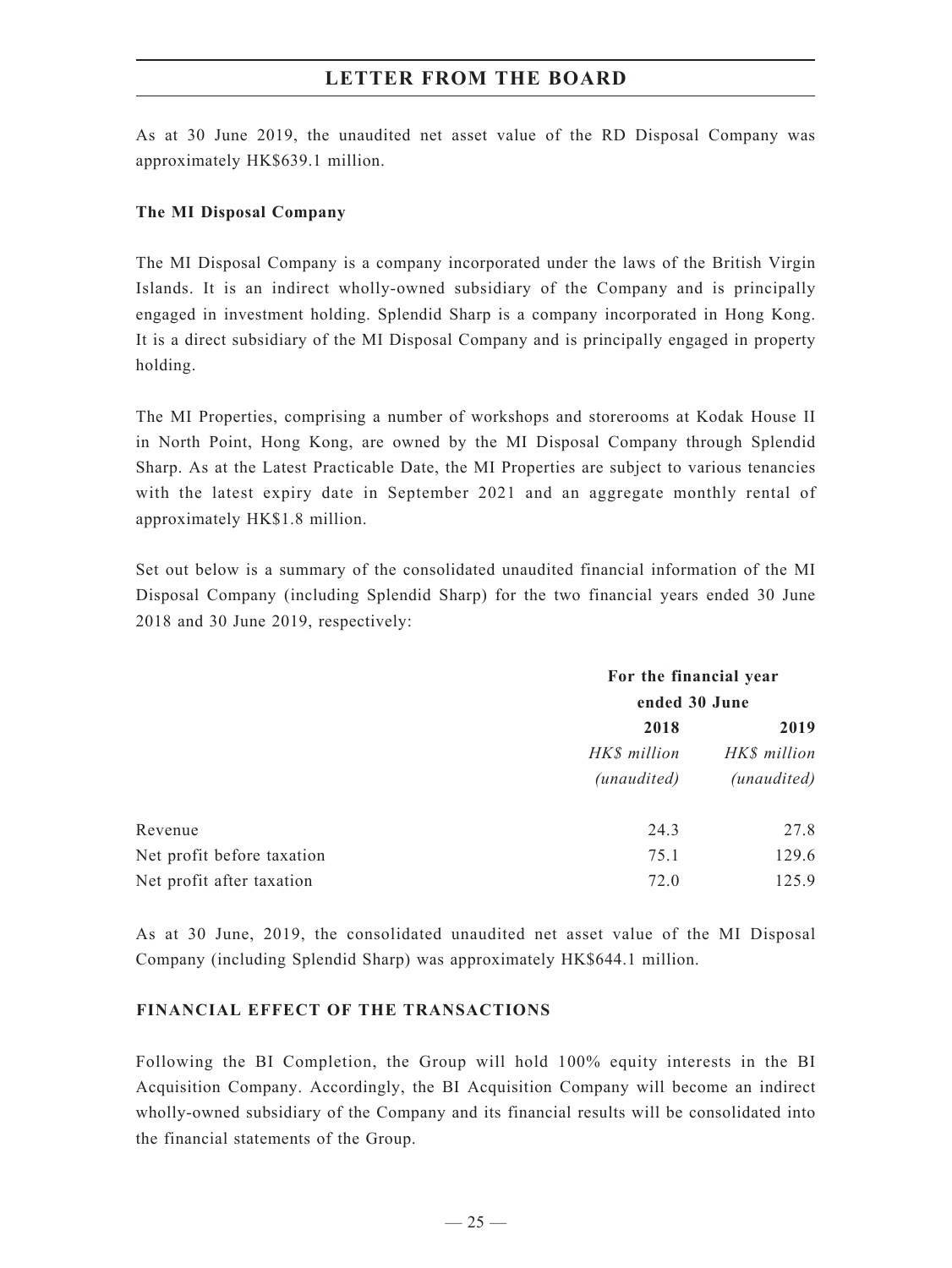As at 30 June 2019, the unaudited net asset value of the RD Disposal Company was approximately HK$639.1 million.

**The MI Disposal Company**

The MI Disposal Company is a company incorporated under the laws of the British Virgin Islands. It is an indirect wholly-owned subsidiary of the Company and is principally engaged in investment holding. Splendid Sharp is a company incorporated in Hong Kong. It is a direct subsidiary of the MI Disposal Company and is principally engaged in property holding.

The MI Properties, comprising a number of workshops and storerooms at Kodak House II in North Point, Hong Kong, are owned by the MI Disposal Company through Splendid Sharp. As at the Latest Practicable Date, the MI Properties are subject to various tenancies with the latest expiry date in September 2021 and an aggregate monthly rental of approximately HK$1.8 million.

Set out below is a summary of the consolidated unaudited financial information of the MI Disposal Company (including Splendid Sharp) for the two financial years ended 30 June 2018 and 30 June 2019, respectively:

| | For the financial year ended 30 June | |
|---|---|---|
| | **2018** | **2019** |
| | *HK$ million* | *HK$ million* |
| | *(unaudited)* | *(unaudited)* |
| Revenue | 24.3 | 27.8 |
| Net profit before taxation | 75.1 | 129.6 |
| Net profit after taxation | 72.0 | 125.9 |

As at 30 June, 2019, the consolidated unaudited net asset value of the MI Disposal Company (including Splendid Sharp) was approximately HK$644.1 million.

## FINANCIAL EFFECT OF THE TRANSACTIONS

Following the BI Completion, the Group will hold 100% equity interests in the BI Acquisition Company. Accordingly, the BI Acquisition Company will become an indirect wholly-owned subsidiary of the Company and its financial results will be consolidated into the financial statements of the Group.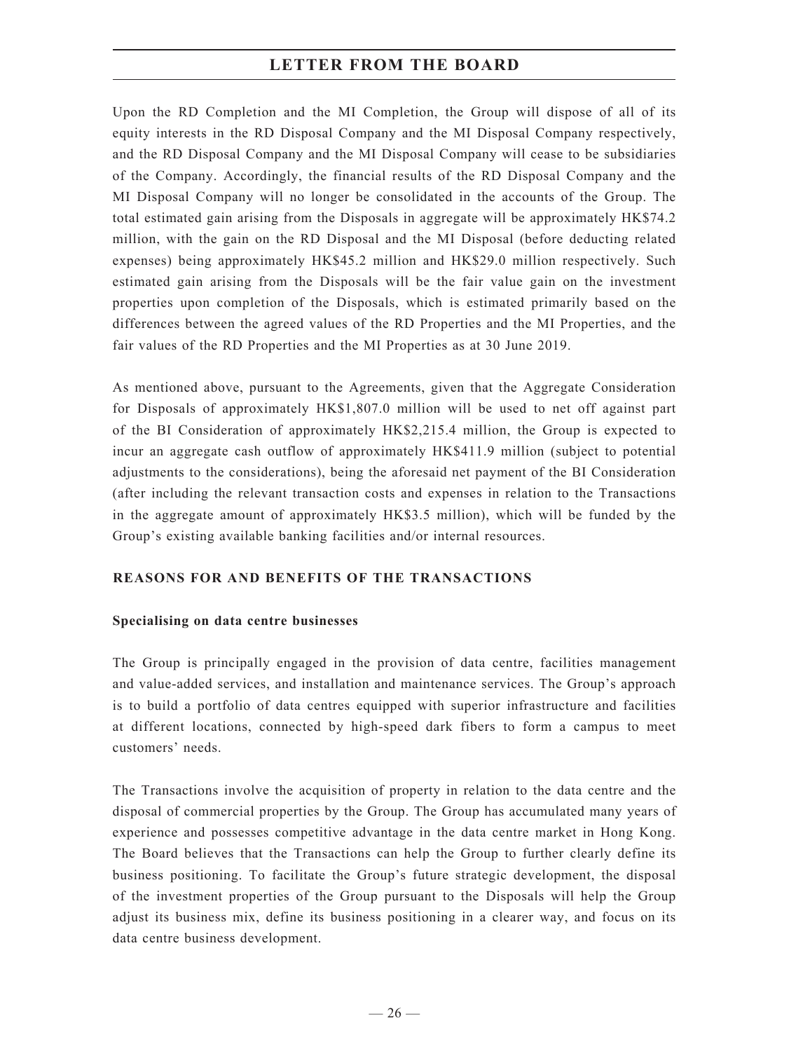Upon the RD Completion and the MI Completion, the Group will dispose of all of its equity interests in the RD Disposal Company and the MI Disposal Company respectively, and the RD Disposal Company and the MI Disposal Company will cease to be subsidiaries of the Company. Accordingly, the financial results of the RD Disposal Company and the MI Disposal Company will no longer be consolidated in the accounts of the Group. The total estimated gain arising from the Disposals in aggregate will be approximately HK$74.2 million, with the gain on the RD Disposal and the MI Disposal (before deducting related expenses) being approximately HK$45.2 million and HK$29.0 million respectively. Such estimated gain arising from the Disposals will be the fair value gain on the investment properties upon completion of the Disposals, which is estimated primarily based on the differences between the agreed values of the RD Properties and the MI Properties, and the fair values of the RD Properties and the MI Properties as at 30 June 2019.

As mentioned above, pursuant to the Agreements, given that the Aggregate Consideration for Disposals of approximately HK$1,807.0 million will be used to net off against part of the BI Consideration of approximately HK$2,215.4 million, the Group is expected to incur an aggregate cash outflow of approximately HK$411.9 million (subject to potential adjustments to the considerations), being the aforesaid net payment of the BI Consideration (after including the relevant transaction costs and expenses in relation to the Transactions in the aggregate amount of approximately HK$3.5 million), which will be funded by the Group's existing available banking facilities and/or internal resources.

## REASONS FOR AND BENEFITS OF THE TRANSACTIONS

### Specialising on data centre businesses

The Group is principally engaged in the provision of data centre, facilities management and value-added services, and installation and maintenance services. The Group's approach is to build a portfolio of data centres equipped with superior infrastructure and facilities at different locations, connected by high-speed dark fibers to form a campus to meet customers' needs.

The Transactions involve the acquisition of property in relation to the data centre and the disposal of commercial properties by the Group. The Group has accumulated many years of experience and possesses competitive advantage in the data centre market in Hong Kong. The Board believes that the Transactions can help the Group to further clearly define its business positioning. To facilitate the Group's future strategic development, the disposal of the investment properties of the Group pursuant to the Disposals will help the Group adjust its business mix, define its business positioning in a clearer way, and focus on its data centre business development.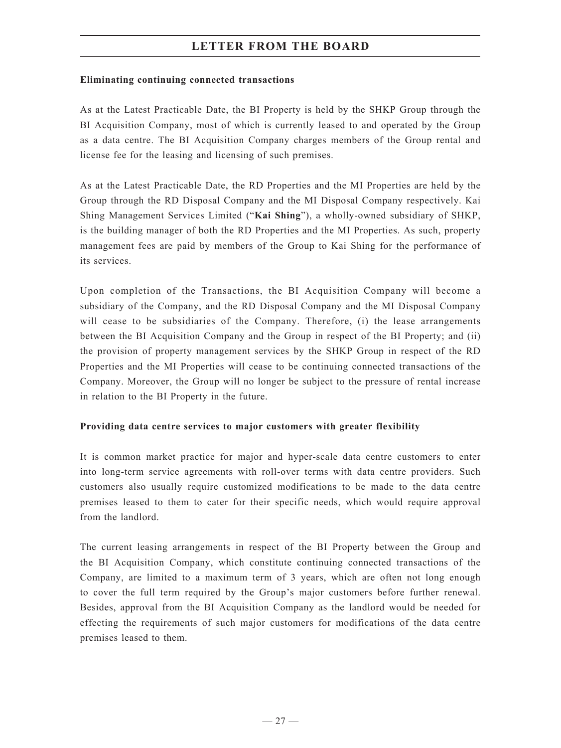**Eliminating continuing connected transactions**

As at the Latest Practicable Date, the BI Property is held by the SHKP Group through the BI Acquisition Company, most of which is currently leased to and operated by the Group as a data centre. The BI Acquisition Company charges members of the Group rental and license fee for the leasing and licensing of such premises.

As at the Latest Practicable Date, the RD Properties and the MI Properties are held by the Group through the RD Disposal Company and the MI Disposal Company respectively. Kai Shing Management Services Limited ("**Kai Shing**"), a wholly-owned subsidiary of SHKP, is the building manager of both the RD Properties and the MI Properties. As such, property management fees are paid by members of the Group to Kai Shing for the performance of its services.

Upon completion of the Transactions, the BI Acquisition Company will become a subsidiary of the Company, and the RD Disposal Company and the MI Disposal Company will cease to be subsidiaries of the Company. Therefore, (i) the lease arrangements between the BI Acquisition Company and the Group in respect of the BI Property; and (ii) the provision of property management services by the SHKP Group in respect of the RD Properties and the MI Properties will cease to be continuing connected transactions of the Company. Moreover, the Group will no longer be subject to the pressure of rental increase in relation to the BI Property in the future.

**Providing data centre services to major customers with greater flexibility**

It is common market practice for major and hyper-scale data centre customers to enter into long-term service agreements with roll-over terms with data centre providers. Such customers also usually require customized modifications to be made to the data centre premises leased to them to cater for their specific needs, which would require approval from the landlord.

The current leasing arrangements in respect of the BI Property between the Group and the BI Acquisition Company, which constitute continuing connected transactions of the Company, are limited to a maximum term of 3 years, which are often not long enough to cover the full term required by the Group's major customers before further renewal. Besides, approval from the BI Acquisition Company as the landlord would be needed for effecting the requirements of such major customers for modifications of the data centre premises leased to them.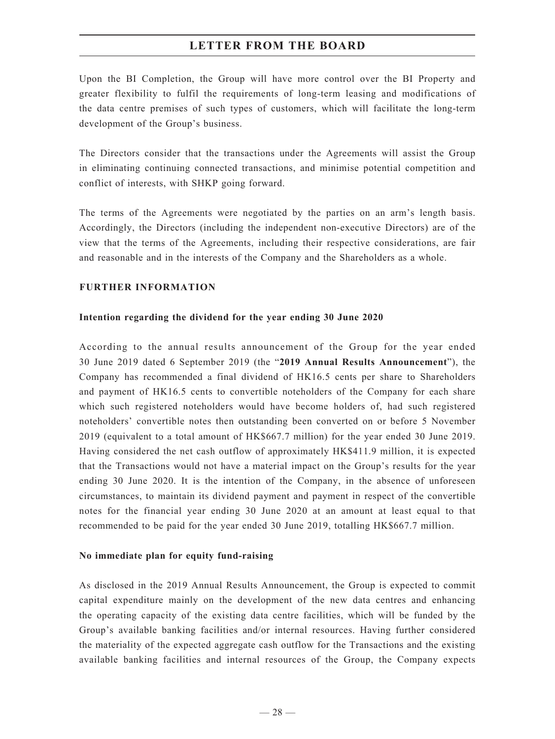Upon the BI Completion, the Group will have more control over the BI Property and greater flexibility to fulfil the requirements of long-term leasing and modifications of the data centre premises of such types of customers, which will facilitate the long-term development of the Group's business.

The Directors consider that the transactions under the Agreements will assist the Group in eliminating continuing connected transactions, and minimise potential competition and conflict of interests, with SHKP going forward.

The terms of the Agreements were negotiated by the parties on an arm's length basis. Accordingly, the Directors (including the independent non-executive Directors) are of the view that the terms of the Agreements, including their respective considerations, are fair and reasonable and in the interests of the Company and the Shareholders as a whole.

## FURTHER INFORMATION

### Intention regarding the dividend for the year ending 30 June 2020

According to the annual results announcement of the Group for the year ended 30 June 2019 dated 6 September 2019 (the "**2019 Annual Results Announcement**"), the Company has recommended a final dividend of HK16.5 cents per share to Shareholders and payment of HK16.5 cents to convertible noteholders of the Company for each share which such registered noteholders would have become holders of, had such registered noteholders' convertible notes then outstanding been converted on or before 5 November 2019 (equivalent to a total amount of HK$667.7 million) for the year ended 30 June 2019. Having considered the net cash outflow of approximately HK$411.9 million, it is expected that the Transactions would not have a material impact on the Group's results for the year ending 30 June 2020. It is the intention of the Company, in the absence of unforeseen circumstances, to maintain its dividend payment and payment in respect of the convertible notes for the financial year ending 30 June 2020 at an amount at least equal to that recommended to be paid for the year ended 30 June 2019, totalling HK$667.7 million.

### No immediate plan for equity fund-raising

As disclosed in the 2019 Annual Results Announcement, the Group is expected to commit capital expenditure mainly on the development of the new data centres and enhancing the operating capacity of the existing data centre facilities, which will be funded by the Group's available banking facilities and/or internal resources. Having further considered the materiality of the expected aggregate cash outflow for the Transactions and the existing available banking facilities and internal resources of the Group, the Company expects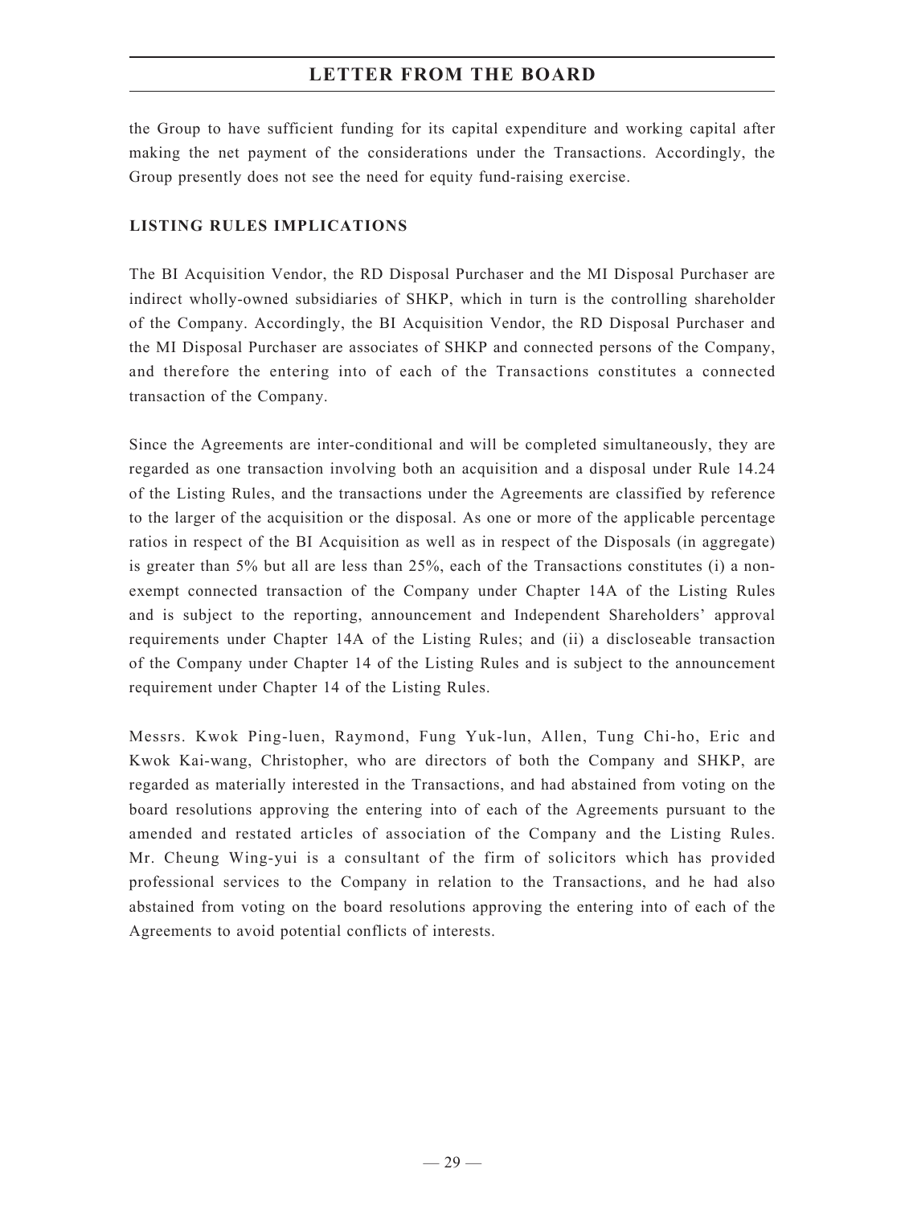the Group to have sufficient funding for its capital expenditure and working capital after making the net payment of the considerations under the Transactions. Accordingly, the Group presently does not see the need for equity fund-raising exercise.

## LISTING RULES IMPLICATIONS

The BI Acquisition Vendor, the RD Disposal Purchaser and the MI Disposal Purchaser are indirect wholly-owned subsidiaries of SHKP, which in turn is the controlling shareholder of the Company. Accordingly, the BI Acquisition Vendor, the RD Disposal Purchaser and the MI Disposal Purchaser are associates of SHKP and connected persons of the Company, and therefore the entering into of each of the Transactions constitutes a connected transaction of the Company.

Since the Agreements are inter-conditional and will be completed simultaneously, they are regarded as one transaction involving both an acquisition and a disposal under Rule 14.24 of the Listing Rules, and the transactions under the Agreements are classified by reference to the larger of the acquisition or the disposal. As one or more of the applicable percentage ratios in respect of the BI Acquisition as well as in respect of the Disposals (in aggregate) is greater than 5% but all are less than 25%, each of the Transactions constitutes (i) a non-exempt connected transaction of the Company under Chapter 14A of the Listing Rules and is subject to the reporting, announcement and Independent Shareholders' approval requirements under Chapter 14A of the Listing Rules; and (ii) a discloseable transaction of the Company under Chapter 14 of the Listing Rules and is subject to the announcement requirement under Chapter 14 of the Listing Rules.

Messrs. Kwok Ping-luen, Raymond, Fung Yuk-lun, Allen, Tung Chi-ho, Eric and Kwok Kai-wang, Christopher, who are directors of both the Company and SHKP, are regarded as materially interested in the Transactions, and had abstained from voting on the board resolutions approving the entering into of each of the Agreements pursuant to the amended and restated articles of association of the Company and the Listing Rules. Mr. Cheung Wing-yui is a consultant of the firm of solicitors which has provided professional services to the Company in relation to the Transactions, and he had also abstained from voting on the board resolutions approving the entering into of each of the Agreements to avoid potential conflicts of interests.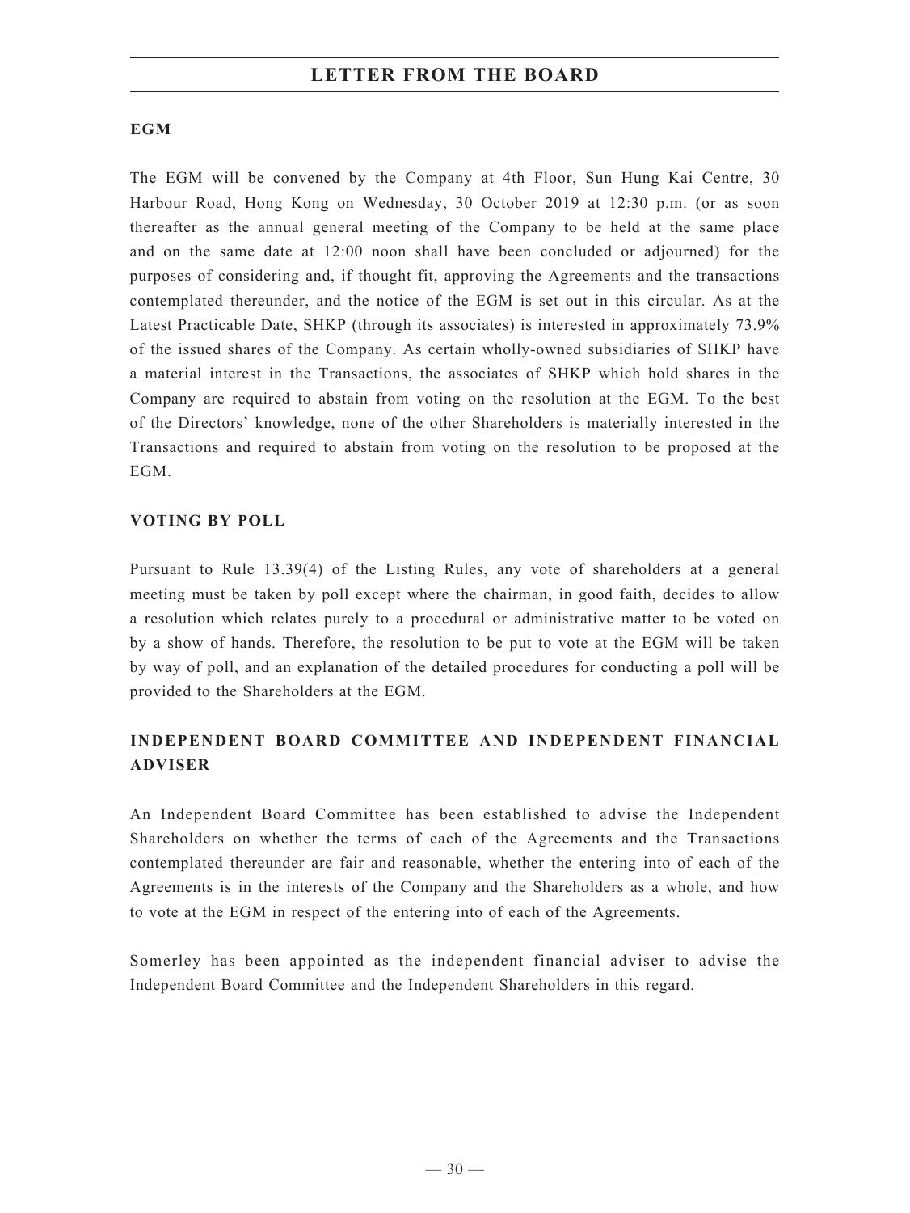## EGM

The EGM will be convened by the Company at 4th Floor, Sun Hung Kai Centre, 30 Harbour Road, Hong Kong on Wednesday, 30 October 2019 at 12:30 p.m. (or as soon thereafter as the annual general meeting of the Company to be held at the same place and on the same date at 12:00 noon shall have been concluded or adjourned) for the purposes of considering and, if thought fit, approving the Agreements and the transactions contemplated thereunder, and the notice of the EGM is set out in this circular. As at the Latest Practicable Date, SHKP (through its associates) is interested in approximately 73.9% of the issued shares of the Company. As certain wholly-owned subsidiaries of SHKP have a material interest in the Transactions, the associates of SHKP which hold shares in the Company are required to abstain from voting on the resolution at the EGM. To the best of the Directors' knowledge, none of the other Shareholders is materially interested in the Transactions and required to abstain from voting on the resolution to be proposed at the EGM.

## VOTING BY POLL

Pursuant to Rule 13.39(4) of the Listing Rules, any vote of shareholders at a general meeting must be taken by poll except where the chairman, in good faith, decides to allow a resolution which relates purely to a procedural or administrative matter to be voted on by a show of hands. Therefore, the resolution to be put to vote at the EGM will be taken by way of poll, and an explanation of the detailed procedures for conducting a poll will be provided to the Shareholders at the EGM.

## INDEPENDENT BOARD COMMITTEE AND INDEPENDENT FINANCIAL ADVISER

An Independent Board Committee has been established to advise the Independent Shareholders on whether the terms of each of the Agreements and the Transactions contemplated thereunder are fair and reasonable, whether the entering into of each of the Agreements is in the interests of the Company and the Shareholders as a whole, and how to vote at the EGM in respect of the entering into of each of the Agreements.

Somerley has been appointed as the independent financial adviser to advise the Independent Board Committee and the Independent Shareholders in this regard.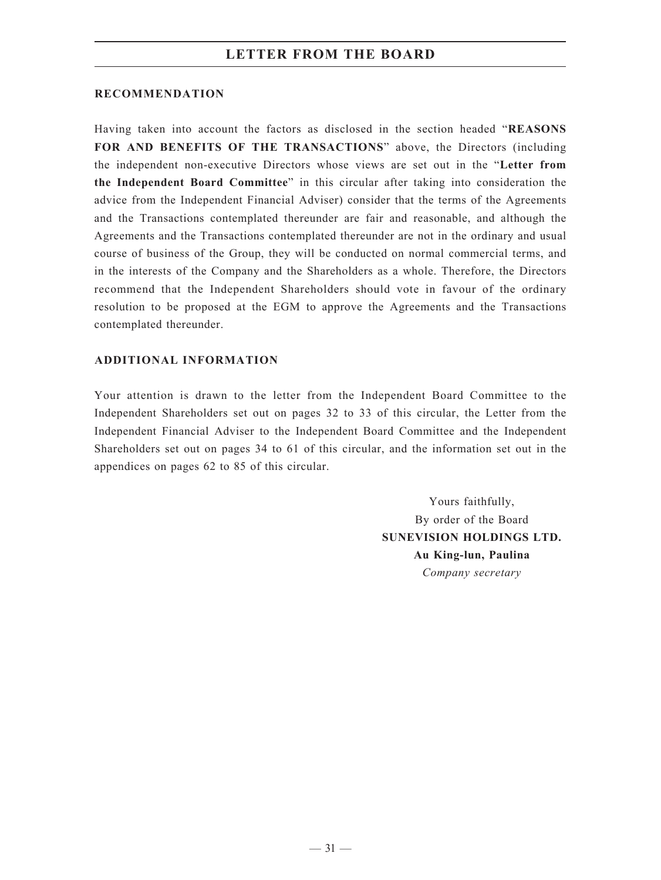## RECOMMENDATION

Having taken into account the factors as disclosed in the section headed "**REASONS FOR AND BENEFITS OF THE TRANSACTIONS**" above, the Directors (including the independent non-executive Directors whose views are set out in the "**Letter from the Independent Board Committee**" in this circular after taking into consideration the advice from the Independent Financial Adviser) consider that the terms of the Agreements and the Transactions contemplated thereunder are fair and reasonable, and although the Agreements and the Transactions contemplated thereunder are not in the ordinary and usual course of business of the Group, they will be conducted on normal commercial terms, and in the interests of the Company and the Shareholders as a whole. Therefore, the Directors recommend that the Independent Shareholders should vote in favour of the ordinary resolution to be proposed at the EGM to approve the Agreements and the Transactions contemplated thereunder.

## ADDITIONAL INFORMATION

Your attention is drawn to the letter from the Independent Board Committee to the Independent Shareholders set out on pages 32 to 33 of this circular, the Letter from the Independent Financial Adviser to the Independent Board Committee and the Independent Shareholders set out on pages 34 to 61 of this circular, and the information set out in the appendices on pages 62 to 85 of this circular.

Yours faithfully,
By order of the Board
**SUNEVISION HOLDINGS LTD.**
**Au King-lun, Paulina**
*Company secretary*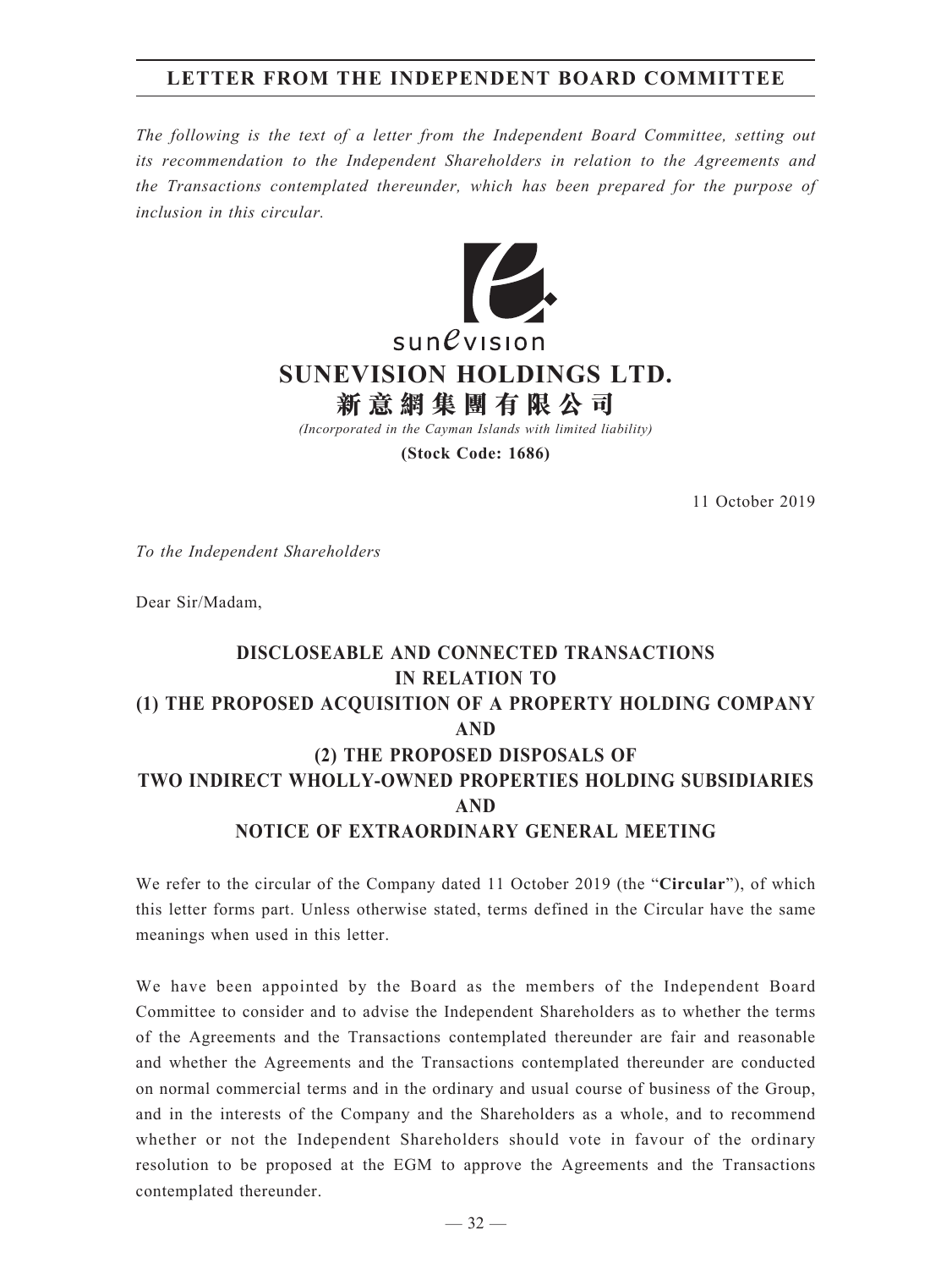# LETTER FROM THE INDEPENDENT BOARD COMMITTEE

*The following is the text of a letter from the Independent Board Committee, setting out its recommendation to the Independent Shareholders in relation to the Agreements and the Transactions contemplated thereunder, which has been prepared for the purpose of inclusion in this circular.*

sun*e*vision

**SUNEVISION HOLDINGS LTD.**

**新意網集團有限公司**

*(Incorporated in the Cayman Islands with limited liability)*

**(Stock Code: 1686)**

11 October 2019

*To the Independent Shareholders*

Dear Sir/Madam,

**DISCLOSEABLE AND CONNECTED TRANSACTIONS IN RELATION TO (1) THE PROPOSED ACQUISITION OF A PROPERTY HOLDING COMPANY AND (2) THE PROPOSED DISPOSALS OF TWO INDIRECT WHOLLY-OWNED PROPERTIES HOLDING SUBSIDIARIES AND NOTICE OF EXTRAORDINARY GENERAL MEETING**

We refer to the circular of the Company dated 11 October 2019 (the "**Circular**"), of which this letter forms part. Unless otherwise stated, terms defined in the Circular have the same meanings when used in this letter.

We have been appointed by the Board as the members of the Independent Board Committee to consider and to advise the Independent Shareholders as to whether the terms of the Agreements and the Transactions contemplated thereunder are fair and reasonable and whether the Agreements and the Transactions contemplated thereunder are conducted on normal commercial terms and in the ordinary and usual course of business of the Group, and in the interests of the Company and the Shareholders as a whole, and to recommend whether or not the Independent Shareholders should vote in favour of the ordinary resolution to be proposed at the EGM to approve the Agreements and the Transactions contemplated thereunder.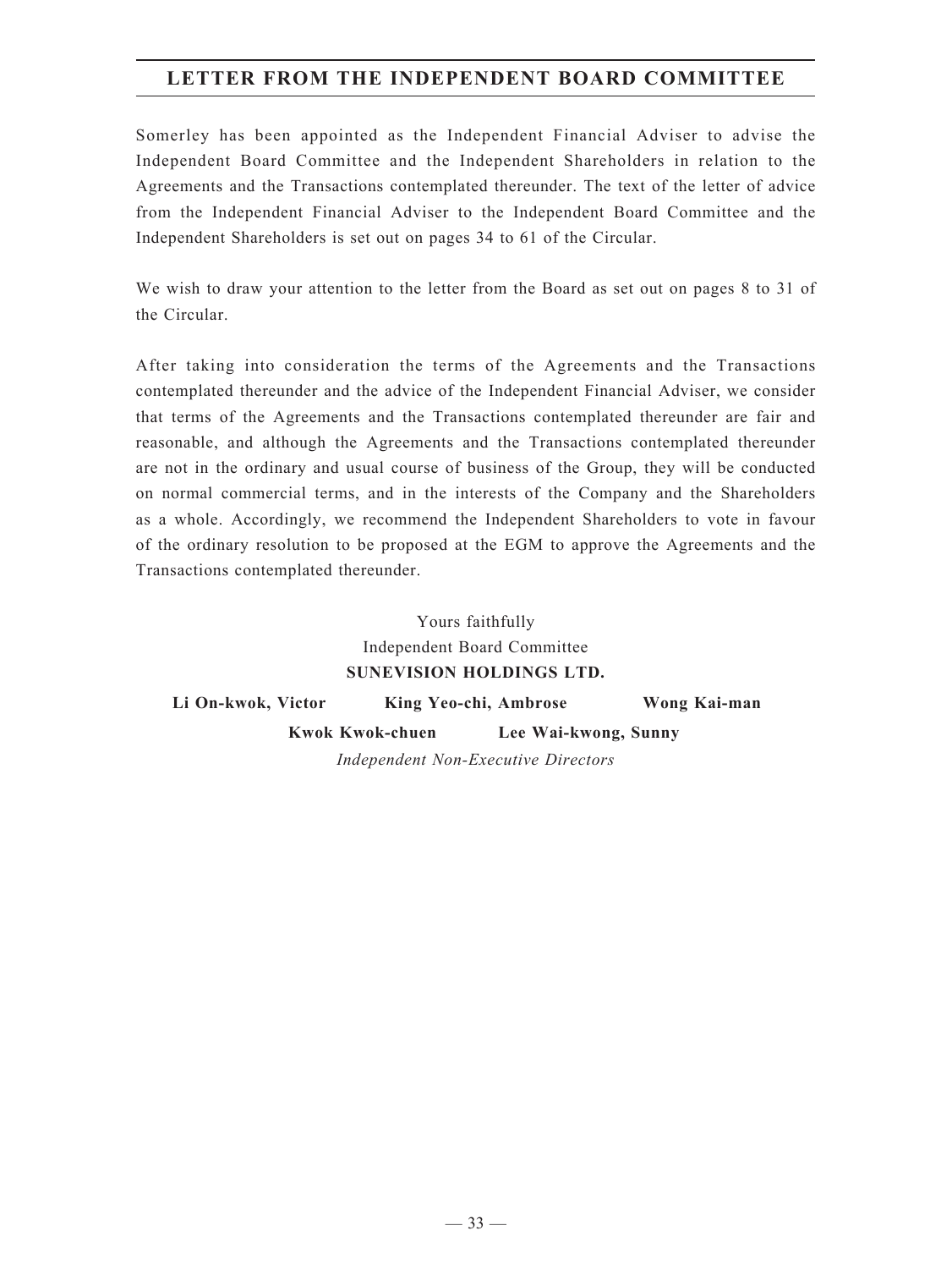## LETTER FROM THE INDEPENDENT BOARD COMMITTEE

Somerley has been appointed as the Independent Financial Adviser to advise the Independent Board Committee and the Independent Shareholders in relation to the Agreements and the Transactions contemplated thereunder. The text of the letter of advice from the Independent Financial Adviser to the Independent Board Committee and the Independent Shareholders is set out on pages 34 to 61 of the Circular.

We wish to draw your attention to the letter from the Board as set out on pages 8 to 31 of the Circular.

After taking into consideration the terms of the Agreements and the Transactions contemplated thereunder and the advice of the Independent Financial Adviser, we consider that terms of the Agreements and the Transactions contemplated thereunder are fair and reasonable, and although the Agreements and the Transactions contemplated thereunder are not in the ordinary and usual course of business of the Group, they will be conducted on normal commercial terms, and in the interests of the Company and the Shareholders as a whole. Accordingly, we recommend the Independent Shareholders to vote in favour of the ordinary resolution to be proposed at the EGM to approve the Agreements and the Transactions contemplated thereunder.

Yours faithfully
Independent Board Committee
**SUNEVISION HOLDINGS LTD.**

**Li On-kwok, Victor** **King Yeo-chi, Ambrose** **Wong Kai-man**
**Kwok Kwok-chuen** **Lee Wai-kwong, Sunny**
*Independent Non-Executive Directors*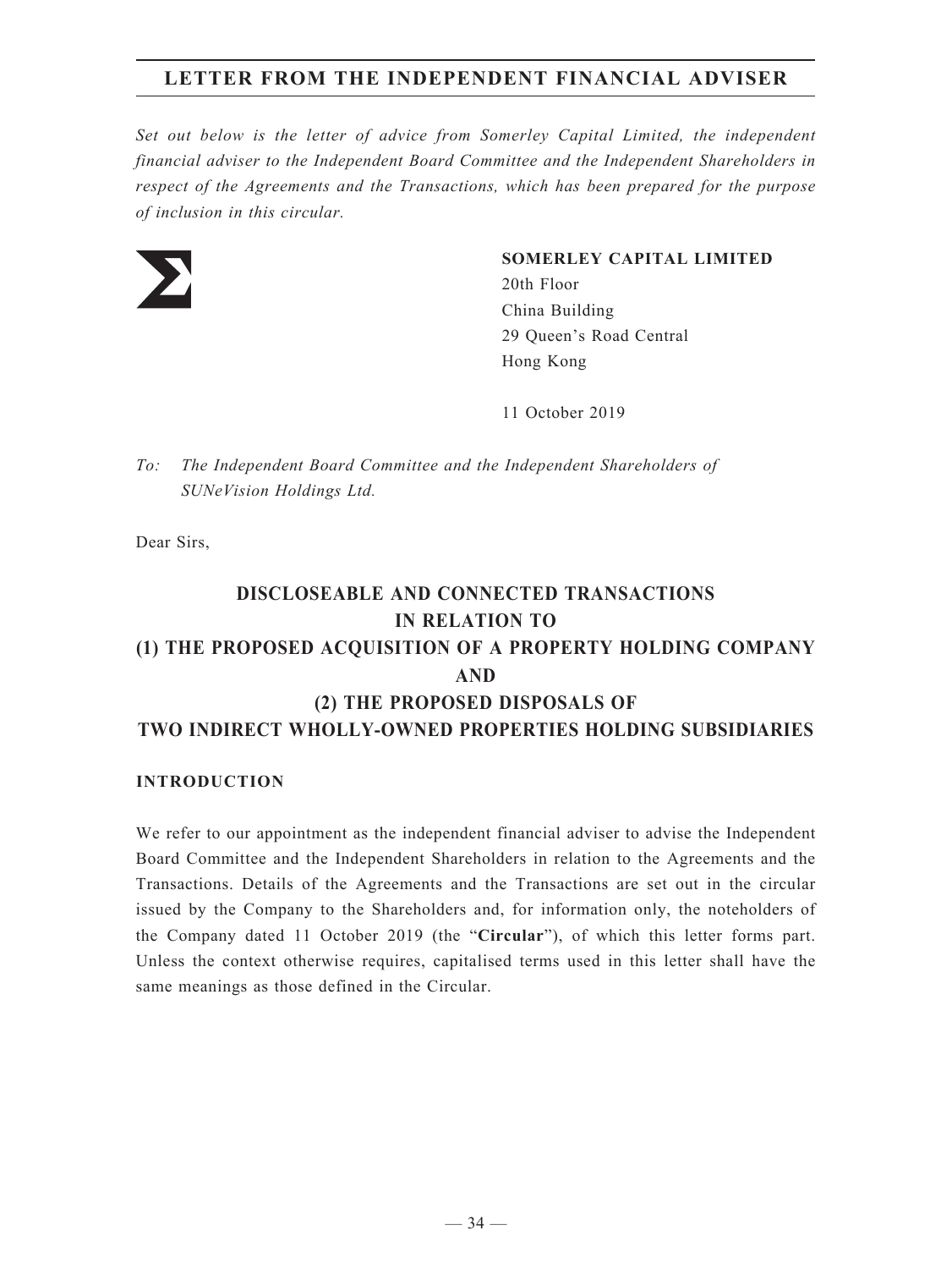# LETTER FROM THE INDEPENDENT FINANCIAL ADVISER

*Set out below is the letter of advice from Somerley Capital Limited, the independent financial adviser to the Independent Board Committee and the Independent Shareholders in respect of the Agreements and the Transactions, which has been prepared for the purpose of inclusion in this circular.*

**SOMERLEY CAPITAL LIMITED**
20th Floor
China Building
29 Queen's Road Central
Hong Kong

11 October 2019

*To: The Independent Board Committee and the Independent Shareholders of SUNeVision Holdings Ltd.*

Dear Sirs,

## DISCLOSEABLE AND CONNECTED TRANSACTIONS IN RELATION TO (1) THE PROPOSED ACQUISITION OF A PROPERTY HOLDING COMPANY AND (2) THE PROPOSED DISPOSALS OF TWO INDIRECT WHOLLY-OWNED PROPERTIES HOLDING SUBSIDIARIES

### INTRODUCTION

We refer to our appointment as the independent financial adviser to advise the Independent Board Committee and the Independent Shareholders in relation to the Agreements and the Transactions. Details of the Agreements and the Transactions are set out in the circular issued by the Company to the Shareholders and, for information only, the noteholders of the Company dated 11 October 2019 (the "**Circular**"), of which this letter forms part. Unless the context otherwise requires, capitalised terms used in this letter shall have the same meanings as those defined in the Circular.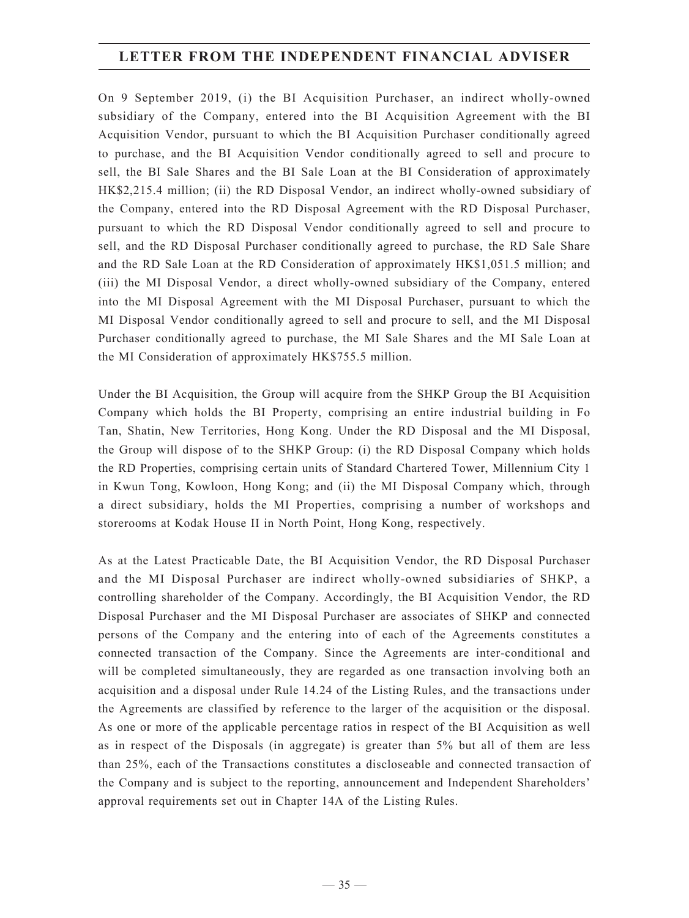# LETTER FROM THE INDEPENDENT FINANCIAL ADVISER

On 9 September 2019, (i) the BI Acquisition Purchaser, an indirect wholly-owned subsidiary of the Company, entered into the BI Acquisition Agreement with the BI Acquisition Vendor, pursuant to which the BI Acquisition Purchaser conditionally agreed to purchase, and the BI Acquisition Vendor conditionally agreed to sell and procure to sell, the BI Sale Shares and the BI Sale Loan at the BI Consideration of approximately HK$2,215.4 million; (ii) the RD Disposal Vendor, an indirect wholly-owned subsidiary of the Company, entered into the RD Disposal Agreement with the RD Disposal Purchaser, pursuant to which the RD Disposal Vendor conditionally agreed to sell and procure to sell, and the RD Disposal Purchaser conditionally agreed to purchase, the RD Sale Share and the RD Sale Loan at the RD Consideration of approximately HK$1,051.5 million; and (iii) the MI Disposal Vendor, a direct wholly-owned subsidiary of the Company, entered into the MI Disposal Agreement with the MI Disposal Purchaser, pursuant to which the MI Disposal Vendor conditionally agreed to sell and procure to sell, and the MI Disposal Purchaser conditionally agreed to purchase, the MI Sale Shares and the MI Sale Loan at the MI Consideration of approximately HK$755.5 million.

Under the BI Acquisition, the Group will acquire from the SHKP Group the BI Acquisition Company which holds the BI Property, comprising an entire industrial building in Fo Tan, Shatin, New Territories, Hong Kong. Under the RD Disposal and the MI Disposal, the Group will dispose of to the SHKP Group: (i) the RD Disposal Company which holds the RD Properties, comprising certain units of Standard Chartered Tower, Millennium City 1 in Kwun Tong, Kowloon, Hong Kong; and (ii) the MI Disposal Company which, through a direct subsidiary, holds the MI Properties, comprising a number of workshops and storerooms at Kodak House II in North Point, Hong Kong, respectively.

As at the Latest Practicable Date, the BI Acquisition Vendor, the RD Disposal Purchaser and the MI Disposal Purchaser are indirect wholly-owned subsidiaries of SHKP, a controlling shareholder of the Company. Accordingly, the BI Acquisition Vendor, the RD Disposal Purchaser and the MI Disposal Purchaser are associates of SHKP and connected persons of the Company and the entering into of each of the Agreements constitutes a connected transaction of the Company. Since the Agreements are inter-conditional and will be completed simultaneously, they are regarded as one transaction involving both an acquisition and a disposal under Rule 14.24 of the Listing Rules, and the transactions under the Agreements are classified by reference to the larger of the acquisition or the disposal. As one or more of the applicable percentage ratios in respect of the BI Acquisition as well as in respect of the Disposals (in aggregate) is greater than 5% but all of them are less than 25%, each of the Transactions constitutes a discloseable and connected transaction of the Company and is subject to the reporting, announcement and Independent Shareholders' approval requirements set out in Chapter 14A of the Listing Rules.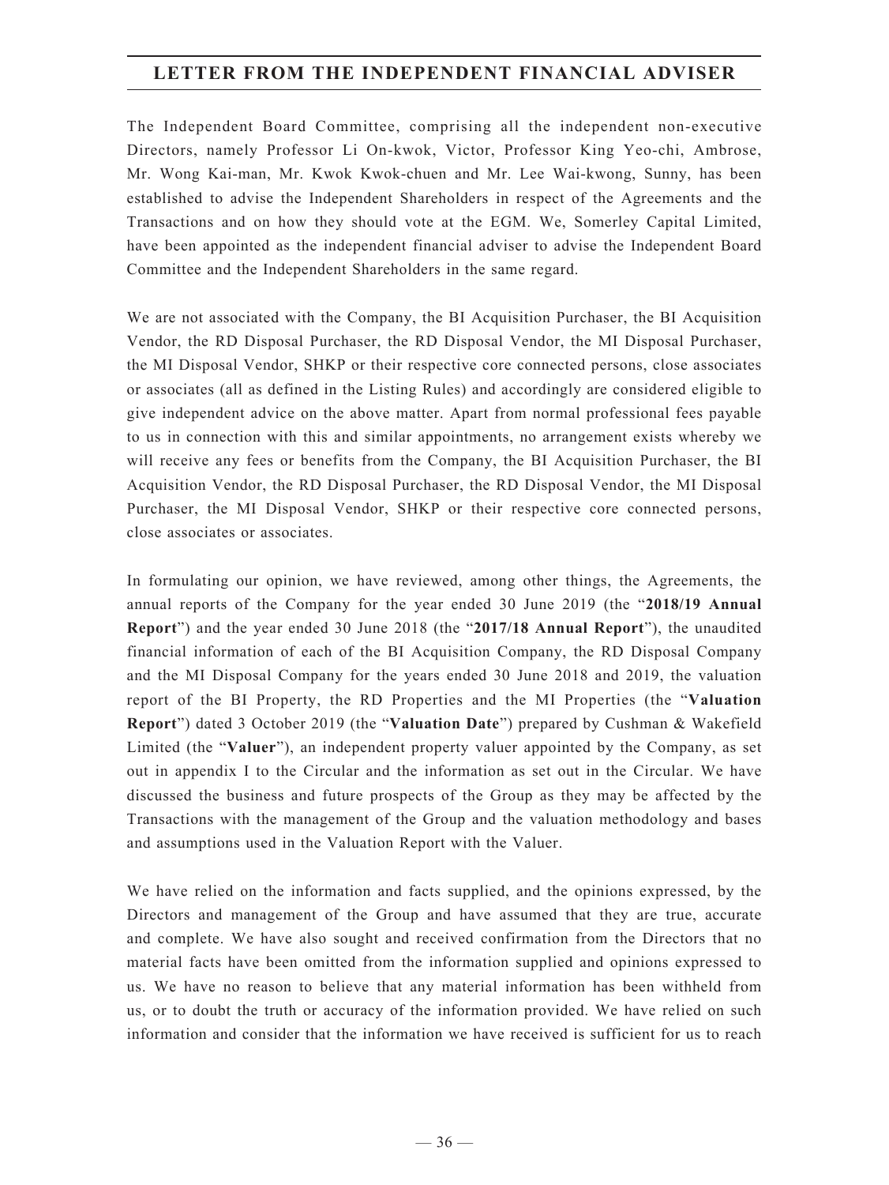# LETTER FROM THE INDEPENDENT FINANCIAL ADVISER

The Independent Board Committee, comprising all the independent non-executive Directors, namely Professor Li On-kwok, Victor, Professor King Yeo-chi, Ambrose, Mr. Wong Kai-man, Mr. Kwok Kwok-chuen and Mr. Lee Wai-kwong, Sunny, has been established to advise the Independent Shareholders in respect of the Agreements and the Transactions and on how they should vote at the EGM. We, Somerley Capital Limited, have been appointed as the independent financial adviser to advise the Independent Board Committee and the Independent Shareholders in the same regard.

We are not associated with the Company, the BI Acquisition Purchaser, the BI Acquisition Vendor, the RD Disposal Purchaser, the RD Disposal Vendor, the MI Disposal Purchaser, the MI Disposal Vendor, SHKP or their respective core connected persons, close associates or associates (all as defined in the Listing Rules) and accordingly are considered eligible to give independent advice on the above matter. Apart from normal professional fees payable to us in connection with this and similar appointments, no arrangement exists whereby we will receive any fees or benefits from the Company, the BI Acquisition Purchaser, the BI Acquisition Vendor, the RD Disposal Purchaser, the RD Disposal Vendor, the MI Disposal Purchaser, the MI Disposal Vendor, SHKP or their respective core connected persons, close associates or associates.

In formulating our opinion, we have reviewed, among other things, the Agreements, the annual reports of the Company for the year ended 30 June 2019 (the "**2018/19 Annual Report**") and the year ended 30 June 2018 (the "**2017/18 Annual Report**"), the unaudited financial information of each of the BI Acquisition Company, the RD Disposal Company and the MI Disposal Company for the years ended 30 June 2018 and 2019, the valuation report of the BI Property, the RD Properties and the MI Properties (the "**Valuation Report**") dated 3 October 2019 (the "**Valuation Date**") prepared by Cushman & Wakefield Limited (the "**Valuer**"), an independent property valuer appointed by the Company, as set out in appendix I to the Circular and the information as set out in the Circular. We have discussed the business and future prospects of the Group as they may be affected by the Transactions with the management of the Group and the valuation methodology and bases and assumptions used in the Valuation Report with the Valuer.

We have relied on the information and facts supplied, and the opinions expressed, by the Directors and management of the Group and have assumed that they are true, accurate and complete. We have also sought and received confirmation from the Directors that no material facts have been omitted from the information supplied and opinions expressed to us. We have no reason to believe that any material information has been withheld from us, or to doubt the truth or accuracy of the information provided. We have relied on such information and consider that the information we have received is sufficient for us to reach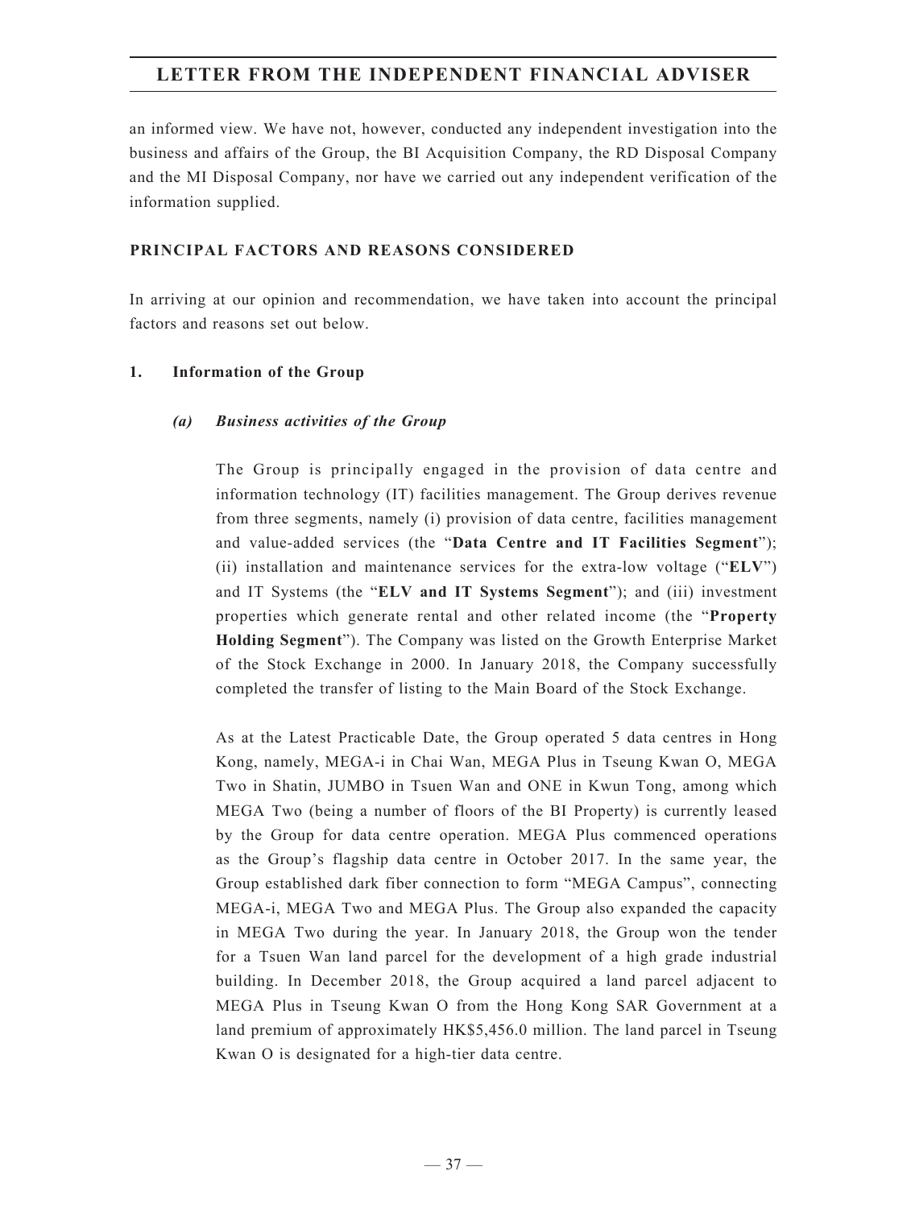an informed view. We have not, however, conducted any independent investigation into the business and affairs of the Group, the BI Acquisition Company, the RD Disposal Company and the MI Disposal Company, nor have we carried out any independent verification of the information supplied.

## PRINCIPAL FACTORS AND REASONS CONSIDERED

In arriving at our opinion and recommendation, we have taken into account the principal factors and reasons set out below.

### 1. Information of the Group

#### *(a) Business activities of the Group*

The Group is principally engaged in the provision of data centre and information technology (IT) facilities management. The Group derives revenue from three segments, namely (i) provision of data centre, facilities management and value-added services (the "**Data Centre and IT Facilities Segment**"); (ii) installation and maintenance services for the extra-low voltage ("**ELV**") and IT Systems (the "**ELV and IT Systems Segment**"); and (iii) investment properties which generate rental and other related income (the "**Property Holding Segment**"). The Company was listed on the Growth Enterprise Market of the Stock Exchange in 2000. In January 2018, the Company successfully completed the transfer of listing to the Main Board of the Stock Exchange.

As at the Latest Practicable Date, the Group operated 5 data centres in Hong Kong, namely, MEGA-i in Chai Wan, MEGA Plus in Tseung Kwan O, MEGA Two in Shatin, JUMBO in Tsuen Wan and ONE in Kwun Tong, among which MEGA Two (being a number of floors of the BI Property) is currently leased by the Group for data centre operation. MEGA Plus commenced operations as the Group's flagship data centre in October 2017. In the same year, the Group established dark fiber connection to form "MEGA Campus", connecting MEGA-i, MEGA Two and MEGA Plus. The Group also expanded the capacity in MEGA Two during the year. In January 2018, the Group won the tender for a Tsuen Wan land parcel for the development of a high grade industrial building. In December 2018, the Group acquired a land parcel adjacent to MEGA Plus in Tseung Kwan O from the Hong Kong SAR Government at a land premium of approximately HK$5,456.0 million. The land parcel in Tseung Kwan O is designated for a high-tier data centre.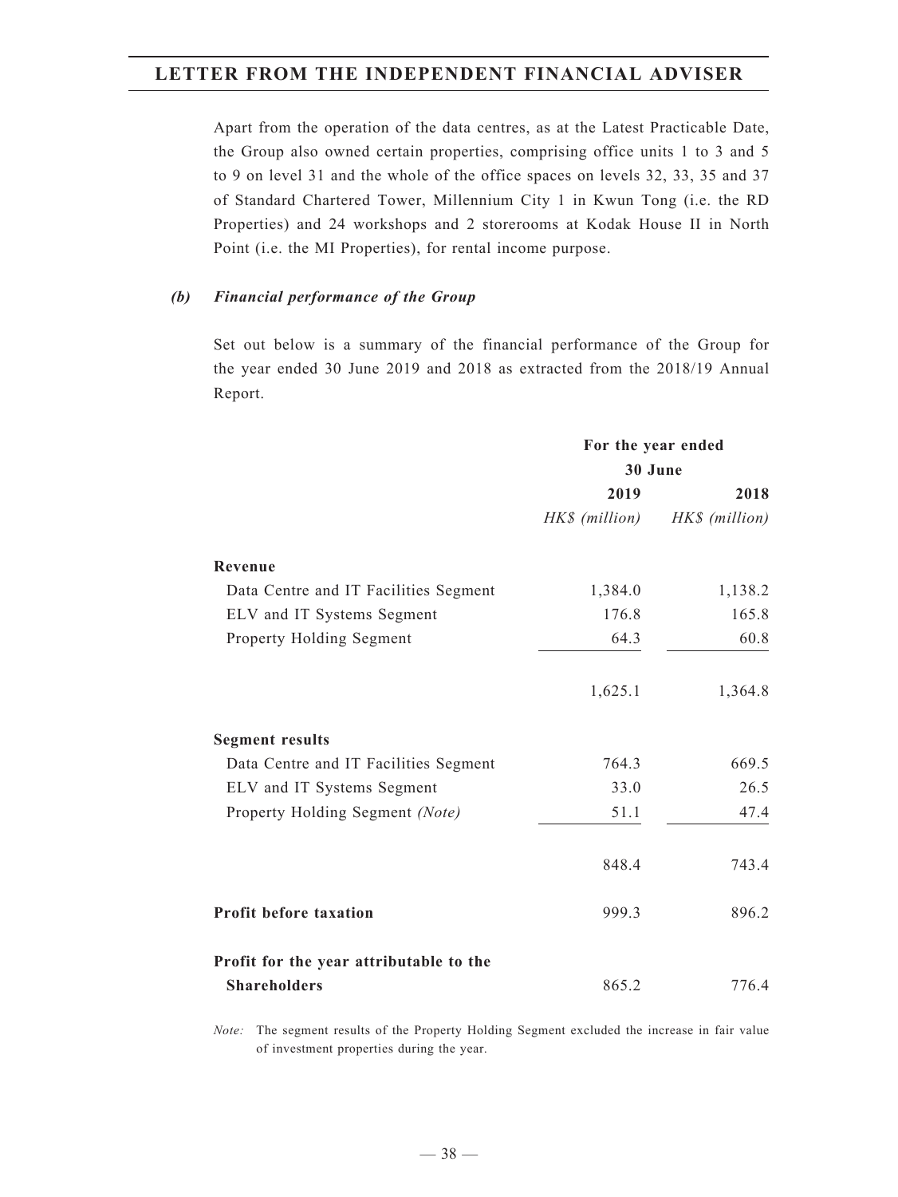Apart from the operation of the data centres, as at the Latest Practicable Date, the Group also owned certain properties, comprising office units 1 to 3 and 5 to 9 on level 31 and the whole of the office spaces on levels 32, 33, 35 and 37 of Standard Chartered Tower, Millennium City 1 in Kwun Tong (i.e. the RD Properties) and 24 workshops and 2 storerooms at Kodak House II in North Point (i.e. the MI Properties), for rental income purpose.

### *(b) Financial performance of the Group*

Set out below is a summary of the financial performance of the Group for the year ended 30 June 2019 and 2018 as extracted from the 2018/19 Annual Report.

| | For the year ended 30 June | |
|---|---|---|
| | **2019** | **2018** |
| | *HK$ (million)* | *HK$ (million)* |
| **Revenue** | | |
| Data Centre and IT Facilities Segment | 1,384.0 | 1,138.2 |
| ELV and IT Systems Segment | 176.8 | 165.8 |
| Property Holding Segment | 64.3 | 60.8 |
| | 1,625.1 | 1,364.8 |
| **Segment results** | | |
| Data Centre and IT Facilities Segment | 764.3 | 669.5 |
| ELV and IT Systems Segment | 33.0 | 26.5 |
| Property Holding Segment *(Note)* | 51.1 | 47.4 |
| | 848.4 | 743.4 |
| **Profit before taxation** | 999.3 | 896.2 |
| **Profit for the year attributable to the Shareholders** | 865.2 | 776.4 |

*Note:* The segment results of the Property Holding Segment excluded the increase in fair value of investment properties during the year.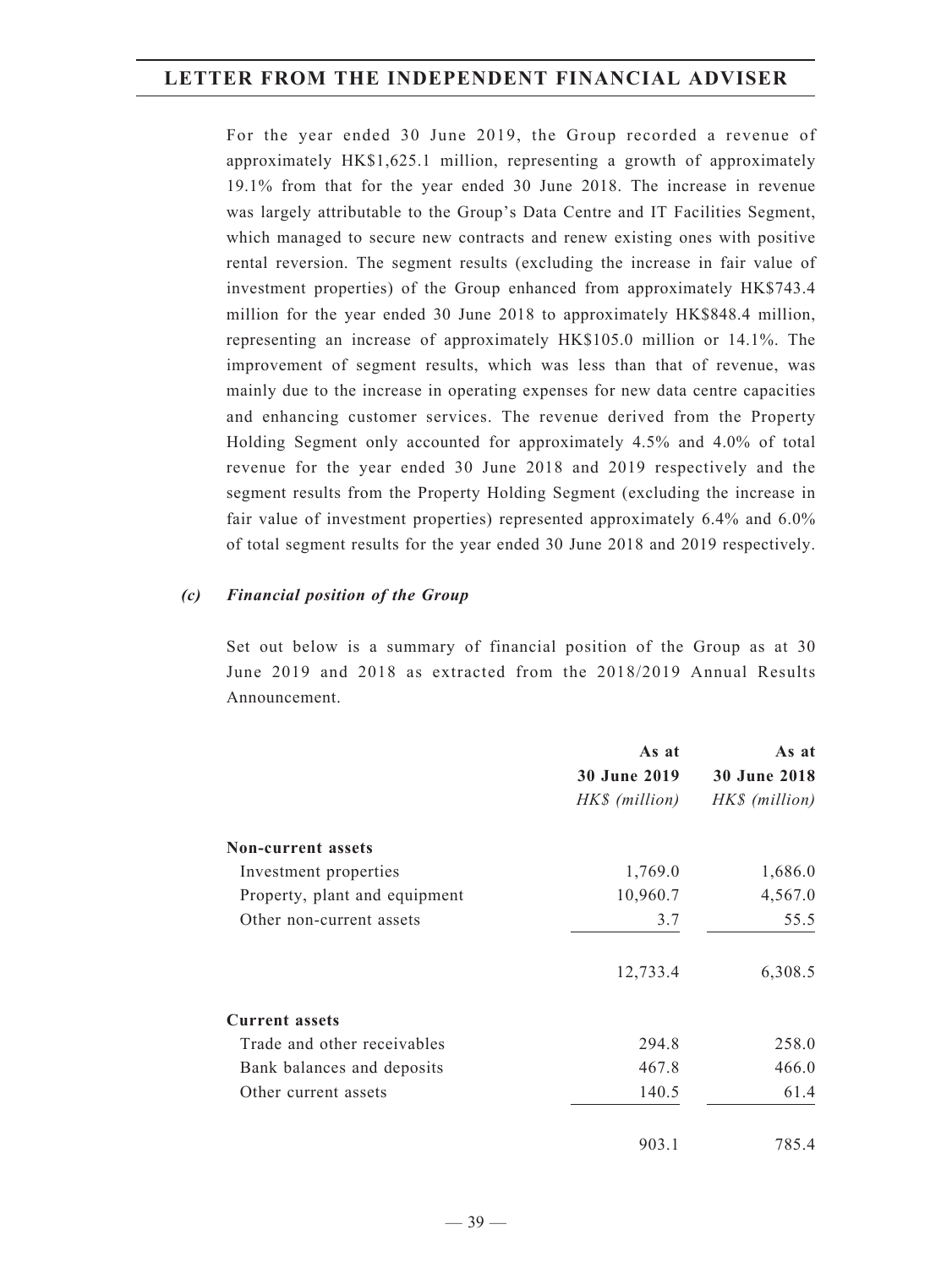For the year ended 30 June 2019, the Group recorded a revenue of approximately HK$1,625.1 million, representing a growth of approximately 19.1% from that for the year ended 30 June 2018. The increase in revenue was largely attributable to the Group's Data Centre and IT Facilities Segment, which managed to secure new contracts and renew existing ones with positive rental reversion. The segment results (excluding the increase in fair value of investment properties) of the Group enhanced from approximately HK$743.4 million for the year ended 30 June 2018 to approximately HK$848.4 million, representing an increase of approximately HK$105.0 million or 14.1%. The improvement of segment results, which was less than that of revenue, was mainly due to the increase in operating expenses for new data centre capacities and enhancing customer services. The revenue derived from the Property Holding Segment only accounted for approximately 4.5% and 4.0% of total revenue for the year ended 30 June 2018 and 2019 respectively and the segment results from the Property Holding Segment (excluding the increase in fair value of investment properties) represented approximately 6.4% and 6.0% of total segment results for the year ended 30 June 2018 and 2019 respectively.

### *(c) Financial position of the Group*

Set out below is a summary of financial position of the Group as at 30 June 2019 and 2018 as extracted from the 2018/2019 Annual Results Announcement.

| | **As at 30 June 2019** *HK$ (million)* | **As at 30 June 2018** *HK$ (million)* |
|---|---|---|
| **Non-current assets** | | |
| Investment properties | 1,769.0 | 1,686.0 |
| Property, plant and equipment | 10,960.7 | 4,567.0 |
| Other non-current assets | 3.7 | 55.5 |
| | 12,733.4 | 6,308.5 |
| **Current assets** | | |
| Trade and other receivables | 294.8 | 258.0 |
| Bank balances and deposits | 467.8 | 466.0 |
| Other current assets | 140.5 | 61.4 |
| | 903.1 | 785.4 |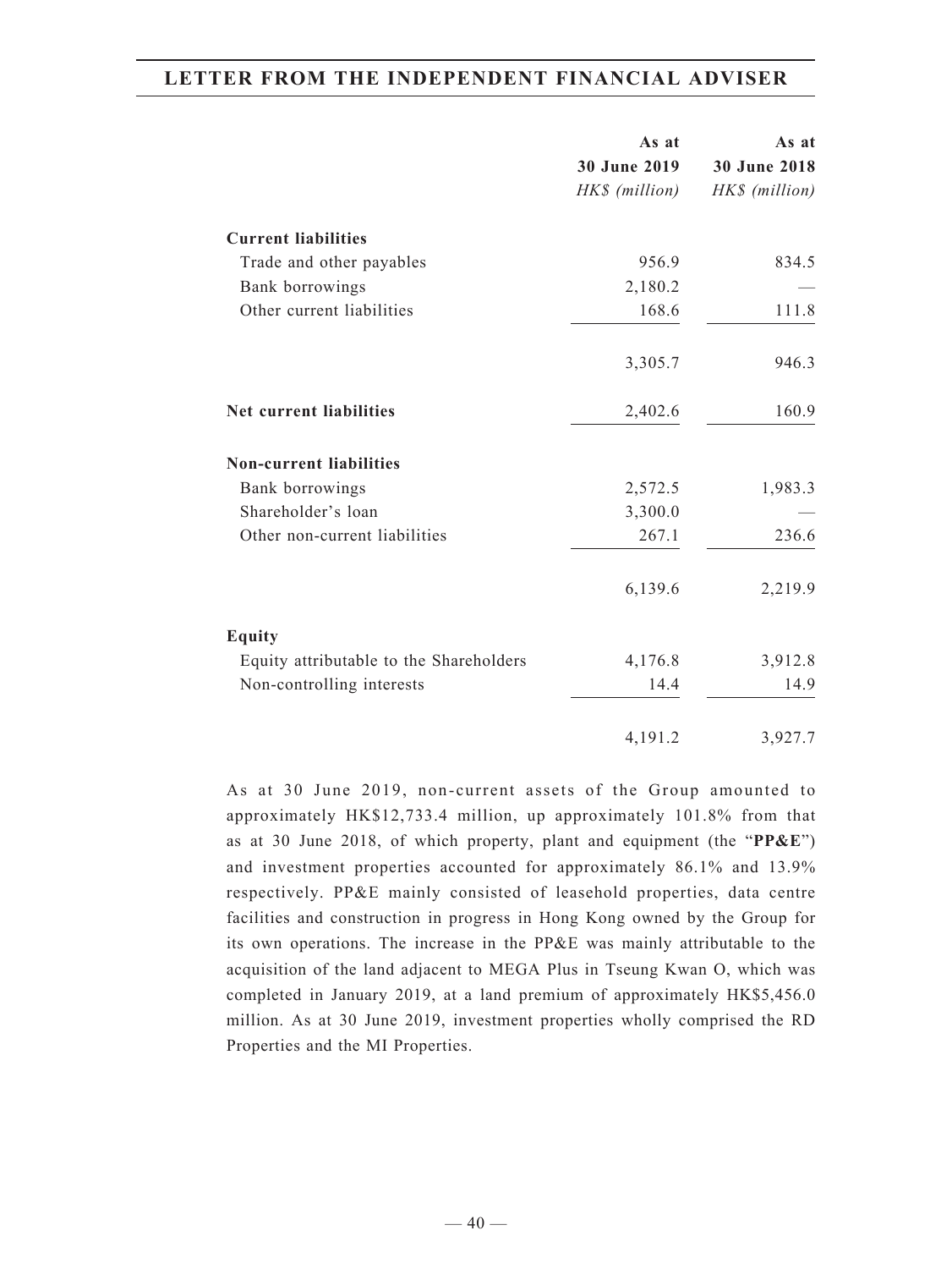| | As at 30 June 2019 HK$ (million) | As at 30 June 2018 HK$ (million) |
|---|---|---|
| **Current liabilities** | | |
| Trade and other payables | 956.9 | 834.5 |
| Bank borrowings | 2,180.2 | — |
| Other current liabilities | 168.6 | 111.8 |
| | 3,305.7 | 946.3 |
| **Net current liabilities** | 2,402.6 | 160.9 |
| **Non-current liabilities** | | |
| Bank borrowings | 2,572.5 | 1,983.3 |
| Shareholder's loan | 3,300.0 | — |
| Other non-current liabilities | 267.1 | 236.6 |
| | 6,139.6 | 2,219.9 |
| **Equity** | | |
| Equity attributable to the Shareholders | 4,176.8 | 3,912.8 |
| Non-controlling interests | 14.4 | 14.9 |
| | 4,191.2 | 3,927.7 |

As at 30 June 2019, non-current assets of the Group amounted to approximately HK$12,733.4 million, up approximately 101.8% from that as at 30 June 2018, of which property, plant and equipment (the "**PP&E**") and investment properties accounted for approximately 86.1% and 13.9% respectively. PP&E mainly consisted of leasehold properties, data centre facilities and construction in progress in Hong Kong owned by the Group for its own operations. The increase in the PP&E was mainly attributable to the acquisition of the land adjacent to MEGA Plus in Tseung Kwan O, which was completed in January 2019, at a land premium of approximately HK$5,456.0 million. As at 30 June 2019, investment properties wholly comprised the RD Properties and the MI Properties.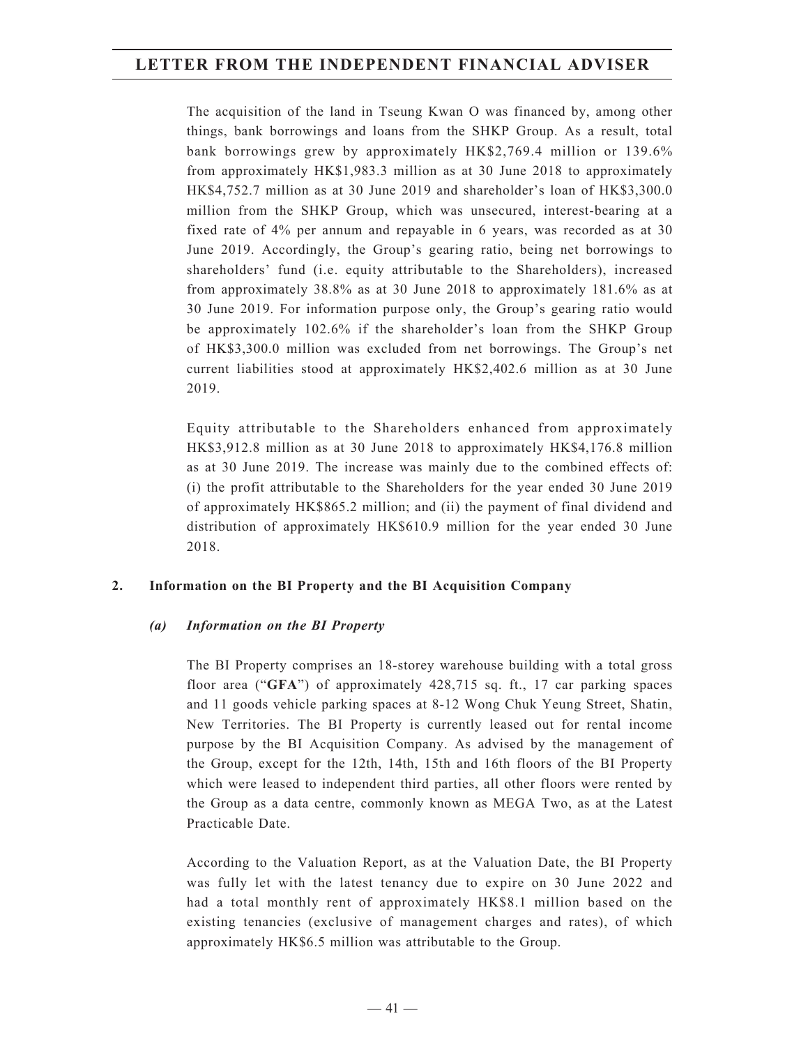The acquisition of the land in Tseung Kwan O was financed by, among other things, bank borrowings and loans from the SHKP Group. As a result, total bank borrowings grew by approximately HK$2,769.4 million or 139.6% from approximately HK$1,983.3 million as at 30 June 2018 to approximately HK$4,752.7 million as at 30 June 2019 and shareholder's loan of HK$3,300.0 million from the SHKP Group, which was unsecured, interest-bearing at a fixed rate of 4% per annum and repayable in 6 years, was recorded as at 30 June 2019. Accordingly, the Group's gearing ratio, being net borrowings to shareholders' fund (i.e. equity attributable to the Shareholders), increased from approximately 38.8% as at 30 June 2018 to approximately 181.6% as at 30 June 2019. For information purpose only, the Group's gearing ratio would be approximately 102.6% if the shareholder's loan from the SHKP Group of HK$3,300.0 million was excluded from net borrowings. The Group's net current liabilities stood at approximately HK$2,402.6 million as at 30 June 2019.

Equity attributable to the Shareholders enhanced from approximately HK$3,912.8 million as at 30 June 2018 to approximately HK$4,176.8 million as at 30 June 2019. The increase was mainly due to the combined effects of: (i) the profit attributable to the Shareholders for the year ended 30 June 2019 of approximately HK$865.2 million; and (ii) the payment of final dividend and distribution of approximately HK$610.9 million for the year ended 30 June 2018.

### 2. Information on the BI Property and the BI Acquisition Company

#### *(a) Information on the BI Property*

The BI Property comprises an 18-storey warehouse building with a total gross floor area ("**GFA**") of approximately 428,715 sq. ft., 17 car parking spaces and 11 goods vehicle parking spaces at 8-12 Wong Chuk Yeung Street, Shatin, New Territories. The BI Property is currently leased out for rental income purpose by the BI Acquisition Company. As advised by the management of the Group, except for the 12th, 14th, 15th and 16th floors of the BI Property which were leased to independent third parties, all other floors were rented by the Group as a data centre, commonly known as MEGA Two, as at the Latest Practicable Date.

According to the Valuation Report, as at the Valuation Date, the BI Property was fully let with the latest tenancy due to expire on 30 June 2022 and had a total monthly rent of approximately HK$8.1 million based on the existing tenancies (exclusive of management charges and rates), of which approximately HK$6.5 million was attributable to the Group.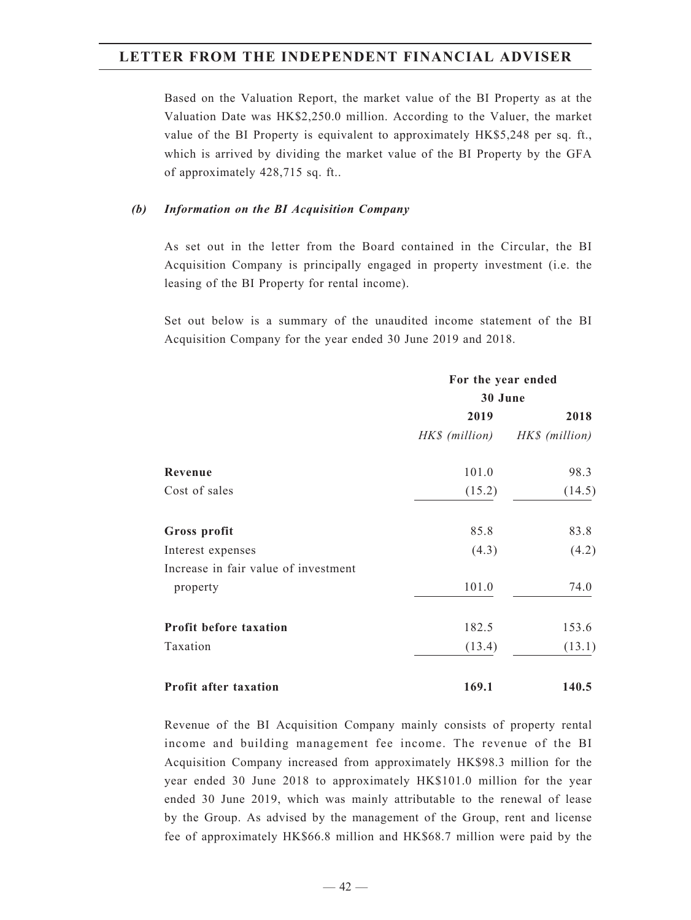Based on the Valuation Report, the market value of the BI Property as at the Valuation Date was HK$2,250.0 million. According to the Valuer, the market value of the BI Property is equivalent to approximately HK$5,248 per sq. ft., which is arrived by dividing the market value of the BI Property by the GFA of approximately 428,715 sq. ft..

*(b)* ***Information on the BI Acquisition Company***

As set out in the letter from the Board contained in the Circular, the BI Acquisition Company is principally engaged in property investment (i.e. the leasing of the BI Property for rental income).

Set out below is a summary of the unaudited income statement of the BI Acquisition Company for the year ended 30 June 2019 and 2018.

| | **For the year ended 30 June** | |
|---|---|---|
| | **2019** | **2018** |
| | *HK$ (million)* | *HK$ (million)* |
| **Revenue** | 101.0 | 98.3 |
| Cost of sales | (15.2) | (14.5) |
| **Gross profit** | 85.8 | 83.8 |
| Interest expenses | (4.3) | (4.2) |
| Increase in fair value of investment property | 101.0 | 74.0 |
| **Profit before taxation** | 182.5 | 153.6 |
| Taxation | (13.4) | (13.1) |
| **Profit after taxation** | **169.1** | **140.5** |

Revenue of the BI Acquisition Company mainly consists of property rental income and building management fee income. The revenue of the BI Acquisition Company increased from approximately HK$98.3 million for the year ended 30 June 2018 to approximately HK$101.0 million for the year ended 30 June 2019, which was mainly attributable to the renewal of lease by the Group. As advised by the management of the Group, rent and license fee of approximately HK$66.8 million and HK$68.7 million were paid by the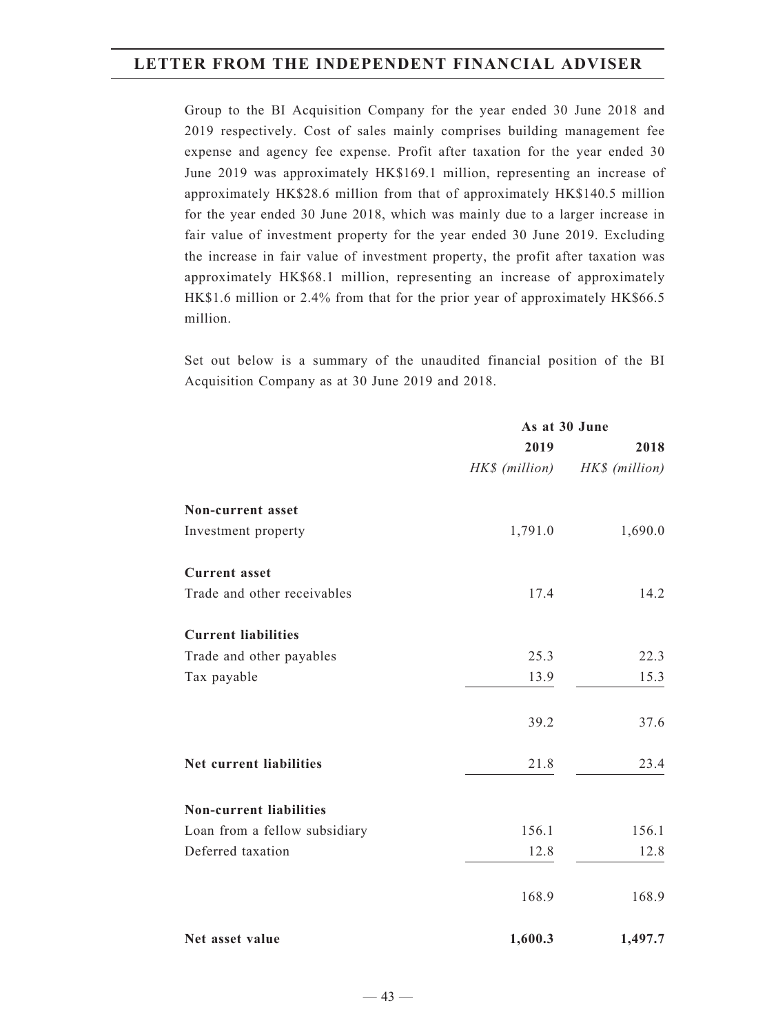Group to the BI Acquisition Company for the year ended 30 June 2018 and 2019 respectively. Cost of sales mainly comprises building management fee expense and agency fee expense. Profit after taxation for the year ended 30 June 2019 was approximately HK$169.1 million, representing an increase of approximately HK$28.6 million from that of approximately HK$140.5 million for the year ended 30 June 2018, which was mainly due to a larger increase in fair value of investment property for the year ended 30 June 2019. Excluding the increase in fair value of investment property, the profit after taxation was approximately HK$68.1 million, representing an increase of approximately HK$1.6 million or 2.4% from that for the prior year of approximately HK$66.5 million.

Set out below is a summary of the unaudited financial position of the BI Acquisition Company as at 30 June 2019 and 2018.

| | As at 30 June | |
|---|---|---|
| | **2019** | **2018** |
| | *HK$ (million)* | *HK$ (million)* |
| **Non-current asset** | | |
| Investment property | 1,791.0 | 1,690.0 |
| **Current asset** | | |
| Trade and other receivables | 17.4 | 14.2 |
| **Current liabilities** | | |
| Trade and other payables | 25.3 | 22.3 |
| Tax payable | 13.9 | 15.3 |
| | 39.2 | 37.6 |
| **Net current liabilities** | 21.8 | 23.4 |
| **Non-current liabilities** | | |
| Loan from a fellow subsidiary | 156.1 | 156.1 |
| Deferred taxation | 12.8 | 12.8 |
| | 168.9 | 168.9 |
| **Net asset value** | **1,600.3** | **1,497.7** |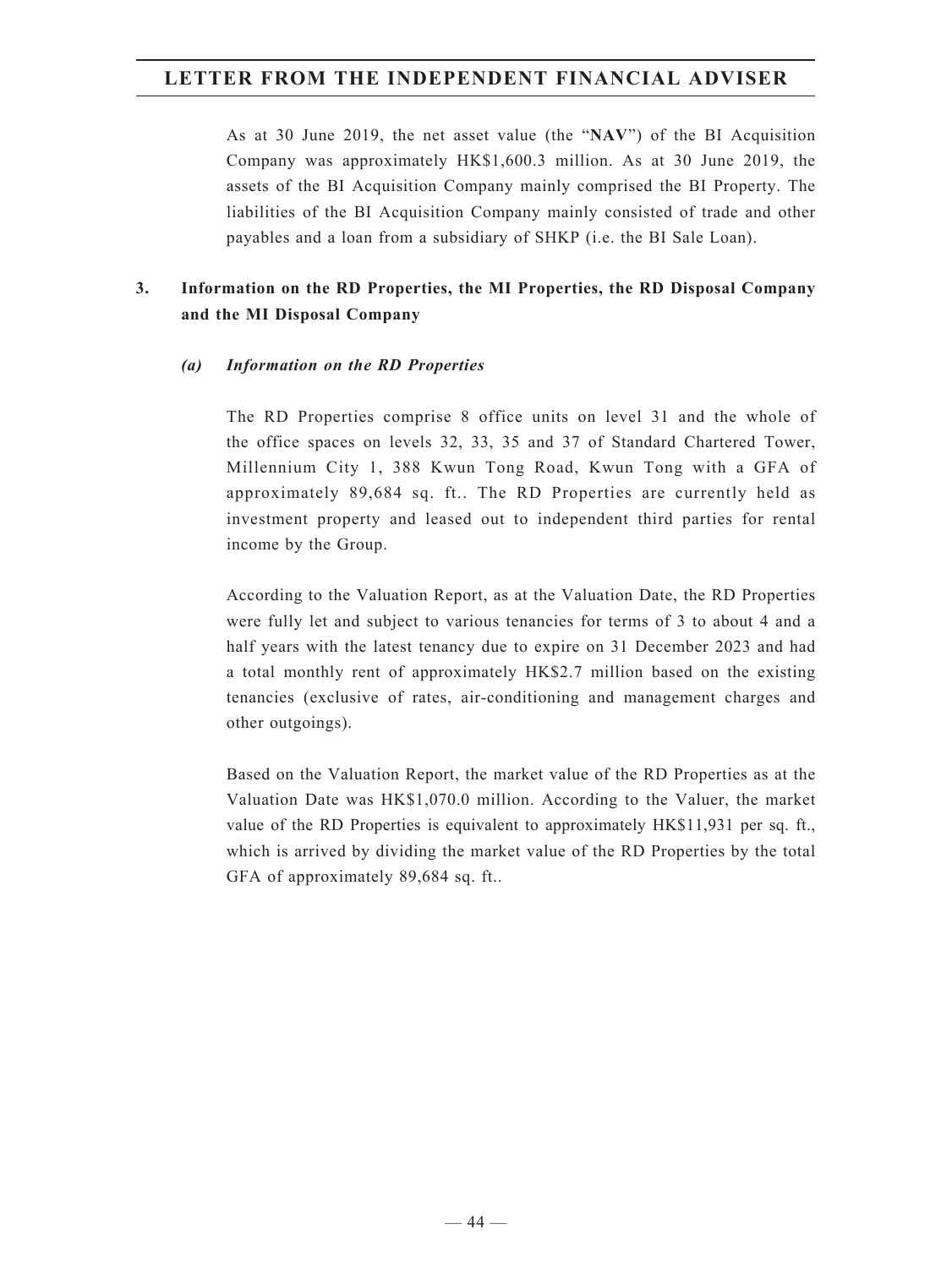As at 30 June 2019, the net asset value (the "**NAV**") of the BI Acquisition Company was approximately HK$1,600.3 million. As at 30 June 2019, the assets of the BI Acquisition Company mainly comprised the BI Property. The liabilities of the BI Acquisition Company mainly consisted of trade and other payables and a loan from a subsidiary of SHKP (i.e. the BI Sale Loan).

## 3. Information on the RD Properties, the MI Properties, the RD Disposal Company and the MI Disposal Company

### *(a) Information on the RD Properties*

The RD Properties comprise 8 office units on level 31 and the whole of the office spaces on levels 32, 33, 35 and 37 of Standard Chartered Tower, Millennium City 1, 388 Kwun Tong Road, Kwun Tong with a GFA of approximately 89,684 sq. ft.. The RD Properties are currently held as investment property and leased out to independent third parties for rental income by the Group.

According to the Valuation Report, as at the Valuation Date, the RD Properties were fully let and subject to various tenancies for terms of 3 to about 4 and a half years with the latest tenancy due to expire on 31 December 2023 and had a total monthly rent of approximately HK$2.7 million based on the existing tenancies (exclusive of rates, air-conditioning and management charges and other outgoings).

Based on the Valuation Report, the market value of the RD Properties as at the Valuation Date was HK$1,070.0 million. According to the Valuer, the market value of the RD Properties is equivalent to approximately HK$11,931 per sq. ft., which is arrived by dividing the market value of the RD Properties by the total GFA of approximately 89,684 sq. ft..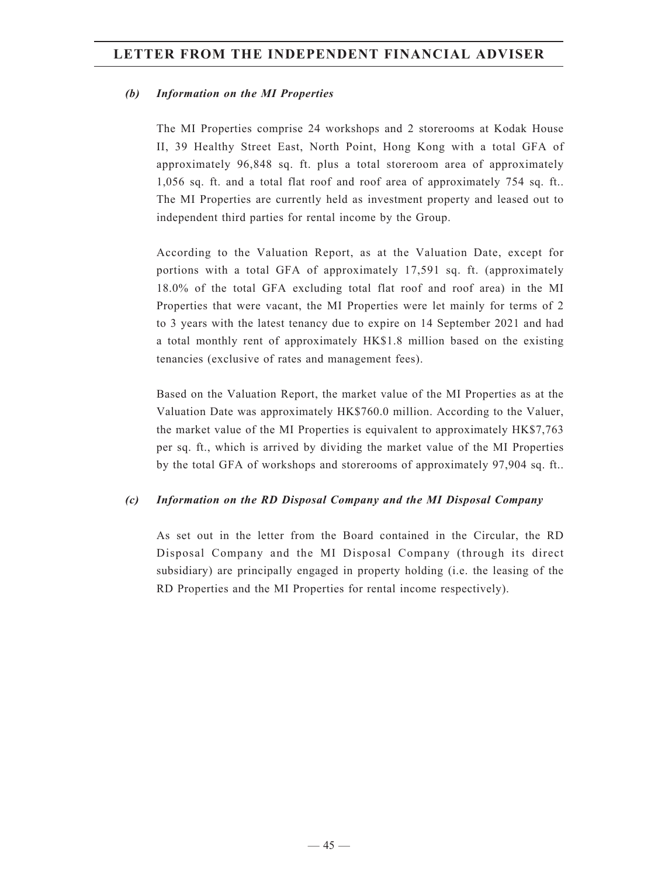### *(b) Information on the MI Properties*

The MI Properties comprise 24 workshops and 2 storerooms at Kodak House II, 39 Healthy Street East, North Point, Hong Kong with a total GFA of approximately 96,848 sq. ft. plus a total storeroom area of approximately 1,056 sq. ft. and a total flat roof and roof area of approximately 754 sq. ft.. The MI Properties are currently held as investment property and leased out to independent third parties for rental income by the Group.

According to the Valuation Report, as at the Valuation Date, except for portions with a total GFA of approximately 17,591 sq. ft. (approximately 18.0% of the total GFA excluding total flat roof and roof area) in the MI Properties that were vacant, the MI Properties were let mainly for terms of 2 to 3 years with the latest tenancy due to expire on 14 September 2021 and had a total monthly rent of approximately HK$1.8 million based on the existing tenancies (exclusive of rates and management fees).

Based on the Valuation Report, the market value of the MI Properties as at the Valuation Date was approximately HK$760.0 million. According to the Valuer, the market value of the MI Properties is equivalent to approximately HK$7,763 per sq. ft., which is arrived by dividing the market value of the MI Properties by the total GFA of workshops and storerooms of approximately 97,904 sq. ft..

### *(c) Information on the RD Disposal Company and the MI Disposal Company*

As set out in the letter from the Board contained in the Circular, the RD Disposal Company and the MI Disposal Company (through its direct subsidiary) are principally engaged in property holding (i.e. the leasing of the RD Properties and the MI Properties for rental income respectively).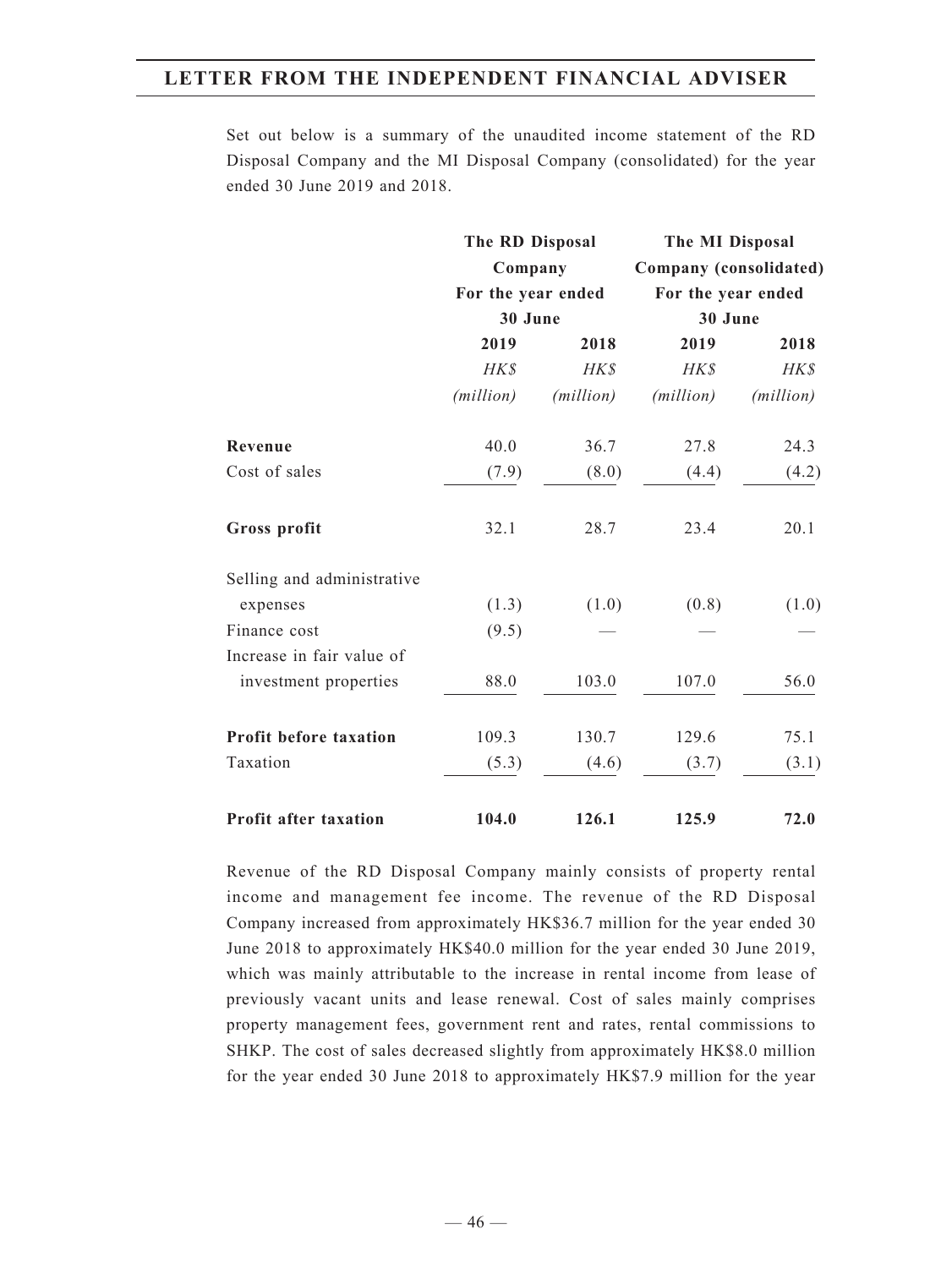Set out below is a summary of the unaudited income statement of the RD Disposal Company and the MI Disposal Company (consolidated) for the year ended 30 June 2019 and 2018.

| | **The RD Disposal Company** | | **The MI Disposal Company (consolidated)** | |
|---|---|---|---|---|
| | **For the year ended 30 June** | | **For the year ended 30 June** | |
| | **2019** | **2018** | **2019** | **2018** |
| | *HK$ (million)* | *HK$ (million)* | *HK$ (million)* | *HK$ (million)* |
| **Revenue** | 40.0 | 36.7 | 27.8 | 24.3 |
| Cost of sales | (7.9) | (8.0) | (4.4) | (4.2) |
| **Gross profit** | 32.1 | 28.7 | 23.4 | 20.1 |
| Selling and administrative expenses | (1.3) | (1.0) | (0.8) | (1.0) |
| Finance cost | (9.5) | — | — | — |
| Increase in fair value of investment properties | 88.0 | 103.0 | 107.0 | 56.0 |
| **Profit before taxation** | 109.3 | 130.7 | 129.6 | 75.1 |
| Taxation | (5.3) | (4.6) | (3.7) | (3.1) |
| **Profit after taxation** | **104.0** | **126.1** | **125.9** | **72.0** |

Revenue of the RD Disposal Company mainly consists of property rental income and management fee income. The revenue of the RD Disposal Company increased from approximately HK$36.7 million for the year ended 30 June 2018 to approximately HK$40.0 million for the year ended 30 June 2019, which was mainly attributable to the increase in rental income from lease of previously vacant units and lease renewal. Cost of sales mainly comprises property management fees, government rent and rates, rental commissions to SHKP. The cost of sales decreased slightly from approximately HK$8.0 million for the year ended 30 June 2018 to approximately HK$7.9 million for the year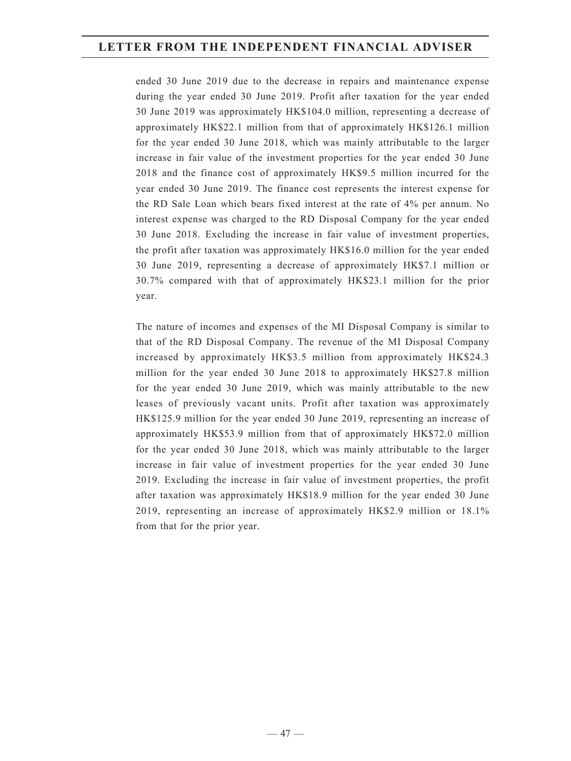ended 30 June 2019 due to the decrease in repairs and maintenance expense during the year ended 30 June 2019. Profit after taxation for the year ended 30 June 2019 was approximately HK$104.0 million, representing a decrease of approximately HK$22.1 million from that of approximately HK$126.1 million for the year ended 30 June 2018, which was mainly attributable to the larger increase in fair value of the investment properties for the year ended 30 June 2018 and the finance cost of approximately HK$9.5 million incurred for the year ended 30 June 2019. The finance cost represents the interest expense for the RD Sale Loan which bears fixed interest at the rate of 4% per annum. No interest expense was charged to the RD Disposal Company for the year ended 30 June 2018. Excluding the increase in fair value of investment properties, the profit after taxation was approximately HK$16.0 million for the year ended 30 June 2019, representing a decrease of approximately HK$7.1 million or 30.7% compared with that of approximately HK$23.1 million for the prior year.

The nature of incomes and expenses of the MI Disposal Company is similar to that of the RD Disposal Company. The revenue of the MI Disposal Company increased by approximately HK$3.5 million from approximately HK$24.3 million for the year ended 30 June 2018 to approximately HK$27.8 million for the year ended 30 June 2019, which was mainly attributable to the new leases of previously vacant units. Profit after taxation was approximately HK$125.9 million for the year ended 30 June 2019, representing an increase of approximately HK$53.9 million from that of approximately HK$72.0 million for the year ended 30 June 2018, which was mainly attributable to the larger increase in fair value of investment properties for the year ended 30 June 2019. Excluding the increase in fair value of investment properties, the profit after taxation was approximately HK$18.9 million for the year ended 30 June 2019, representing an increase of approximately HK$2.9 million or 18.1% from that for the prior year.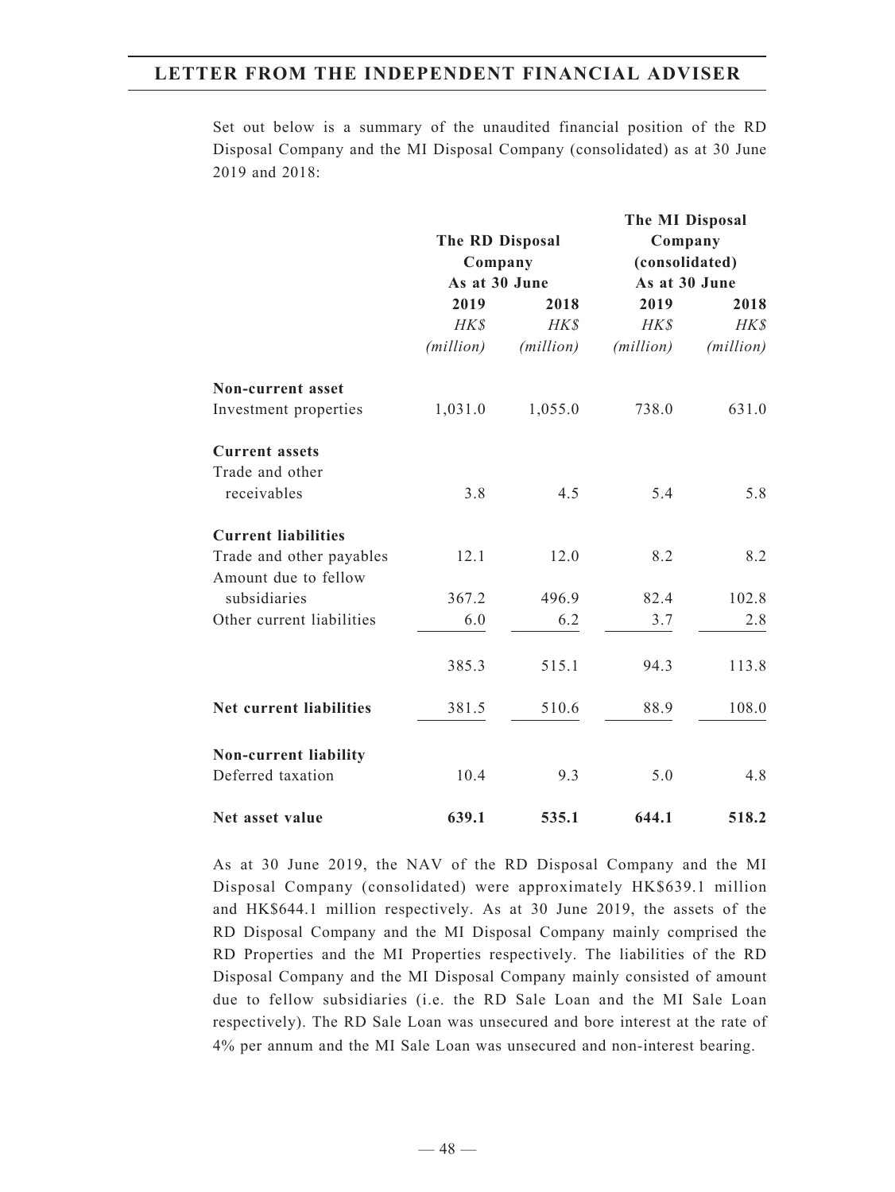Set out below is a summary of the unaudited financial position of the RD Disposal Company and the MI Disposal Company (consolidated) as at 30 June 2019 and 2018:

| | The RD Disposal Company | | The MI Disposal Company (consolidated) | |
|---|---|---|---|---|
| | As at 30 June | | As at 30 June | |
| | 2019 | 2018 | 2019 | 2018 |
| | *HK$* *(million)* | *HK$* *(million)* | *HK$* *(million)* | *HK$* *(million)* |
| **Non-current asset** | | | | |
| Investment properties | 1,031.0 | 1,055.0 | 738.0 | 631.0 |
| **Current assets** | | | | |
| Trade and other receivables | 3.8 | 4.5 | 5.4 | 5.8 |
| **Current liabilities** | | | | |
| Trade and other payables | 12.1 | 12.0 | 8.2 | 8.2 |
| Amount due to fellow subsidiaries | 367.2 | 496.9 | 82.4 | 102.8 |
| Other current liabilities | 6.0 | 6.2 | 3.7 | 2.8 |
| | 385.3 | 515.1 | 94.3 | 113.8 |
| **Net current liabilities** | 381.5 | 510.6 | 88.9 | 108.0 |
| **Non-current liability** | | | | |
| Deferred taxation | 10.4 | 9.3 | 5.0 | 4.8 |
| **Net asset value** | **639.1** | **535.1** | **644.1** | **518.2** |

As at 30 June 2019, the NAV of the RD Disposal Company and the MI Disposal Company (consolidated) were approximately HK$639.1 million and HK$644.1 million respectively. As at 30 June 2019, the assets of the RD Disposal Company and the MI Disposal Company mainly comprised the RD Properties and the MI Properties respectively. The liabilities of the RD Disposal Company and the MI Disposal Company mainly consisted of amount due to fellow subsidiaries (i.e. the RD Sale Loan and the MI Sale Loan respectively). The RD Sale Loan was unsecured and bore interest at the rate of 4% per annum and the MI Sale Loan was unsecured and non-interest bearing.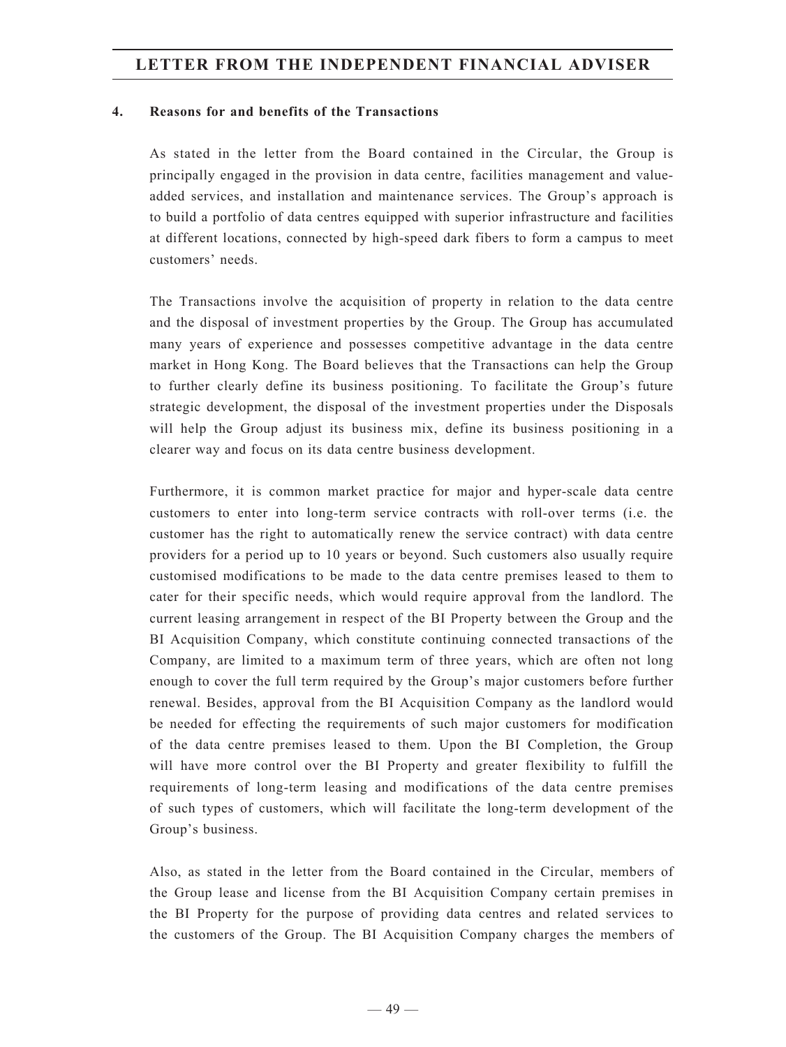#### 4. Reasons for and benefits of the Transactions

As stated in the letter from the Board contained in the Circular, the Group is principally engaged in the provision in data centre, facilities management and value-added services, and installation and maintenance services. The Group's approach is to build a portfolio of data centres equipped with superior infrastructure and facilities at different locations, connected by high-speed dark fibers to form a campus to meet customers' needs.

The Transactions involve the acquisition of property in relation to the data centre and the disposal of investment properties by the Group. The Group has accumulated many years of experience and possesses competitive advantage in the data centre market in Hong Kong. The Board believes that the Transactions can help the Group to further clearly define its business positioning. To facilitate the Group's future strategic development, the disposal of the investment properties under the Disposals will help the Group adjust its business mix, define its business positioning in a clearer way and focus on its data centre business development.

Furthermore, it is common market practice for major and hyper-scale data centre customers to enter into long-term service contracts with roll-over terms (i.e. the customer has the right to automatically renew the service contract) with data centre providers for a period up to 10 years or beyond. Such customers also usually require customised modifications to be made to the data centre premises leased to them to cater for their specific needs, which would require approval from the landlord. The current leasing arrangement in respect of the BI Property between the Group and the BI Acquisition Company, which constitute continuing connected transactions of the Company, are limited to a maximum term of three years, which are often not long enough to cover the full term required by the Group's major customers before further renewal. Besides, approval from the BI Acquisition Company as the landlord would be needed for effecting the requirements of such major customers for modification of the data centre premises leased to them. Upon the BI Completion, the Group will have more control over the BI Property and greater flexibility to fulfill the requirements of long-term leasing and modifications of the data centre premises of such types of customers, which will facilitate the long-term development of the Group's business.

Also, as stated in the letter from the Board contained in the Circular, members of the Group lease and license from the BI Acquisition Company certain premises in the BI Property for the purpose of providing data centres and related services to the customers of the Group. The BI Acquisition Company charges the members of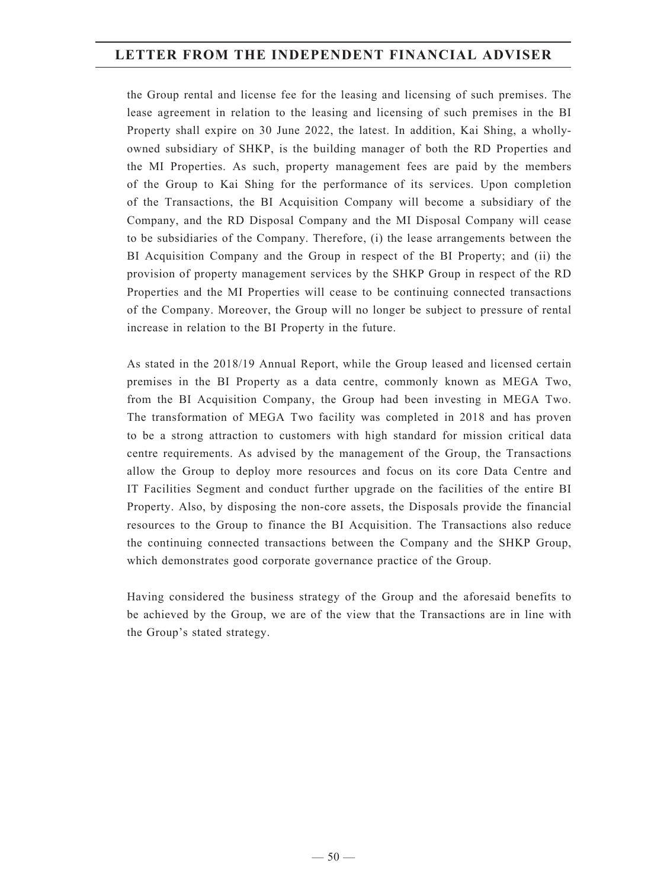the Group rental and license fee for the leasing and licensing of such premises. The lease agreement in relation to the leasing and licensing of such premises in the BI Property shall expire on 30 June 2022, the latest. In addition, Kai Shing, a wholly-owned subsidiary of SHKP, is the building manager of both the RD Properties and the MI Properties. As such, property management fees are paid by the members of the Group to Kai Shing for the performance of its services. Upon completion of the Transactions, the BI Acquisition Company will become a subsidiary of the Company, and the RD Disposal Company and the MI Disposal Company will cease to be subsidiaries of the Company. Therefore, (i) the lease arrangements between the BI Acquisition Company and the Group in respect of the BI Property; and (ii) the provision of property management services by the SHKP Group in respect of the RD Properties and the MI Properties will cease to be continuing connected transactions of the Company. Moreover, the Group will no longer be subject to pressure of rental increase in relation to the BI Property in the future.

As stated in the 2018/19 Annual Report, while the Group leased and licensed certain premises in the BI Property as a data centre, commonly known as MEGA Two, from the BI Acquisition Company, the Group had been investing in MEGA Two. The transformation of MEGA Two facility was completed in 2018 and has proven to be a strong attraction to customers with high standard for mission critical data centre requirements. As advised by the management of the Group, the Transactions allow the Group to deploy more resources and focus on its core Data Centre and IT Facilities Segment and conduct further upgrade on the facilities of the entire BI Property. Also, by disposing the non-core assets, the Disposals provide the financial resources to the Group to finance the BI Acquisition. The Transactions also reduce the continuing connected transactions between the Company and the SHKP Group, which demonstrates good corporate governance practice of the Group.

Having considered the business strategy of the Group and the aforesaid benefits to be achieved by the Group, we are of the view that the Transactions are in line with the Group's stated strategy.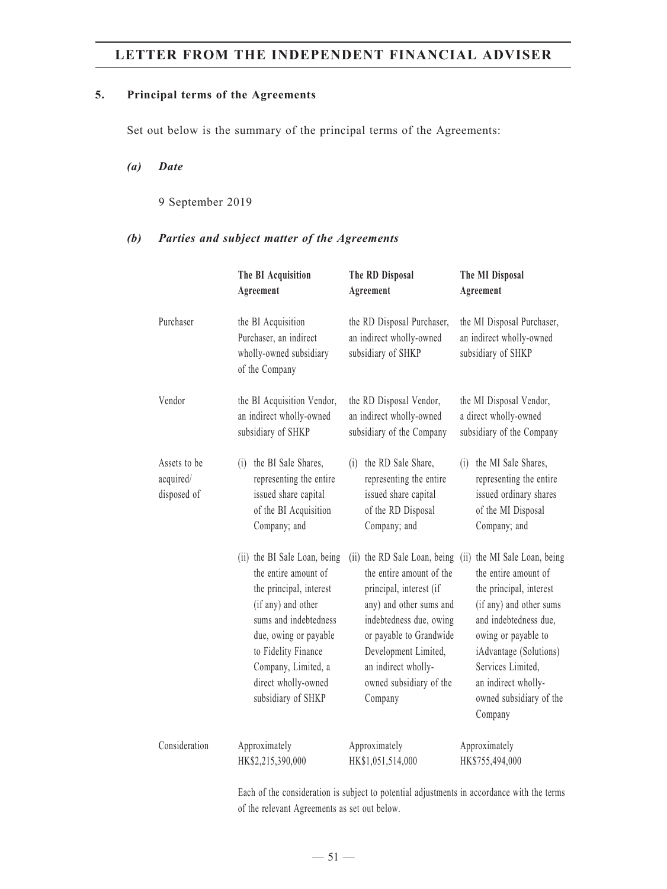## 5. Principal terms of the Agreements

Set out below is the summary of the principal terms of the Agreements:

### *(a) Date*

9 September 2019

### *(b) Parties and subject matter of the Agreements*

| | **The BI Acquisition Agreement** | **The RD Disposal Agreement** | **The MI Disposal Agreement** |
|---|---|---|---|
| Purchaser | the BI Acquisition Purchaser, an indirect wholly-owned subsidiary of the Company | the RD Disposal Purchaser, an indirect wholly-owned subsidiary of SHKP | the MI Disposal Purchaser, an indirect wholly-owned subsidiary of SHKP |
| Vendor | the BI Acquisition Vendor, an indirect wholly-owned subsidiary of SHKP | the RD Disposal Vendor, an indirect wholly-owned subsidiary of the Company | the MI Disposal Vendor, a direct wholly-owned subsidiary of the Company |
| Assets to be acquired/ disposed of | (i) the BI Sale Shares, representing the entire issued share capital of the BI Acquisition Company; and | (i) the RD Sale Share, representing the entire issued share capital of the RD Disposal Company; and | (i) the MI Sale Shares, representing the entire issued ordinary shares of the MI Disposal Company; and |
| | (ii) the BI Sale Loan, being the entire amount of the principal, interest (if any) and other sums and indebtedness due, owing or payable to Fidelity Finance Company, Limited, a direct wholly-owned subsidiary of SHKP | (ii) the RD Sale Loan, being the entire amount of the principal, interest (if any) and other sums and indebtedness due, owing or payable to Grandwide Development Limited, an indirect wholly-owned subsidiary of the Company | (ii) the MI Sale Loan, being the entire amount of the principal, interest (if any) and other sums and indebtedness due, owing or payable to iAdvantage (Solutions) Services Limited, an indirect wholly-owned subsidiary of the Company |
| Consideration | Approximately HK$2,215,390,000 | Approximately HK$1,051,514,000 | Approximately HK$755,494,000 |

Each of the consideration is subject to potential adjustments in accordance with the terms of the relevant Agreements as set out below.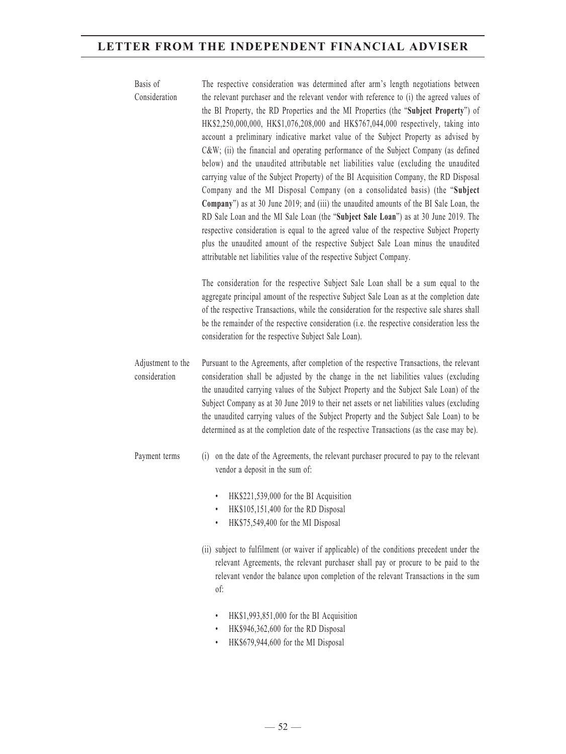| | |
|---|---|
| Basis of Consideration | The respective consideration was determined after arm's length negotiations between the relevant purchaser and the relevant vendor with reference to (i) the agreed values of the BI Property, the RD Properties and the MI Properties (the "**Subject Property**") of HK$2,250,000,000, HK$1,076,208,000 and HK$767,044,000 respectively, taking into account a preliminary indicative market value of the Subject Property as advised by C&W; (ii) the financial and operating performance of the Subject Company (as defined below) and the unaudited attributable net liabilities value (excluding the unaudited carrying value of the Subject Property) of the BI Acquisition Company, the RD Disposal Company and the MI Disposal Company (on a consolidated basis) (the "**Subject Company**") as at 30 June 2019; and (iii) the unaudited amounts of the BI Sale Loan, the RD Sale Loan and the MI Sale Loan (the "**Subject Sale Loan**") as at 30 June 2019. The respective consideration is equal to the agreed value of the respective Subject Property plus the unaudited amount of the respective Subject Sale Loan minus the unaudited attributable net liabilities value of the respective Subject Company.<br><br>The consideration for the respective Subject Sale Loan shall be a sum equal to the aggregate principal amount of the respective Subject Sale Loan as at the completion date of the respective Transactions, while the consideration for the respective sale shares shall be the remainder of the respective consideration (i.e. the respective consideration less the consideration for the respective Subject Sale Loan). |
| Adjustment to the consideration | Pursuant to the Agreements, after completion of the respective Transactions, the relevant consideration shall be adjusted by the change in the net liabilities values (excluding the unaudited carrying values of the Subject Property and the Subject Sale Loan) of the Subject Company as at 30 June 2019 to their net assets or net liabilities values (excluding the unaudited carrying values of the Subject Property and the Subject Sale Loan) to be determined as at the completion date of the respective Transactions (as the case may be). |
| Payment terms | (i) on the date of the Agreements, the relevant purchaser procured to pay to the relevant vendor a deposit in the sum of:<br>• HK$221,539,000 for the BI Acquisition<br>• HK$105,151,400 for the RD Disposal<br>• HK$75,549,400 for the MI Disposal<br><br>(ii) subject to fulfilment (or waiver if applicable) of the conditions precedent under the relevant Agreements, the relevant purchaser shall pay or procure to be paid to the relevant vendor the balance upon completion of the relevant Transactions in the sum of:<br>• HK$1,993,851,000 for the BI Acquisition<br>• HK$946,362,600 for the RD Disposal<br>• HK$679,944,600 for the MI Disposal |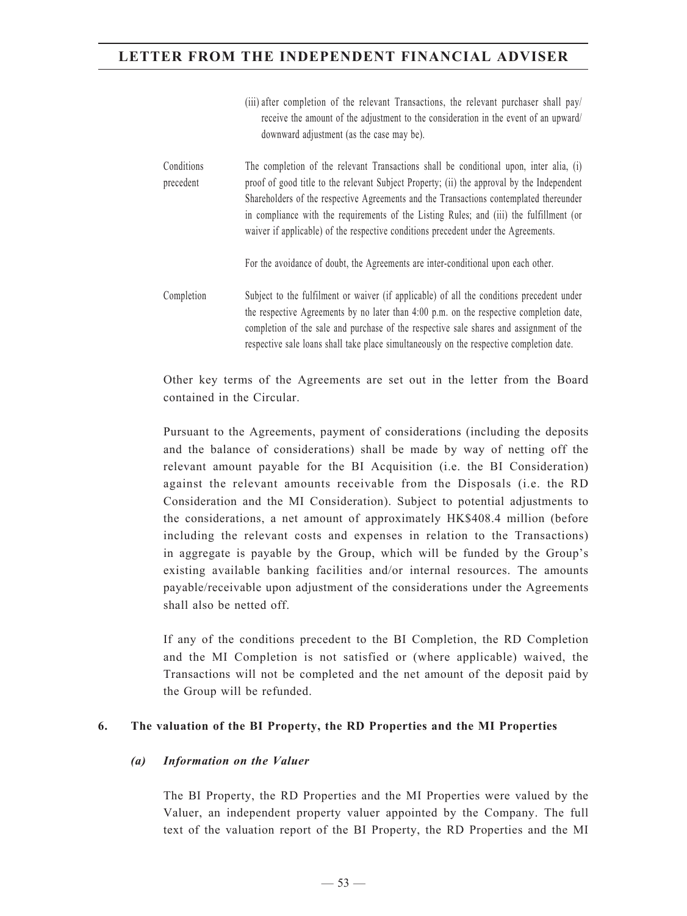| | |
|---|---|
| | (iii) after completion of the relevant Transactions, the relevant purchaser shall pay/receive the amount of the adjustment to the consideration in the event of an upward/downward adjustment (as the case may be). |
| Conditions precedent | The completion of the relevant Transactions shall be conditional upon, inter alia, (i) proof of good title to the relevant Subject Property; (ii) the approval by the Independent Shareholders of the respective Agreements and the Transactions contemplated thereunder in compliance with the requirements of the Listing Rules; and (iii) the fulfillment (or waiver if applicable) of the respective conditions precedent under the Agreements.<br><br>For the avoidance of doubt, the Agreements are inter-conditional upon each other. |
| Completion | Subject to the fulfilment or waiver (if applicable) of all the conditions precedent under the respective Agreements by no later than 4:00 p.m. on the respective completion date, completion of the sale and purchase of the respective sale shares and assignment of the respective sale loans shall take place simultaneously on the respective completion date. |

Other key terms of the Agreements are set out in the letter from the Board contained in the Circular.

Pursuant to the Agreements, payment of considerations (including the deposits and the balance of considerations) shall be made by way of netting off the relevant amount payable for the BI Acquisition (i.e. the BI Consideration) against the relevant amounts receivable from the Disposals (i.e. the RD Consideration and the MI Consideration). Subject to potential adjustments to the considerations, a net amount of approximately HK$408.4 million (before including the relevant costs and expenses in relation to the Transactions) in aggregate is payable by the Group, which will be funded by the Group's existing available banking facilities and/or internal resources. The amounts payable/receivable upon adjustment of the considerations under the Agreements shall also be netted off.

If any of the conditions precedent to the BI Completion, the RD Completion and the MI Completion is not satisfied or (where applicable) waived, the Transactions will not be completed and the net amount of the deposit paid by the Group will be refunded.

## 6. The valuation of the BI Property, the RD Properties and the MI Properties

### *(a) Information on the Valuer*

The BI Property, the RD Properties and the MI Properties were valued by the Valuer, an independent property valuer appointed by the Company. The full text of the valuation report of the BI Property, the RD Properties and the MI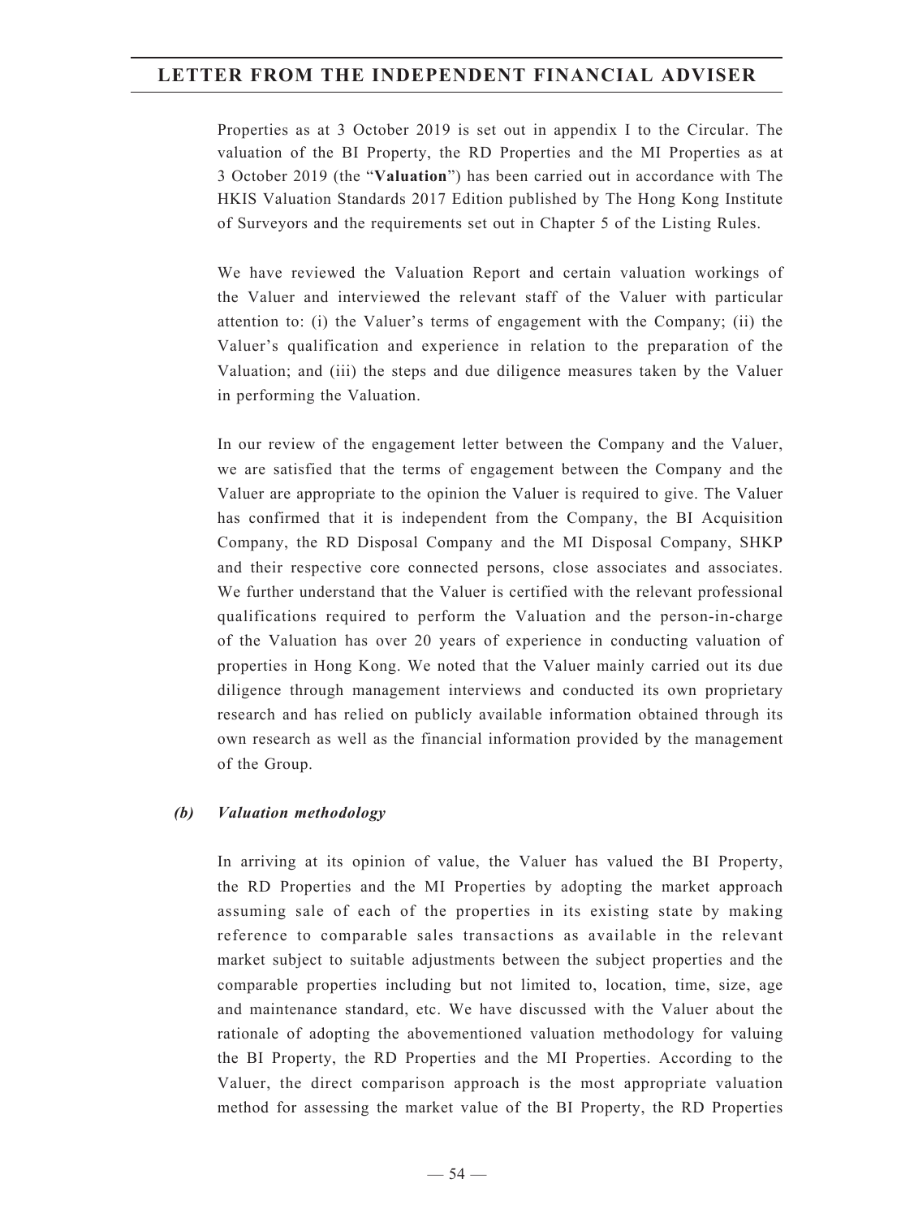Properties as at 3 October 2019 is set out in appendix I to the Circular. The valuation of the BI Property, the RD Properties and the MI Properties as at 3 October 2019 (the "**Valuation**") has been carried out in accordance with The HKIS Valuation Standards 2017 Edition published by The Hong Kong Institute of Surveyors and the requirements set out in Chapter 5 of the Listing Rules.

We have reviewed the Valuation Report and certain valuation workings of the Valuer and interviewed the relevant staff of the Valuer with particular attention to: (i) the Valuer's terms of engagement with the Company; (ii) the Valuer's qualification and experience in relation to the preparation of the Valuation; and (iii) the steps and due diligence measures taken by the Valuer in performing the Valuation.

In our review of the engagement letter between the Company and the Valuer, we are satisfied that the terms of engagement between the Company and the Valuer are appropriate to the opinion the Valuer is required to give. The Valuer has confirmed that it is independent from the Company, the BI Acquisition Company, the RD Disposal Company and the MI Disposal Company, SHKP and their respective core connected persons, close associates and associates. We further understand that the Valuer is certified with the relevant professional qualifications required to perform the Valuation and the person-in-charge of the Valuation has over 20 years of experience in conducting valuation of properties in Hong Kong. We noted that the Valuer mainly carried out its due diligence through management interviews and conducted its own proprietary research and has relied on publicly available information obtained through its own research as well as the financial information provided by the management of the Group.

***(b) Valuation methodology***

In arriving at its opinion of value, the Valuer has valued the BI Property, the RD Properties and the MI Properties by adopting the market approach assuming sale of each of the properties in its existing state by making reference to comparable sales transactions as available in the relevant market subject to suitable adjustments between the subject properties and the comparable properties including but not limited to, location, time, size, age and maintenance standard, etc. We have discussed with the Valuer about the rationale of adopting the abovementioned valuation methodology for valuing the BI Property, the RD Properties and the MI Properties. According to the Valuer, the direct comparison approach is the most appropriate valuation method for assessing the market value of the BI Property, the RD Properties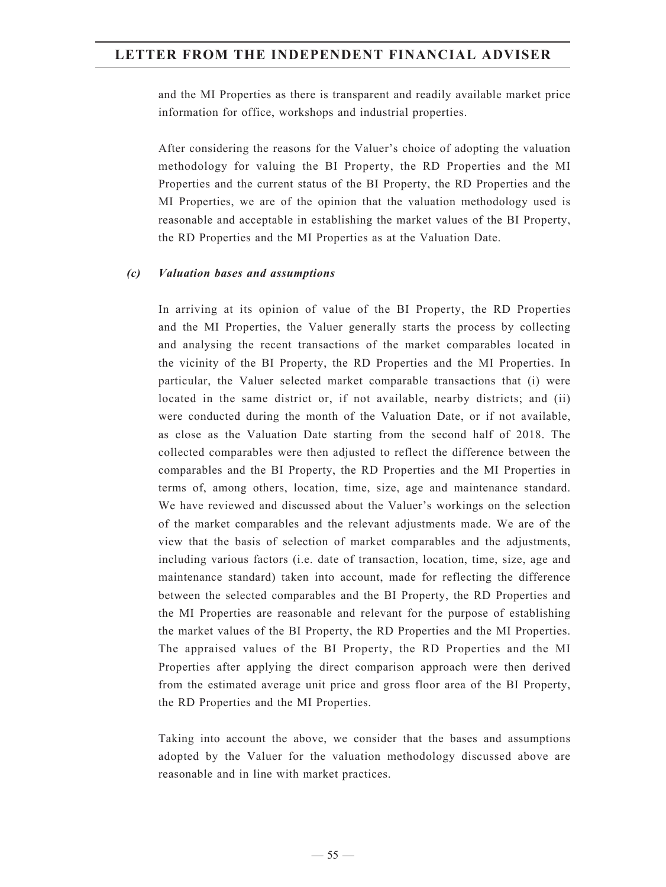and the MI Properties as there is transparent and readily available market price information for office, workshops and industrial properties.

After considering the reasons for the Valuer's choice of adopting the valuation methodology for valuing the BI Property, the RD Properties and the MI Properties and the current status of the BI Property, the RD Properties and the MI Properties, we are of the opinion that the valuation methodology used is reasonable and acceptable in establishing the market values of the BI Property, the RD Properties and the MI Properties as at the Valuation Date.

*(c) Valuation bases and assumptions*

In arriving at its opinion of value of the BI Property, the RD Properties and the MI Properties, the Valuer generally starts the process by collecting and analysing the recent transactions of the market comparables located in the vicinity of the BI Property, the RD Properties and the MI Properties. In particular, the Valuer selected market comparable transactions that (i) were located in the same district or, if not available, nearby districts; and (ii) were conducted during the month of the Valuation Date, or if not available, as close as the Valuation Date starting from the second half of 2018. The collected comparables were then adjusted to reflect the difference between the comparables and the BI Property, the RD Properties and the MI Properties in terms of, among others, location, time, size, age and maintenance standard. We have reviewed and discussed about the Valuer's workings on the selection of the market comparables and the relevant adjustments made. We are of the view that the basis of selection of market comparables and the adjustments, including various factors (i.e. date of transaction, location, time, size, age and maintenance standard) taken into account, made for reflecting the difference between the selected comparables and the BI Property, the RD Properties and the MI Properties are reasonable and relevant for the purpose of establishing the market values of the BI Property, the RD Properties and the MI Properties. The appraised values of the BI Property, the RD Properties and the MI Properties after applying the direct comparison approach were then derived from the estimated average unit price and gross floor area of the BI Property, the RD Properties and the MI Properties.

Taking into account the above, we consider that the bases and assumptions adopted by the Valuer for the valuation methodology discussed above are reasonable and in line with market practices.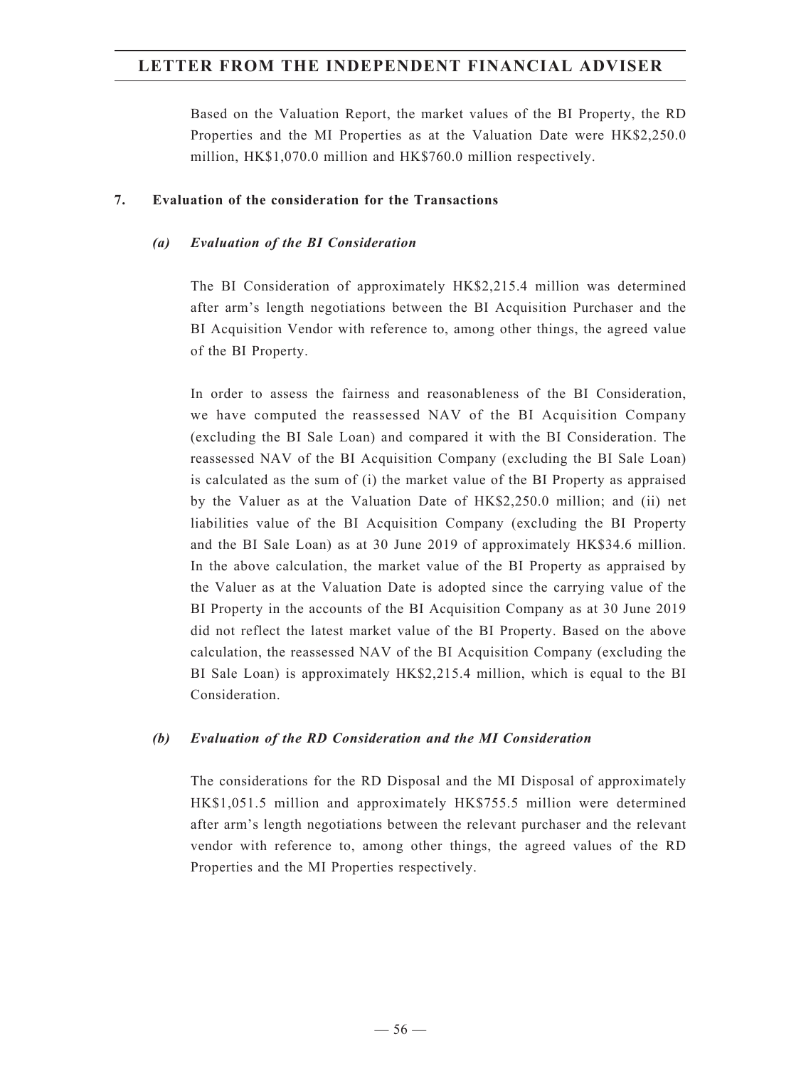Based on the Valuation Report, the market values of the BI Property, the RD Properties and the MI Properties as at the Valuation Date were HK$2,250.0 million, HK$1,070.0 million and HK$760.0 million respectively.

## 7. Evaluation of the consideration for the Transactions

### *(a) Evaluation of the BI Consideration*

The BI Consideration of approximately HK$2,215.4 million was determined after arm's length negotiations between the BI Acquisition Purchaser and the BI Acquisition Vendor with reference to, among other things, the agreed value of the BI Property.

In order to assess the fairness and reasonableness of the BI Consideration, we have computed the reassessed NAV of the BI Acquisition Company (excluding the BI Sale Loan) and compared it with the BI Consideration. The reassessed NAV of the BI Acquisition Company (excluding the BI Sale Loan) is calculated as the sum of (i) the market value of the BI Property as appraised by the Valuer as at the Valuation Date of HK$2,250.0 million; and (ii) net liabilities value of the BI Acquisition Company (excluding the BI Property and the BI Sale Loan) as at 30 June 2019 of approximately HK$34.6 million. In the above calculation, the market value of the BI Property as appraised by the Valuer as at the Valuation Date is adopted since the carrying value of the BI Property in the accounts of the BI Acquisition Company as at 30 June 2019 did not reflect the latest market value of the BI Property. Based on the above calculation, the reassessed NAV of the BI Acquisition Company (excluding the BI Sale Loan) is approximately HK$2,215.4 million, which is equal to the BI Consideration.

### *(b) Evaluation of the RD Consideration and the MI Consideration*

The considerations for the RD Disposal and the MI Disposal of approximately HK$1,051.5 million and approximately HK$755.5 million were determined after arm's length negotiations between the relevant purchaser and the relevant vendor with reference to, among other things, the agreed values of the RD Properties and the MI Properties respectively.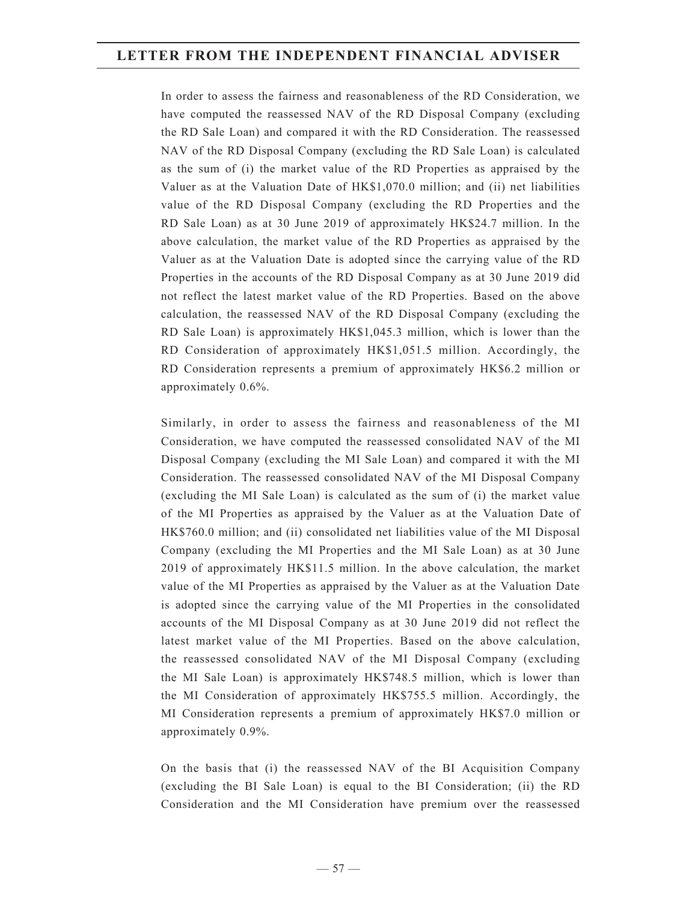In order to assess the fairness and reasonableness of the RD Consideration, we have computed the reassessed NAV of the RD Disposal Company (excluding the RD Sale Loan) and compared it with the RD Consideration. The reassessed NAV of the RD Disposal Company (excluding the RD Sale Loan) is calculated as the sum of (i) the market value of the RD Properties as appraised by the Valuer as at the Valuation Date of HK$1,070.0 million; and (ii) net liabilities value of the RD Disposal Company (excluding the RD Properties and the RD Sale Loan) as at 30 June 2019 of approximately HK$24.7 million. In the above calculation, the market value of the RD Properties as appraised by the Valuer as at the Valuation Date is adopted since the carrying value of the RD Properties in the accounts of the RD Disposal Company as at 30 June 2019 did not reflect the latest market value of the RD Properties. Based on the above calculation, the reassessed NAV of the RD Disposal Company (excluding the RD Sale Loan) is approximately HK$1,045.3 million, which is lower than the RD Consideration of approximately HK$1,051.5 million. Accordingly, the RD Consideration represents a premium of approximately HK$6.2 million or approximately 0.6%.

Similarly, in order to assess the fairness and reasonableness of the MI Consideration, we have computed the reassessed consolidated NAV of the MI Disposal Company (excluding the MI Sale Loan) and compared it with the MI Consideration. The reassessed consolidated NAV of the MI Disposal Company (excluding the MI Sale Loan) is calculated as the sum of (i) the market value of the MI Properties as appraised by the Valuer as at the Valuation Date of HK$760.0 million; and (ii) consolidated net liabilities value of the MI Disposal Company (excluding the MI Properties and the MI Sale Loan) as at 30 June 2019 of approximately HK$11.5 million. In the above calculation, the market value of the MI Properties as appraised by the Valuer as at the Valuation Date is adopted since the carrying value of the MI Properties in the consolidated accounts of the MI Disposal Company as at 30 June 2019 did not reflect the latest market value of the MI Properties. Based on the above calculation, the reassessed consolidated NAV of the MI Disposal Company (excluding the MI Sale Loan) is approximately HK$748.5 million, which is lower than the MI Consideration of approximately HK$755.5 million. Accordingly, the MI Consideration represents a premium of approximately HK$7.0 million or approximately 0.9%.

On the basis that (i) the reassessed NAV of the BI Acquisition Company (excluding the BI Sale Loan) is equal to the BI Consideration; (ii) the RD Consideration and the MI Consideration have premium over the reassessed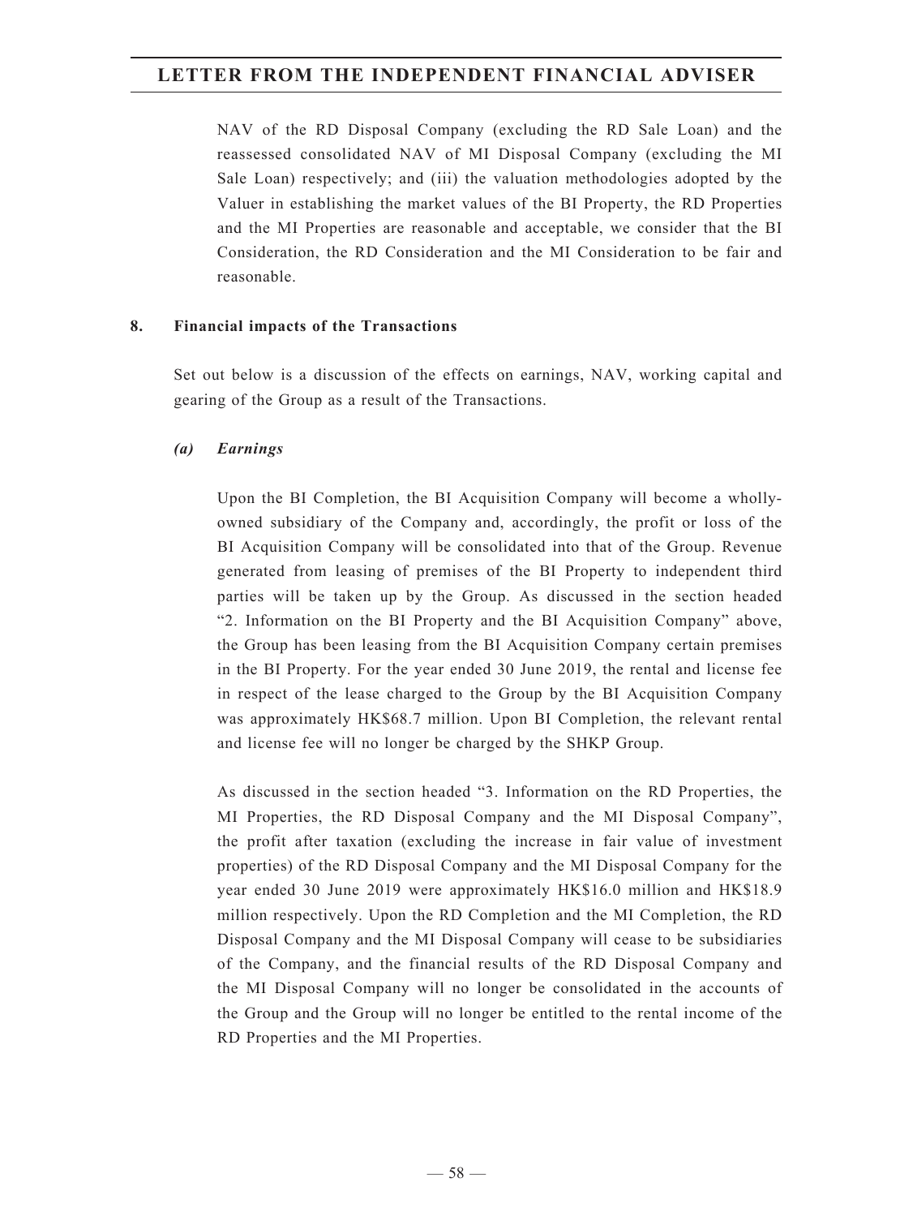NAV of the RD Disposal Company (excluding the RD Sale Loan) and the reassessed consolidated NAV of MI Disposal Company (excluding the MI Sale Loan) respectively; and (iii) the valuation methodologies adopted by the Valuer in establishing the market values of the BI Property, the RD Properties and the MI Properties are reasonable and acceptable, we consider that the BI Consideration, the RD Consideration and the MI Consideration to be fair and reasonable.

**8. Financial impacts of the Transactions**

Set out below is a discussion of the effects on earnings, NAV, working capital and gearing of the Group as a result of the Transactions.

***(a) Earnings***

Upon the BI Completion, the BI Acquisition Company will become a wholly-owned subsidiary of the Company and, accordingly, the profit or loss of the BI Acquisition Company will be consolidated into that of the Group. Revenue generated from leasing of premises of the BI Property to independent third parties will be taken up by the Group. As discussed in the section headed "2. Information on the BI Property and the BI Acquisition Company" above, the Group has been leasing from the BI Acquisition Company certain premises in the BI Property. For the year ended 30 June 2019, the rental and license fee in respect of the lease charged to the Group by the BI Acquisition Company was approximately HK$68.7 million. Upon BI Completion, the relevant rental and license fee will no longer be charged by the SHKP Group.

As discussed in the section headed "3. Information on the RD Properties, the MI Properties, the RD Disposal Company and the MI Disposal Company", the profit after taxation (excluding the increase in fair value of investment properties) of the RD Disposal Company and the MI Disposal Company for the year ended 30 June 2019 were approximately HK$16.0 million and HK$18.9 million respectively. Upon the RD Completion and the MI Completion, the RD Disposal Company and the MI Disposal Company will cease to be subsidiaries of the Company, and the financial results of the RD Disposal Company and the MI Disposal Company will no longer be consolidated in the accounts of the Group and the Group will no longer be entitled to the rental income of the RD Properties and the MI Properties.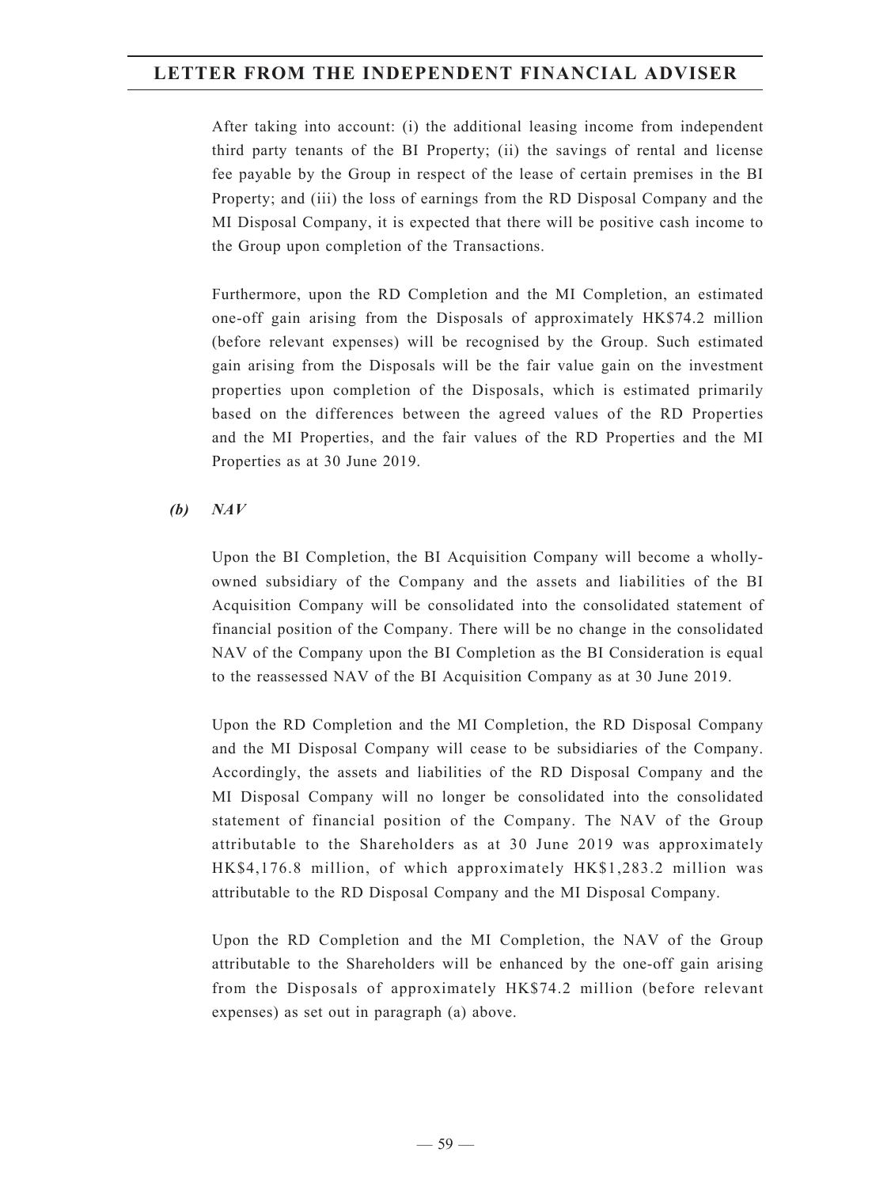After taking into account: (i) the additional leasing income from independent third party tenants of the BI Property; (ii) the savings of rental and license fee payable by the Group in respect of the lease of certain premises in the BI Property; and (iii) the loss of earnings from the RD Disposal Company and the MI Disposal Company, it is expected that there will be positive cash income to the Group upon completion of the Transactions.

Furthermore, upon the RD Completion and the MI Completion, an estimated one-off gain arising from the Disposals of approximately HK$74.2 million (before relevant expenses) will be recognised by the Group. Such estimated gain arising from the Disposals will be the fair value gain on the investment properties upon completion of the Disposals, which is estimated primarily based on the differences between the agreed values of the RD Properties and the MI Properties, and the fair values of the RD Properties and the MI Properties as at 30 June 2019.

***(b) NAV***

Upon the BI Completion, the BI Acquisition Company will become a wholly-owned subsidiary of the Company and the assets and liabilities of the BI Acquisition Company will be consolidated into the consolidated statement of financial position of the Company. There will be no change in the consolidated NAV of the Company upon the BI Completion as the BI Consideration is equal to the reassessed NAV of the BI Acquisition Company as at 30 June 2019.

Upon the RD Completion and the MI Completion, the RD Disposal Company and the MI Disposal Company will cease to be subsidiaries of the Company. Accordingly, the assets and liabilities of the RD Disposal Company and the MI Disposal Company will no longer be consolidated into the consolidated statement of financial position of the Company. The NAV of the Group attributable to the Shareholders as at 30 June 2019 was approximately HK$4,176.8 million, of which approximately HK$1,283.2 million was attributable to the RD Disposal Company and the MI Disposal Company.

Upon the RD Completion and the MI Completion, the NAV of the Group attributable to the Shareholders will be enhanced by the one-off gain arising from the Disposals of approximately HK$74.2 million (before relevant expenses) as set out in paragraph (a) above.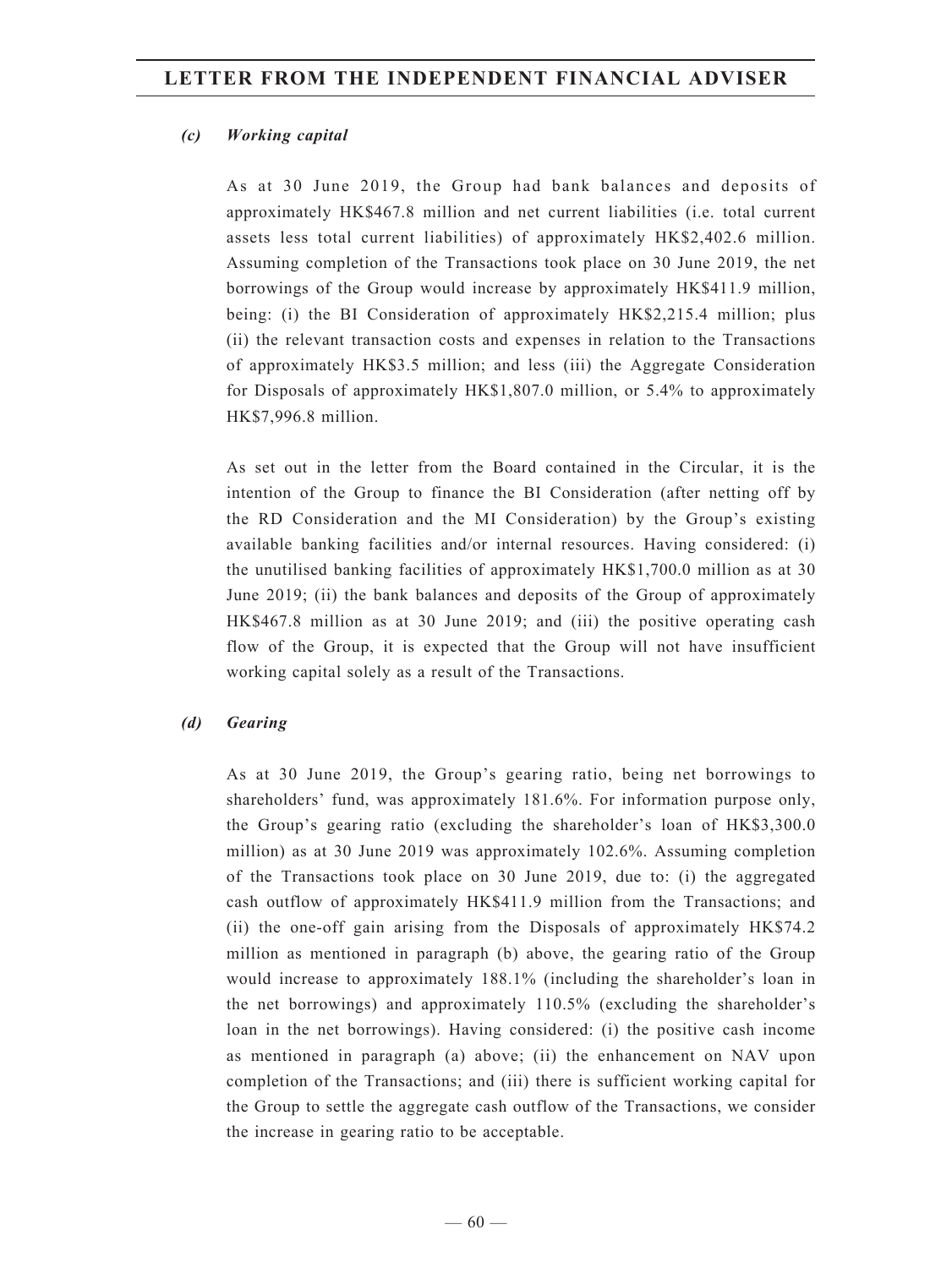### *(c) Working capital*

As at 30 June 2019, the Group had bank balances and deposits of approximately HK$467.8 million and net current liabilities (i.e. total current assets less total current liabilities) of approximately HK$2,402.6 million. Assuming completion of the Transactions took place on 30 June 2019, the net borrowings of the Group would increase by approximately HK$411.9 million, being: (i) the BI Consideration of approximately HK$2,215.4 million; plus (ii) the relevant transaction costs and expenses in relation to the Transactions of approximately HK$3.5 million; and less (iii) the Aggregate Consideration for Disposals of approximately HK$1,807.0 million, or 5.4% to approximately HK$7,996.8 million.

As set out in the letter from the Board contained in the Circular, it is the intention of the Group to finance the BI Consideration (after netting off by the RD Consideration and the MI Consideration) by the Group's existing available banking facilities and/or internal resources. Having considered: (i) the unutilised banking facilities of approximately HK$1,700.0 million as at 30 June 2019; (ii) the bank balances and deposits of the Group of approximately HK$467.8 million as at 30 June 2019; and (iii) the positive operating cash flow of the Group, it is expected that the Group will not have insufficient working capital solely as a result of the Transactions.

### *(d) Gearing*

As at 30 June 2019, the Group's gearing ratio, being net borrowings to shareholders' fund, was approximately 181.6%. For information purpose only, the Group's gearing ratio (excluding the shareholder's loan of HK$3,300.0 million) as at 30 June 2019 was approximately 102.6%. Assuming completion of the Transactions took place on 30 June 2019, due to: (i) the aggregated cash outflow of approximately HK$411.9 million from the Transactions; and (ii) the one-off gain arising from the Disposals of approximately HK$74.2 million as mentioned in paragraph (b) above, the gearing ratio of the Group would increase to approximately 188.1% (including the shareholder's loan in the net borrowings) and approximately 110.5% (excluding the shareholder's loan in the net borrowings). Having considered: (i) the positive cash income as mentioned in paragraph (a) above; (ii) the enhancement on NAV upon completion of the Transactions; and (iii) there is sufficient working capital for the Group to settle the aggregate cash outflow of the Transactions, we consider the increase in gearing ratio to be acceptable.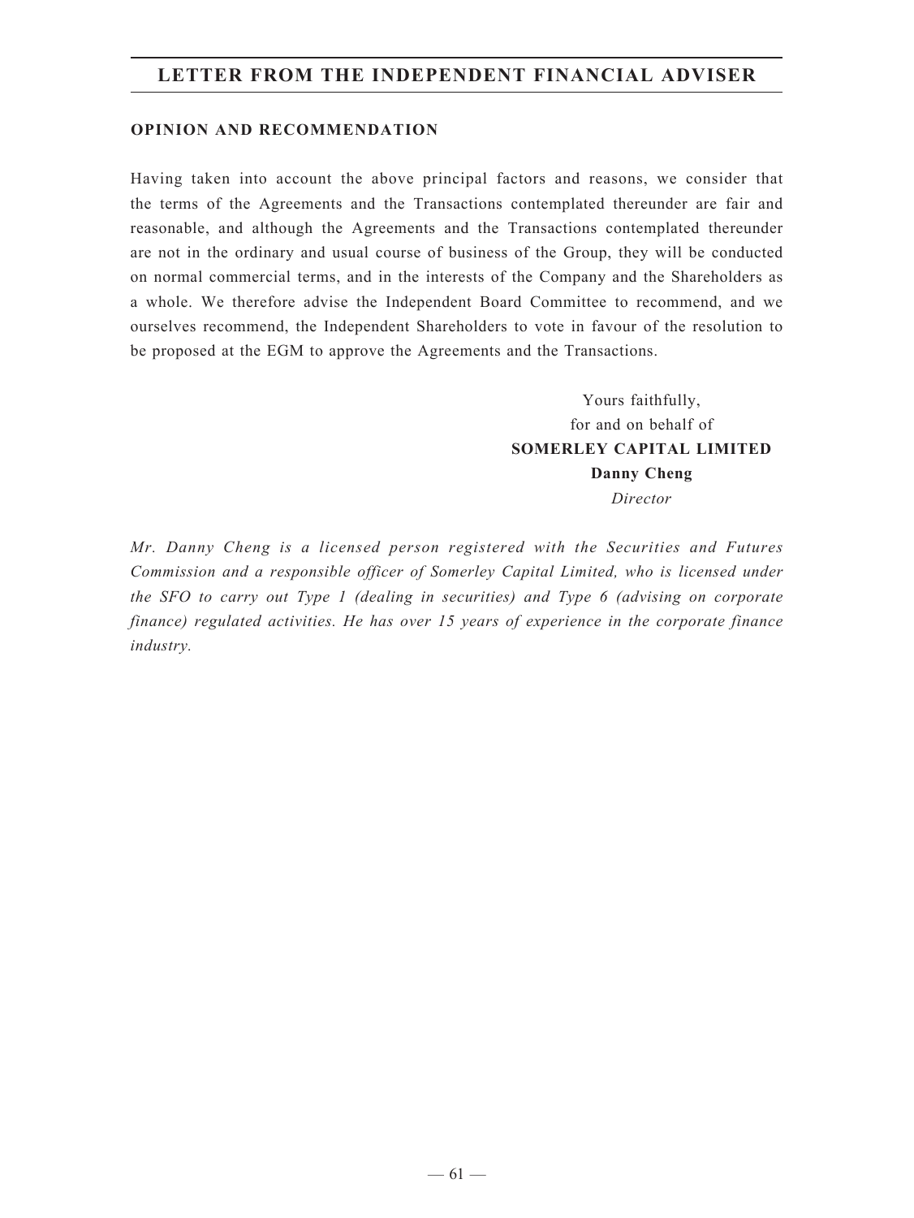## OPINION AND RECOMMENDATION

Having taken into account the above principal factors and reasons, we consider that the terms of the Agreements and the Transactions contemplated thereunder are fair and reasonable, and although the Agreements and the Transactions contemplated thereunder are not in the ordinary and usual course of business of the Group, they will be conducted on normal commercial terms, and in the interests of the Company and the Shareholders as a whole. We therefore advise the Independent Board Committee to recommend, and we ourselves recommend, the Independent Shareholders to vote in favour of the resolution to be proposed at the EGM to approve the Agreements and the Transactions.

Yours faithfully,
for and on behalf of
**SOMERLEY CAPITAL LIMITED**
**Danny Cheng**
*Director*

*Mr. Danny Cheng is a licensed person registered with the Securities and Futures Commission and a responsible officer of Somerley Capital Limited, who is licensed under the SFO to carry out Type 1 (dealing in securities) and Type 6 (advising on corporate finance) regulated activities. He has over 15 years of experience in the corporate finance industry.*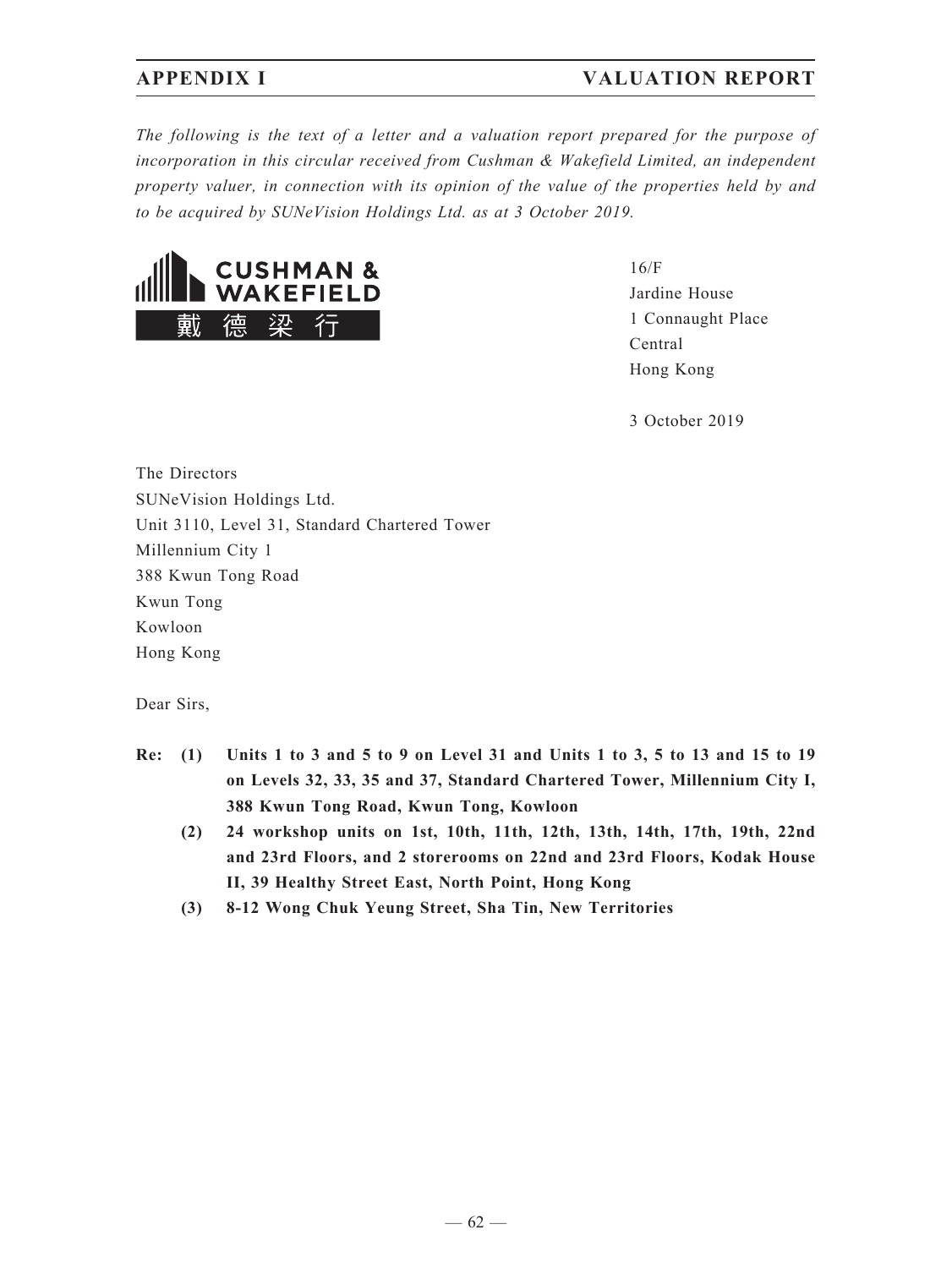## APPENDIX I VALUATION REPORT

*The following is the text of a letter and a valuation report prepared for the purpose of incorporation in this circular received from Cushman & Wakefield Limited, an independent property valuer, in connection with its opinion of the value of the properties held by and to be acquired by SUNeVision Holdings Ltd. as at 3 October 2019.*

CUSHMAN & WAKEFIELD
戴德梁行

16/F
Jardine House
1 Connaught Place
Central
Hong Kong

3 October 2019

The Directors
SUNeVision Holdings Ltd.
Unit 3110, Level 31, Standard Chartered Tower
Millennium City 1
388 Kwun Tong Road
Kwun Tong
Kowloon
Hong Kong

Dear Sirs,

**Re: (1) Units 1 to 3 and 5 to 9 on Level 31 and Units 1 to 3, 5 to 13 and 15 to 19 on Levels 32, 33, 35 and 37, Standard Chartered Tower, Millennium City I, 388 Kwun Tong Road, Kwun Tong, Kowloon**

**(2) 24 workshop units on 1st, 10th, 11th, 12th, 13th, 14th, 17th, 19th, 22nd and 23rd Floors, and 2 storerooms on 22nd and 23rd Floors, Kodak House II, 39 Healthy Street East, North Point, Hong Kong**

**(3) 8-12 Wong Chuk Yeung Street, Sha Tin, New Territories**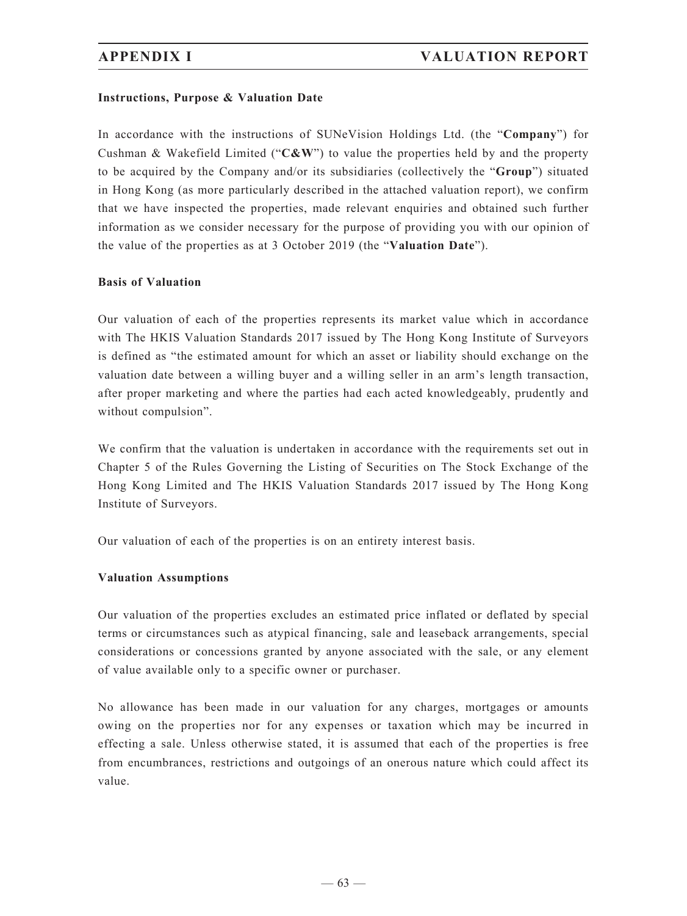**Instructions, Purpose & Valuation Date**

In accordance with the instructions of SUNeVision Holdings Ltd. (the "**Company**") for Cushman & Wakefield Limited ("**C&W**") to value the properties held by and the property to be acquired by the Company and/or its subsidiaries (collectively the "**Group**") situated in Hong Kong (as more particularly described in the attached valuation report), we confirm that we have inspected the properties, made relevant enquiries and obtained such further information as we consider necessary for the purpose of providing you with our opinion of the value of the properties as at 3 October 2019 (the "**Valuation Date**").

**Basis of Valuation**

Our valuation of each of the properties represents its market value which in accordance with The HKIS Valuation Standards 2017 issued by The Hong Kong Institute of Surveyors is defined as "the estimated amount for which an asset or liability should exchange on the valuation date between a willing buyer and a willing seller in an arm's length transaction, after proper marketing and where the parties had each acted knowledgeably, prudently and without compulsion".

We confirm that the valuation is undertaken in accordance with the requirements set out in Chapter 5 of the Rules Governing the Listing of Securities on The Stock Exchange of the Hong Kong Limited and The HKIS Valuation Standards 2017 issued by The Hong Kong Institute of Surveyors.

Our valuation of each of the properties is on an entirety interest basis.

**Valuation Assumptions**

Our valuation of the properties excludes an estimated price inflated or deflated by special terms or circumstances such as atypical financing, sale and leaseback arrangements, special considerations or concessions granted by anyone associated with the sale, or any element of value available only to a specific owner or purchaser.

No allowance has been made in our valuation for any charges, mortgages or amounts owing on the properties nor for any expenses or taxation which may be incurred in effecting a sale. Unless otherwise stated, it is assumed that each of the properties is free from encumbrances, restrictions and outgoings of an onerous nature which could affect its value.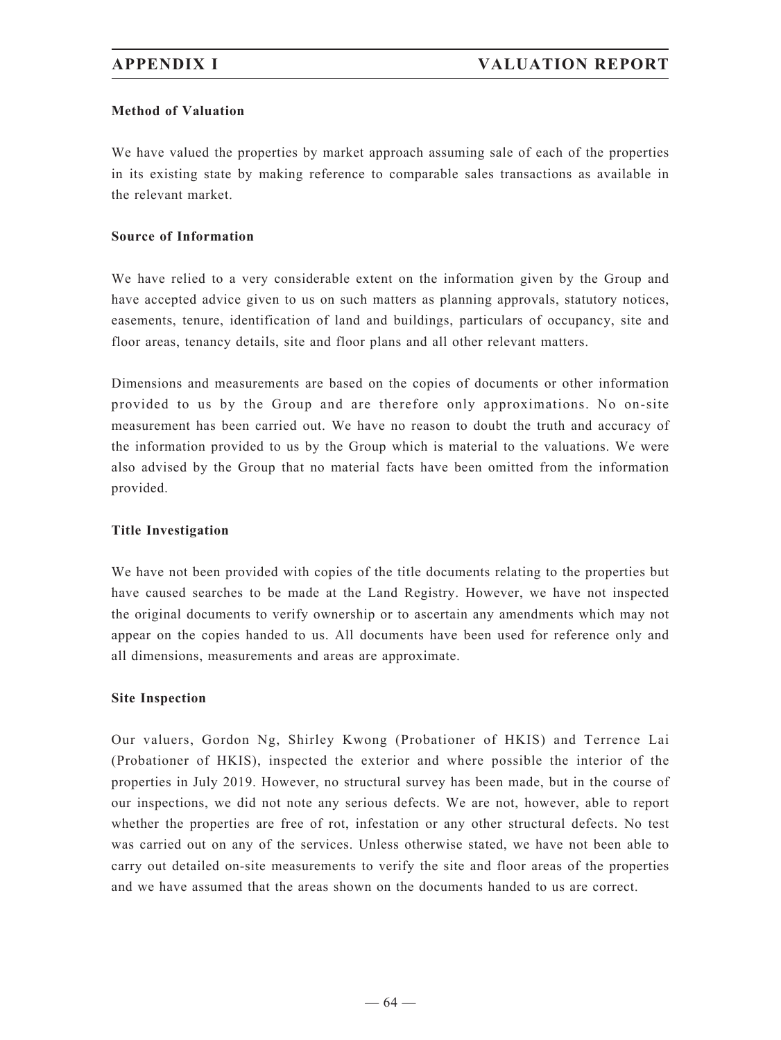#### Method of Valuation

We have valued the properties by market approach assuming sale of each of the properties in its existing state by making reference to comparable sales transactions as available in the relevant market.

#### Source of Information

We have relied to a very considerable extent on the information given by the Group and have accepted advice given to us on such matters as planning approvals, statutory notices, easements, tenure, identification of land and buildings, particulars of occupancy, site and floor areas, tenancy details, site and floor plans and all other relevant matters.

Dimensions and measurements are based on the copies of documents or other information provided to us by the Group and are therefore only approximations. No on-site measurement has been carried out. We have no reason to doubt the truth and accuracy of the information provided to us by the Group which is material to the valuations. We were also advised by the Group that no material facts have been omitted from the information provided.

#### Title Investigation

We have not been provided with copies of the title documents relating to the properties but have caused searches to be made at the Land Registry. However, we have not inspected the original documents to verify ownership or to ascertain any amendments which may not appear on the copies handed to us. All documents have been used for reference only and all dimensions, measurements and areas are approximate.

#### Site Inspection

Our valuers, Gordon Ng, Shirley Kwong (Probationer of HKIS) and Terrence Lai (Probationer of HKIS), inspected the exterior and where possible the interior of the properties in July 2019. However, no structural survey has been made, but in the course of our inspections, we did not note any serious defects. We are not, however, able to report whether the properties are free of rot, infestation or any other structural defects. No test was carried out on any of the services. Unless otherwise stated, we have not been able to carry out detailed on-site measurements to verify the site and floor areas of the properties and we have assumed that the areas shown on the documents handed to us are correct.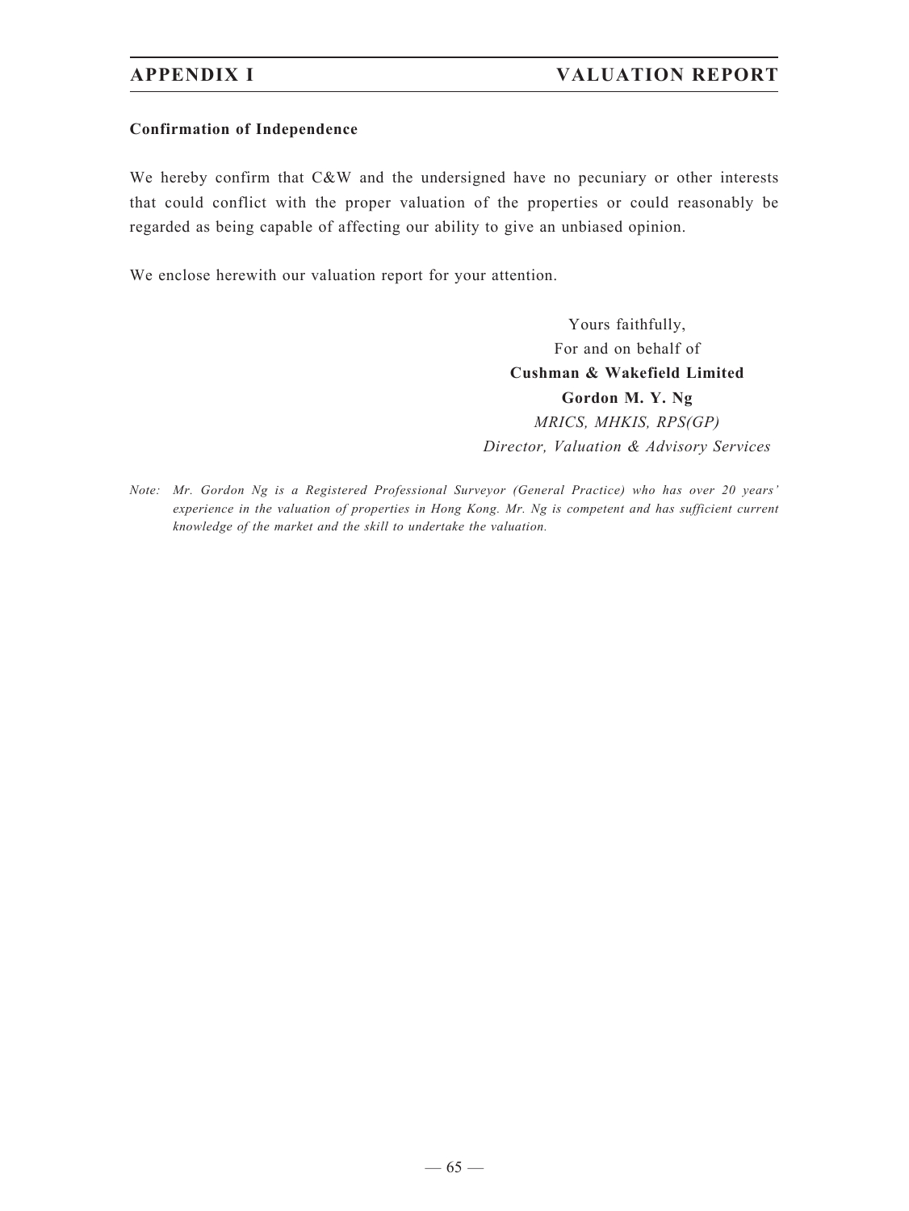**Confirmation of Independence**

We hereby confirm that C&W and the undersigned have no pecuniary or other interests that could conflict with the proper valuation of the properties or could reasonably be regarded as being capable of affecting our ability to give an unbiased opinion.

We enclose herewith our valuation report for your attention.

Yours faithfully,
For and on behalf of
**Cushman & Wakefield Limited**
**Gordon M. Y. Ng**
*MRICS, MHKIS, RPS(GP)*
*Director, Valuation & Advisory Services*

*Note: Mr. Gordon Ng is a Registered Professional Surveyor (General Practice) who has over 20 years' experience in the valuation of properties in Hong Kong. Mr. Ng is competent and has sufficient current knowledge of the market and the skill to undertake the valuation.*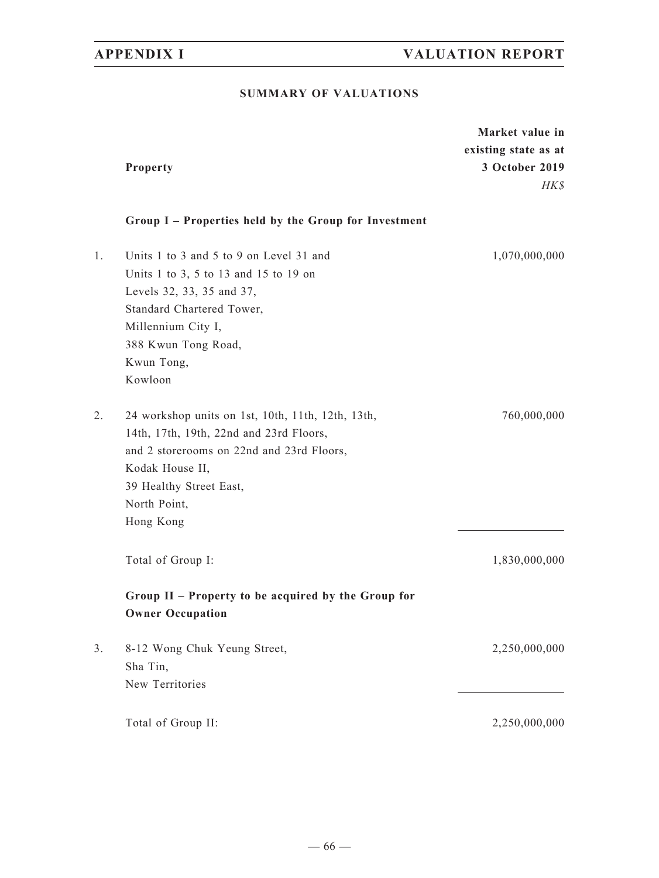## SUMMARY OF VALUATIONS

| | Property | Market value in existing state as at 3 October 2019 *HK$* |
|---|---|---|
| | **Group I – Properties held by the Group for Investment** | |
| 1. | Units 1 to 3 and 5 to 9 on Level 31 and Units 1 to 3, 5 to 13 and 15 to 19 on Levels 32, 33, 35 and 37, Standard Chartered Tower, Millennium City I, 388 Kwun Tong Road, Kwun Tong, Kowloon | 1,070,000,000 |
| 2. | 24 workshop units on 1st, 10th, 11th, 12th, 13th, 14th, 17th, 19th, 22nd and 23rd Floors, and 2 storerooms on 22nd and 23rd Floors, Kodak House II, 39 Healthy Street East, North Point, Hong Kong | 760,000,000 |
| | Total of Group I: | 1,830,000,000 |
| | **Group II – Property to be acquired by the Group for Owner Occupation** | |
| 3. | 8-12 Wong Chuk Yeung Street, Sha Tin, New Territories | 2,250,000,000 |
| | Total of Group II: | 2,250,000,000 |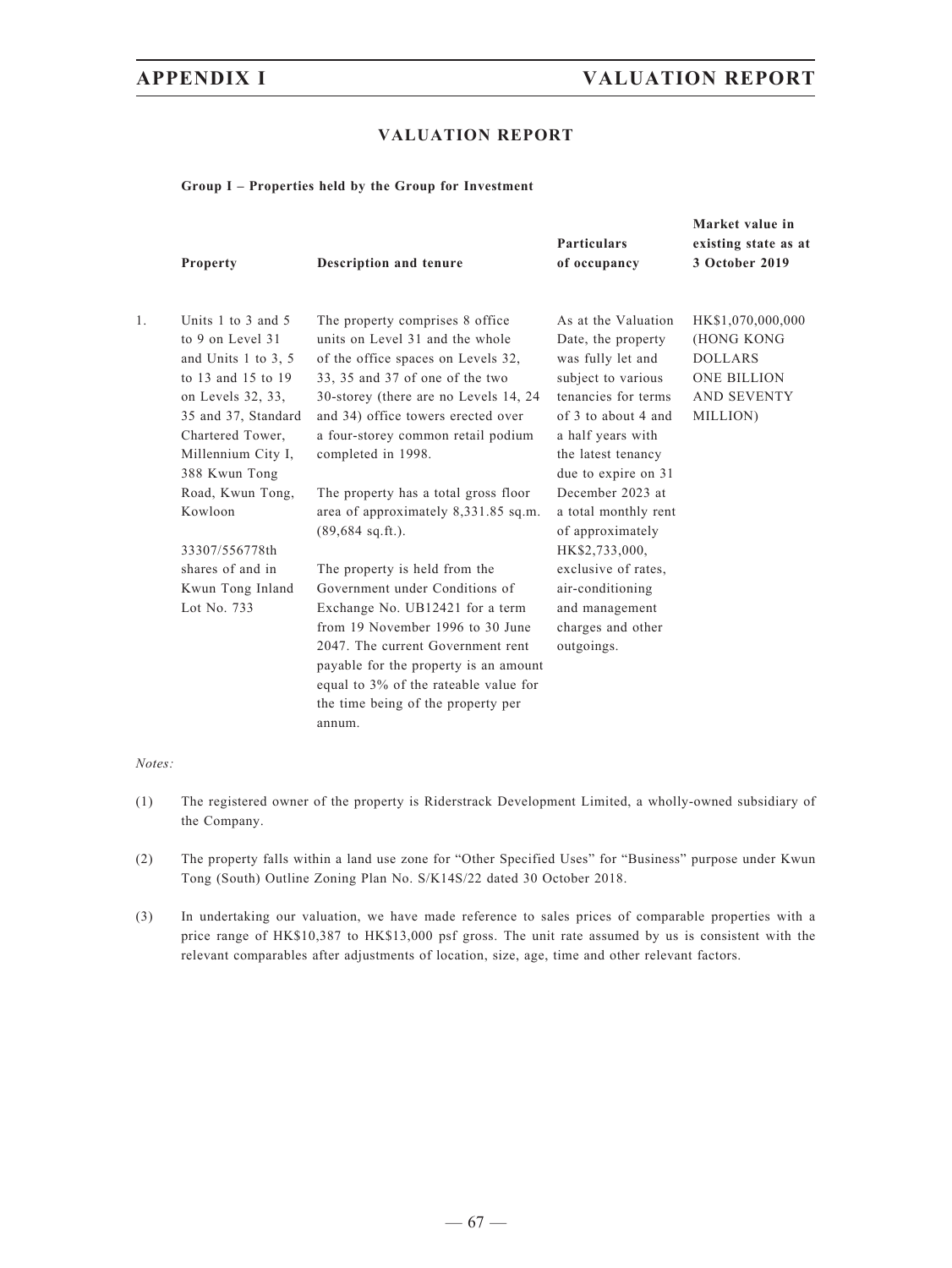## VALUATION REPORT

**Group I – Properties held by the Group for Investment**

| | Property | Description and tenure | Particulars of occupancy | Market value in existing state as at 3 October 2019 |
|---|---|---|---|---|
| 1. | Units 1 to 3 and 5 to 9 on Level 31 and Units 1 to 3, 5 to 13 and 15 to 19 on Levels 32, 33, 35 and 37, Standard Chartered Tower, Millennium City I, 388 Kwun Tong Road, Kwun Tong, Kowloon<br><br>33307/556778th shares of and in Kwun Tong Inland Lot No. 733 | The property comprises 8 office units on Level 31 and the whole of the office spaces on Levels 32, 33, 35 and 37 of one of the two 30-storey (there are no Levels 14, 24 and 34) office towers erected over a four-storey common retail podium completed in 1998.<br><br>The property has a total gross floor area of approximately 8,331.85 sq.m. (89,684 sq.ft.).<br><br>The property is held from the Government under Conditions of Exchange No. UB12421 for a term from 19 November 1996 to 30 June 2047. The current Government rent payable for the property is an amount equal to 3% of the rateable value for the time being of the property per annum. | As at the Valuation Date, the property was fully let and subject to various tenancies for terms of 3 to about 4 and a half years with the latest tenancy due to expire on 31 December 2023 at a total monthly rent of approximately HK$2,733,000, exclusive of rates, air-conditioning and management charges and other outgoings. | HK$1,070,000,000 (HONG KONG DOLLARS ONE BILLION AND SEVENTY MILLION) |

*Notes:*

(1) The registered owner of the property is Riderstrack Development Limited, a wholly-owned subsidiary of the Company.

(2) The property falls within a land use zone for "Other Specified Uses" for "Business" purpose under Kwun Tong (South) Outline Zoning Plan No. S/K14S/22 dated 30 October 2018.

(3) In undertaking our valuation, we have made reference to sales prices of comparable properties with a price range of HK$10,387 to HK$13,000 psf gross. The unit rate assumed by us is consistent with the relevant comparables after adjustments of location, size, age, time and other relevant factors.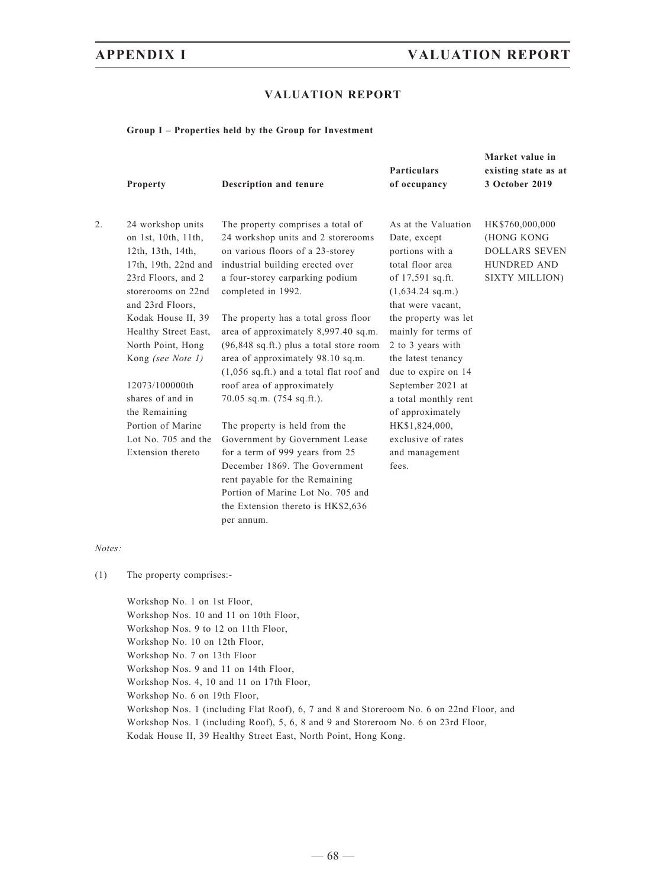## VALUATION REPORT

**Group I – Properties held by the Group for Investment**

| | Property | Description and tenure | Particulars of occupancy | Market value in existing state as at 3 October 2019 |
|---|---|---|---|---|
| 2. | 24 workshop units on 1st, 10th, 11th, 12th, 13th, 14th, 17th, 19th, 22nd and 23rd Floors, and 2 storerooms on 22nd and 23rd Floors, Kodak House II, 39 Healthy Street East, North Point, Hong Kong *(see Note 1)*<br><br>12073/100000th shares of and in the Remaining Portion of Marine Lot No. 705 and the Extension thereto | The property comprises a total of 24 workshop units and 2 storerooms on various floors of a 23-storey industrial building erected over a four-storey carparking podium completed in 1992.<br><br>The property has a total gross floor area of approximately 8,997.40 sq.m. (96,848 sq.ft.) plus a total store room area of approximately 98.10 sq.m. (1,056 sq.ft.) and a total flat roof and roof area of approximately 70.05 sq.m. (754 sq.ft.).<br><br>The property is held from the Government by Government Lease for a term of 999 years from 25 December 1869. The Government rent payable for the Remaining Portion of Marine Lot No. 705 and the Extension thereto is HK$2,636 per annum. | As at the Valuation Date, except portions with a total floor area of 17,591 sq.ft. (1,634.24 sq.m.) that were vacant, the property was let mainly for terms of 2 to 3 years with the latest tenancy due to expire on 14 September 2021 at a total monthly rent of approximately HK$1,824,000, exclusive of rates and management fees. | HK$760,000,000 (HONG KONG DOLLARS SEVEN HUNDRED AND SIXTY MILLION) |

*Notes:*

(1) The property comprises:-

Workshop No. 1 on 1st Floor,
Workshop Nos. 10 and 11 on 10th Floor,
Workshop Nos. 9 to 12 on 11th Floor,
Workshop No. 10 on 12th Floor,
Workshop No. 7 on 13th Floor
Workshop Nos. 9 and 11 on 14th Floor,
Workshop Nos. 4, 10 and 11 on 17th Floor,
Workshop No. 6 on 19th Floor,
Workshop Nos. 1 (including Flat Roof), 6, 7 and 8 and Storeroom No. 6 on 22nd Floor, and
Workshop Nos. 1 (including Roof), 5, 6, 8 and 9 and Storeroom No. 6 on 23rd Floor,
Kodak House II, 39 Healthy Street East, North Point, Hong Kong.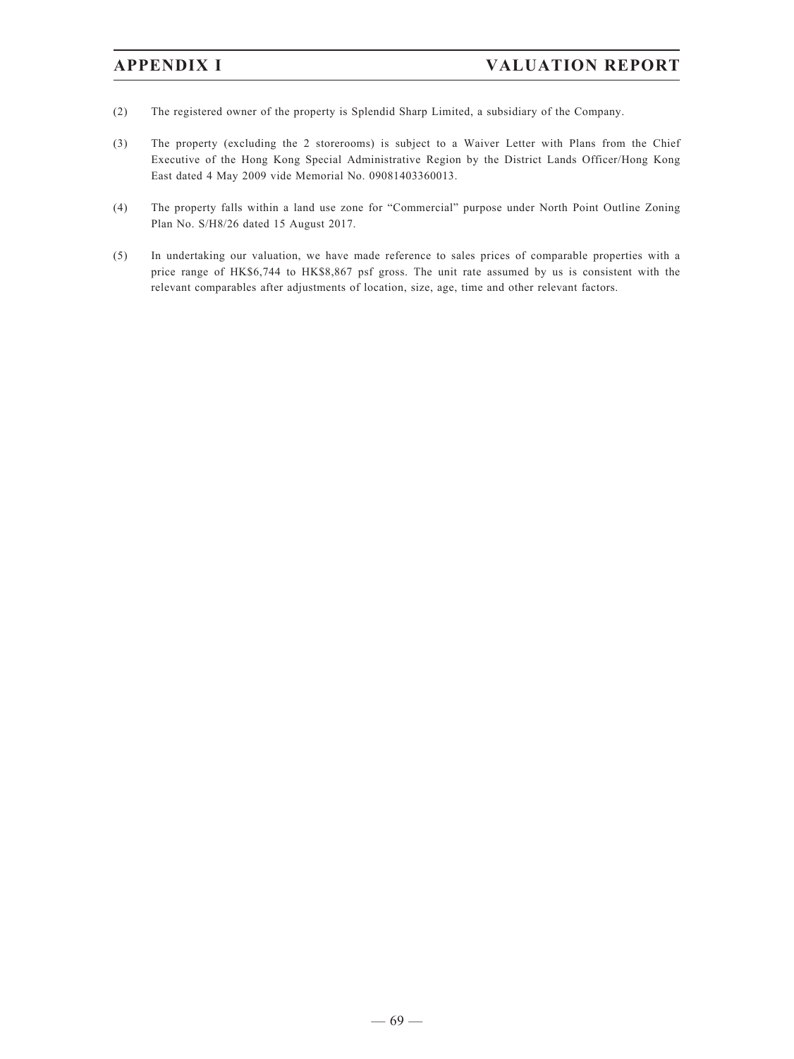(2) The registered owner of the property is Splendid Sharp Limited, a subsidiary of the Company.

(3) The property (excluding the 2 storerooms) is subject to a Waiver Letter with Plans from the Chief Executive of the Hong Kong Special Administrative Region by the District Lands Officer/Hong Kong East dated 4 May 2009 vide Memorial No. 09081403360013.

(4) The property falls within a land use zone for "Commercial" purpose under North Point Outline Zoning Plan No. S/H8/26 dated 15 August 2017.

(5) In undertaking our valuation, we have made reference to sales prices of comparable properties with a price range of HK$6,744 to HK$8,867 psf gross. The unit rate assumed by us is consistent with the relevant comparables after adjustments of location, size, age, time and other relevant factors.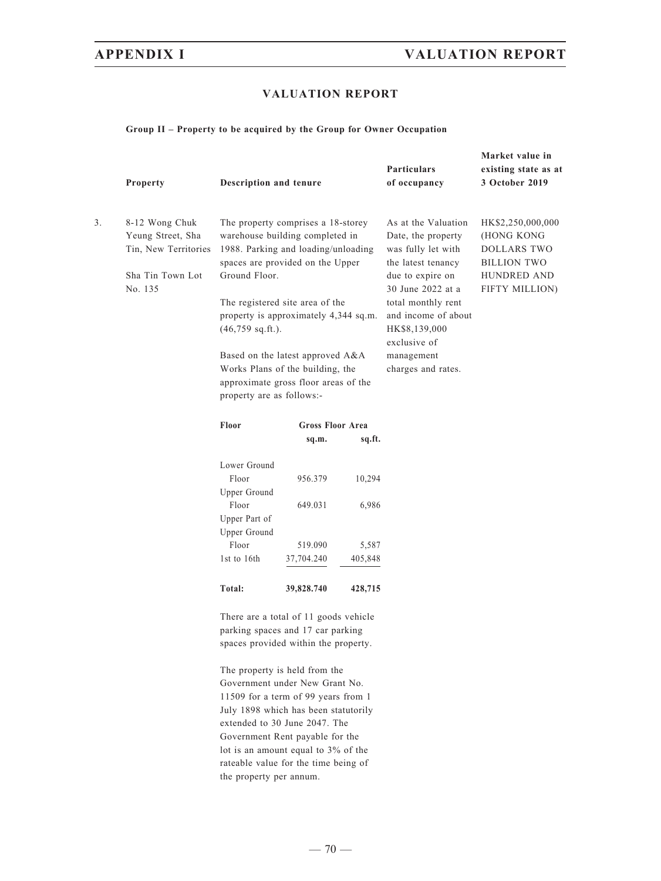# VALUATION REPORT

**Group II – Property to be acquired by the Group for Owner Occupation**

| | Property | Description and tenure | Particulars of occupancy | Market value in existing state as at 3 October 2019 |
|---|---|---|---|---|
| 3. | 8-12 Wong Chuk Yeung Street, Sha Tin, New Territories<br><br>Sha Tin Town Lot No. 135 | The property comprises a 18-storey warehouse building completed in 1988. Parking and loading/unloading spaces are provided on the Upper Ground Floor.<br><br>The registered site area of the property is approximately 4,344 sq.m. (46,759 sq.ft.).<br><br>Based on the latest approved A&A Works Plans of the building, the approximate gross floor areas of the property are as follows:- | As at the Valuation Date, the property was fully let with the latest tenancy due to expire on 30 June 2022 at a total monthly rent and income of about HK$8,139,000 exclusive of management charges and rates. | HK$2,250,000,000 (HONG KONG DOLLARS TWO BILLION TWO HUNDRED AND FIFTY MILLION) |

| Floor | Gross Floor Area | |
|---|---|---|
| | sq.m. | sq.ft. |
| Lower Ground Floor | 956.379 | 10,294 |
| Upper Ground Floor | 649.031 | 6,986 |
| Upper Part of Upper Ground Floor | 519.090 | 5,587 |
| 1st to 16th | 37,704.240 | 405,848 |
| **Total:** | **39,828.740** | **428,715** |

There are a total of 11 goods vehicle parking spaces and 17 car parking spaces provided within the property.

The property is held from the Government under New Grant No. 11509 for a term of 99 years from 1 July 1898 which has been statutorily extended to 30 June 2047. The Government Rent payable for the lot is an amount equal to 3% of the rateable value for the time being of the property per annum.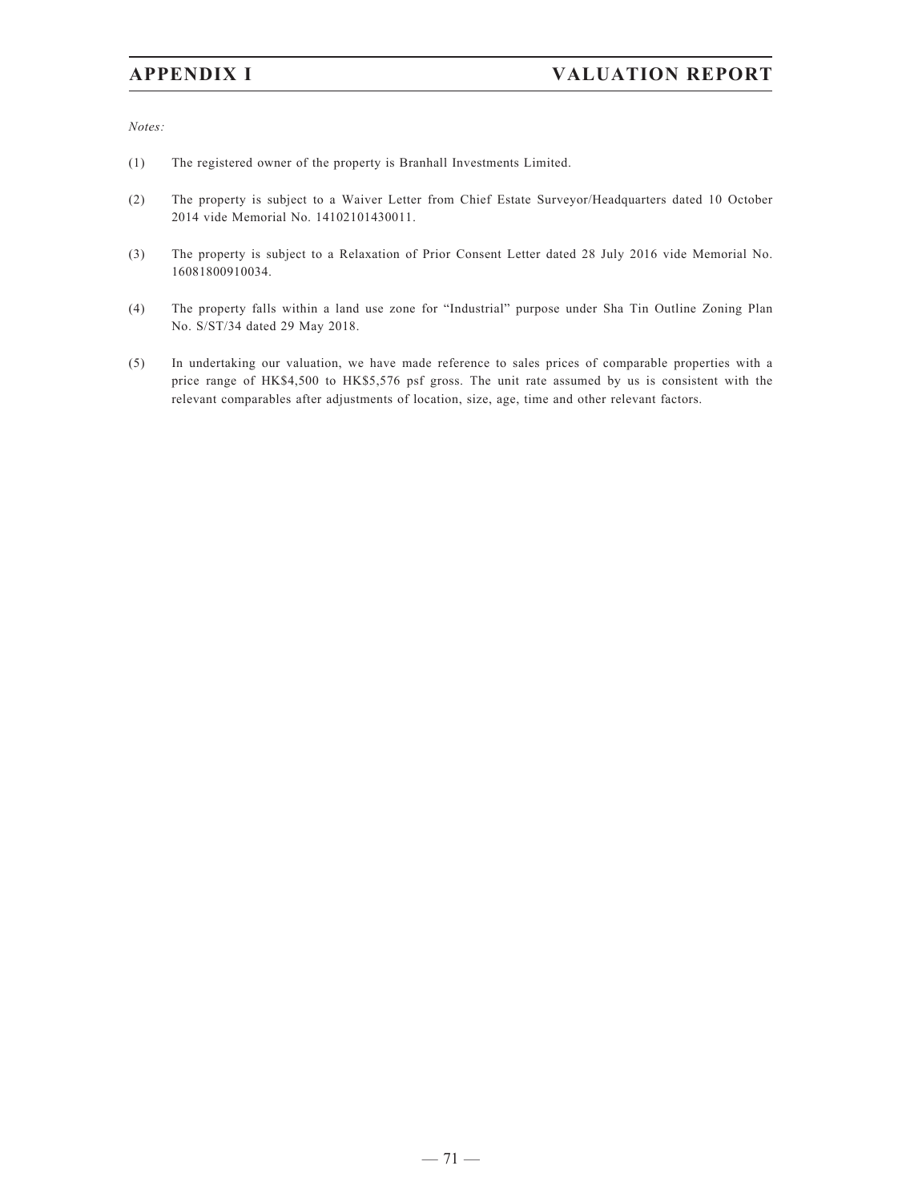*Notes:*

(1) The registered owner of the property is Branhall Investments Limited.

(2) The property is subject to a Waiver Letter from Chief Estate Surveyor/Headquarters dated 10 October 2014 vide Memorial No. 14102101430011.

(3) The property is subject to a Relaxation of Prior Consent Letter dated 28 July 2016 vide Memorial No. 16081800910034.

(4) The property falls within a land use zone for "Industrial" purpose under Sha Tin Outline Zoning Plan No. S/ST/34 dated 29 May 2018.

(5) In undertaking our valuation, we have made reference to sales prices of comparable properties with a price range of HK$4,500 to HK$5,576 psf gross. The unit rate assumed by us is consistent with the relevant comparables after adjustments of location, size, age, time and other relevant factors.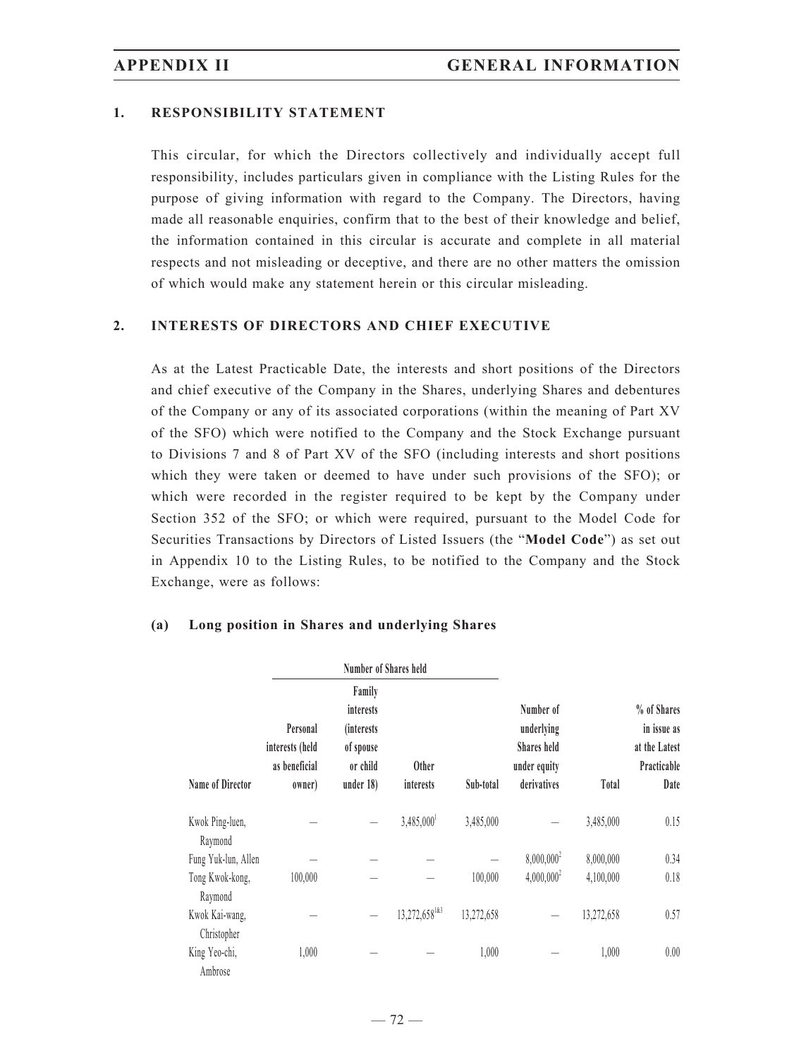## 1. RESPONSIBILITY STATEMENT

This circular, for which the Directors collectively and individually accept full responsibility, includes particulars given in compliance with the Listing Rules for the purpose of giving information with regard to the Company. The Directors, having made all reasonable enquiries, confirm that to the best of their knowledge and belief, the information contained in this circular is accurate and complete in all material respects and not misleading or deceptive, and there are no other matters the omission of which would make any statement herein or this circular misleading.

## 2. INTERESTS OF DIRECTORS AND CHIEF EXECUTIVE

As at the Latest Practicable Date, the interests and short positions of the Directors and chief executive of the Company in the Shares, underlying Shares and debentures of the Company or any of its associated corporations (within the meaning of Part XV of the SFO) which were notified to the Company and the Stock Exchange pursuant to Divisions 7 and 8 of Part XV of the SFO (including interests and short positions which they were taken or deemed to have under such provisions of the SFO); or which were recorded in the register required to be kept by the Company under Section 352 of the SFO; or which were required, pursuant to the Model Code for Securities Transactions by Directors of Listed Issuers (the "**Model Code**") as set out in Appendix 10 to the Listing Rules, to be notified to the Company and the Stock Exchange, were as follows:

### (a) Long position in Shares and underlying Shares

| | Number of Shares held | | | | | | |
|---|---|---|---|---|---|---|---|
| Name of Director | Personal interests (held as beneficial owner) | Family interests (interests of spouse or child under 18) | Other interests | Sub-total | Number of underlying Shares held under equity derivatives | Total | % of Shares in issue as at the Latest Practicable Date |
| Kwok Ping-luen, Raymond | — | — | 3,485,000[1] | 3,485,000 | — | 3,485,000 | 0.15 |
| Fung Yuk-lun, Allen | — | — | — | — | 8,000,000[2] | 8,000,000 | 0.34 |
| Tong Kwok-kong, Raymond | 100,000 | — | — | 100,000 | 4,000,000[2] | 4,100,000 | 0.18 |
| Kwok Kai-wang, Christopher | — | — | 13,272,658[1&3] | 13,272,658 | — | 13,272,658 | 0.57 |
| King Yeo-chi, Ambrose | 1,000 | — | — | 1,000 | — | 1,000 | 0.00 |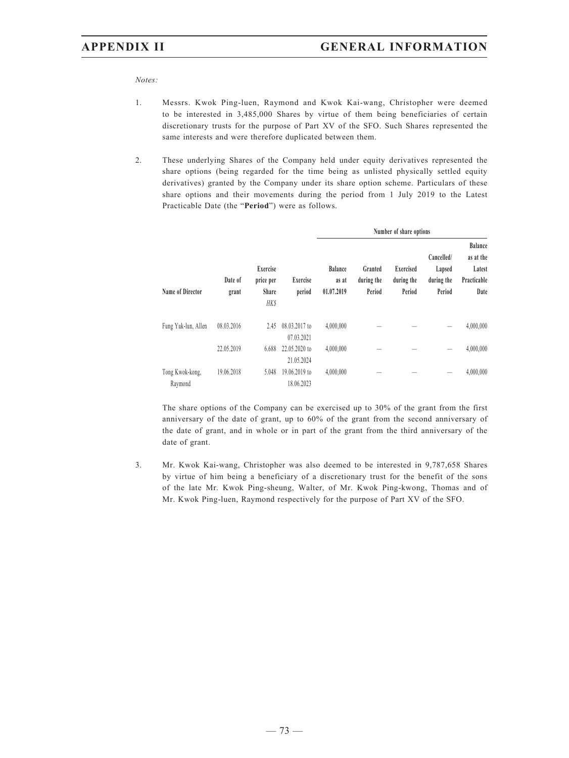*Notes:*

1. Messrs. Kwok Ping-luen, Raymond and Kwok Kai-wang, Christopher were deemed to be interested in 3,485,000 Shares by virtue of them being beneficiaries of certain discretionary trusts for the purpose of Part XV of the SFO. Such Shares represented the same interests and were therefore duplicated between them.

2. These underlying Shares of the Company held under equity derivatives represented the share options (being regarded for the time being as unlisted physically settled equity derivatives) granted by the Company under its share option scheme. Particulars of these share options and their movements during the period from 1 July 2019 to the Latest Practicable Date (the "**Period**") were as follows.

| | | | | Number of share options | | | | |
|---|---|---|---|---|---|---|---|---|
| **Name of Director** | **Date of grant** | **Exercise price per Share** *HK$* | **Exercise period** | **Balance as at 01.07.2019** | **Granted during the Period** | **Exercised during the Period** | **Cancelled/ Lapsed during the Period** | **Balance as at the Latest Practicable Date** |
| Fung Yuk-lun, Allen | 08.03.2016 | 2.45 | 08.03.2017 to 07.03.2021 | 4,000,000 | – | – | – | 4,000,000 |
| | 22.05.2019 | 6.688 | 22.05.2020 to 21.05.2024 | 4,000,000 | – | – | – | 4,000,000 |
| Tong Kwok-kong, Raymond | 19.06.2018 | 5.048 | 19.06.2019 to 18.06.2023 | 4,000,000 | – | – | – | 4,000,000 |

The share options of the Company can be exercised up to 30% of the grant from the first anniversary of the date of grant, up to 60% of the grant from the second anniversary of the date of grant, and in whole or in part of the grant from the third anniversary of the date of grant.

3. Mr. Kwok Kai-wang, Christopher was also deemed to be interested in 9,787,658 Shares by virtue of him being a beneficiary of a discretionary trust for the benefit of the sons of the late Mr. Kwok Ping-sheung, Walter, of Mr. Kwok Ping-kwong, Thomas and of Mr. Kwok Ping-luen, Raymond respectively for the purpose of Part XV of the SFO.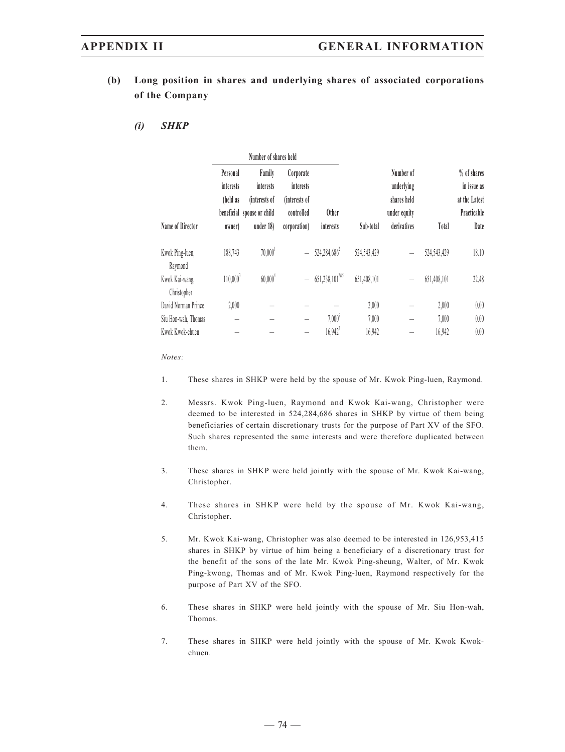**(b) Long position in shares and underlying shares of associated corporations of the Company**

***(i) SHKP***

| Name of Director | Number of shares held | | | | | | | |
|---|---|---|---|---|---|---|---|---|
| | Personal interests (held as beneficial owner) | Family interests (interests of spouse or child under 18) | Corporate interests (interests of controlled corporation) | Other interests | Sub-total | Number of underlying shares held under equity derivatives | Total | % of shares in issue as at the Latest Practicable Date |
| Kwok Ping-luen, Raymond | 188,743 | 70,000[1] | – | 524,284,686[2] | 524,543,429 | – | 524,543,429 | 18.10 |
| Kwok Kai-wang, Christopher | 110,000[3] | 60,000[4] | – | 651,238,101[2&5] | 651,408,101 | – | 651,408,101 | 22.48 |
| David Norman Prince | 2,000 | – | – | – | 2,000 | – | 2,000 | 0.00 |
| Siu Hon-wah, Thomas | – | – | – | 7,000[6] | 7,000 | – | 7,000 | 0.00 |
| Kwok Kwok-chuen | – | – | – | 16,942[7] | 16,942 | – | 16,942 | 0.00 |

*Notes:*

1. These shares in SHKP were held by the spouse of Mr. Kwok Ping-luen, Raymond.

2. Messrs. Kwok Ping-luen, Raymond and Kwok Kai-wang, Christopher were deemed to be interested in 524,284,686 shares in SHKP by virtue of them being beneficiaries of certain discretionary trusts for the purpose of Part XV of the SFO. Such shares represented the same interests and were therefore duplicated between them.

3. These shares in SHKP were held jointly with the spouse of Mr. Kwok Kai-wang, Christopher.

4. These shares in SHKP were held by the spouse of Mr. Kwok Kai-wang, Christopher.

5. Mr. Kwok Kai-wang, Christopher was also deemed to be interested in 126,953,415 shares in SHKP by virtue of him being a beneficiary of a discretionary trust for the benefit of the sons of the late Mr. Kwok Ping-sheung, Walter, of Mr. Kwok Ping-kwong, Thomas and of Mr. Kwok Ping-luen, Raymond respectively for the purpose of Part XV of the SFO.

6. These shares in SHKP were held jointly with the spouse of Mr. Siu Hon-wah, Thomas.

7. These shares in SHKP were held jointly with the spouse of Mr. Kwok Kwok-chuen.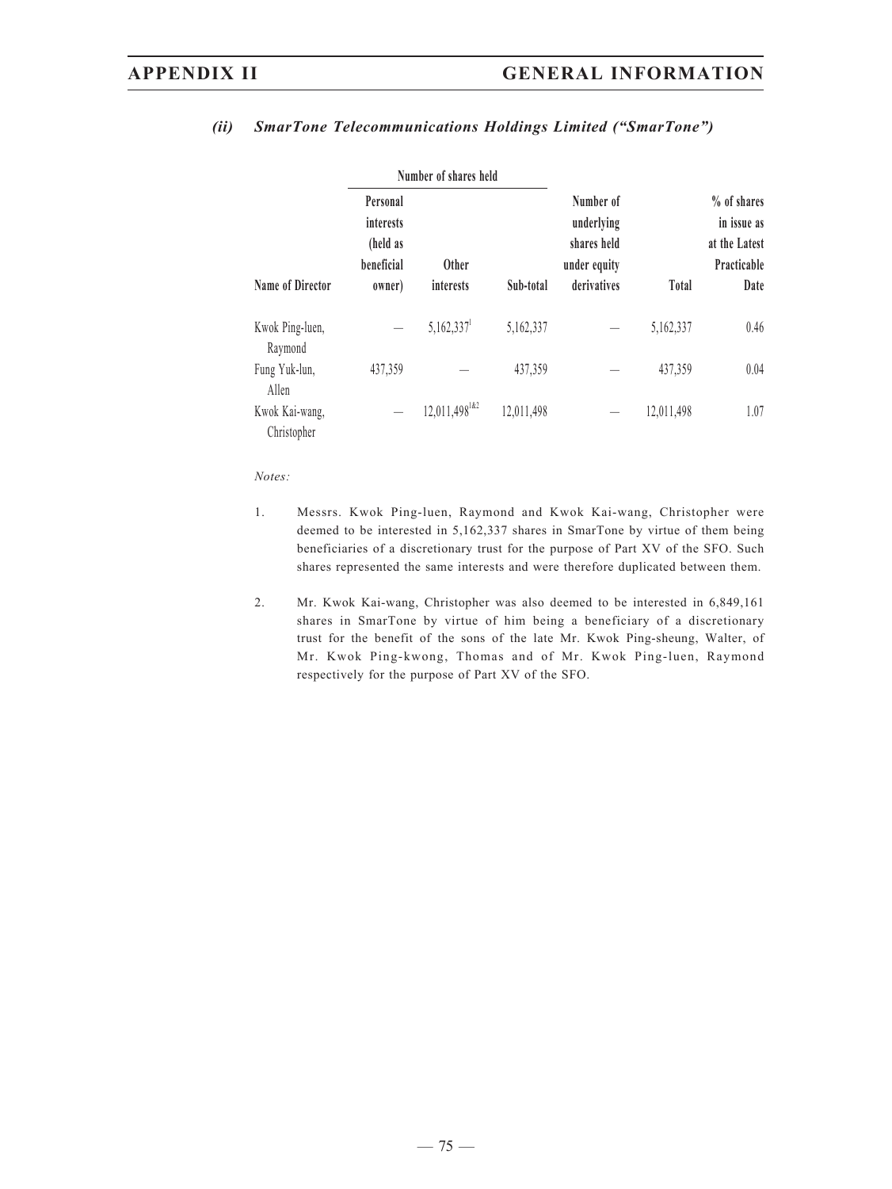### *(ii) SmarTone Telecommunications Holdings Limited ("SmarTone")*

| | Number of shares held | | | | | |
|---|---|---|---|---|---|---|
| Name of Director | Personal interests (held as beneficial owner) | Other interests | Sub-total | Number of underlying shares held under equity derivatives | Total | % of shares in issue as at the Latest Practicable Date |
| Kwok Ping-luen, Raymond | — | 5,162,337[1] | 5,162,337 | — | 5,162,337 | 0.46 |
| Fung Yuk-lun, Allen | 437,359 | — | 437,359 | — | 437,359 | 0.04 |
| Kwok Kai-wang, Christopher | — | 12,011,498[1&2] | 12,011,498 | — | 12,011,498 | 1.07 |

*Notes:*

1. Messrs. Kwok Ping-luen, Raymond and Kwok Kai-wang, Christopher were deemed to be interested in 5,162,337 shares in SmarTone by virtue of them being beneficiaries of a discretionary trust for the purpose of Part XV of the SFO. Such shares represented the same interests and were therefore duplicated between them.

2. Mr. Kwok Kai-wang, Christopher was also deemed to be interested in 6,849,161 shares in SmarTone by virtue of him being a beneficiary of a discretionary trust for the benefit of the sons of the late Mr. Kwok Ping-sheung, Walter, of Mr. Kwok Ping-kwong, Thomas and of Mr. Kwok Ping-luen, Raymond respectively for the purpose of Part XV of the SFO.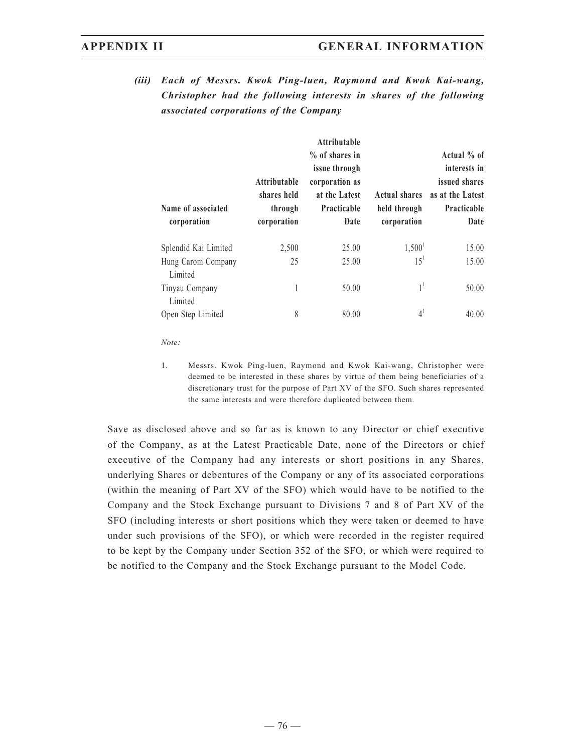*(iii) Each of Messrs. Kwok Ping-luen, Raymond and Kwok Kai-wang, Christopher had the following interests in shares of the following associated corporations of the Company*

| Name of associated corporation | Attributable shares held through corporation | Attributable % of shares in issue through corporation as at the Latest Practicable Date | Actual shares held through corporation | Actual % of interests in issued shares as at the Latest Practicable Date |
|---|---|---|---|---|
| Splendid Kai Limited | 2,500 | 25.00 | 1,500[1] | 15.00 |
| Hung Carom Company Limited | 25 | 25.00 | 15[1] | 15.00 |
| Tinyau Company Limited | 1 | 50.00 | 1[1] | 50.00 |
| Open Step Limited | 8 | 80.00 | 4[1] | 40.00 |

*Note:*

1. Messrs. Kwok Ping-luen, Raymond and Kwok Kai-wang, Christopher were deemed to be interested in these shares by virtue of them being beneficiaries of a discretionary trust for the purpose of Part XV of the SFO. Such shares represented the same interests and were therefore duplicated between them.

Save as disclosed above and so far as is known to any Director or chief executive of the Company, as at the Latest Practicable Date, none of the Directors or chief executive of the Company had any interests or short positions in any Shares, underlying Shares or debentures of the Company or any of its associated corporations (within the meaning of Part XV of the SFO) which would have to be notified to the Company and the Stock Exchange pursuant to Divisions 7 and 8 of Part XV of the SFO (including interests or short positions which they were taken or deemed to have under such provisions of the SFO), or which were recorded in the register required to be kept by the Company under Section 352 of the SFO, or which were required to be notified to the Company and the Stock Exchange pursuant to the Model Code.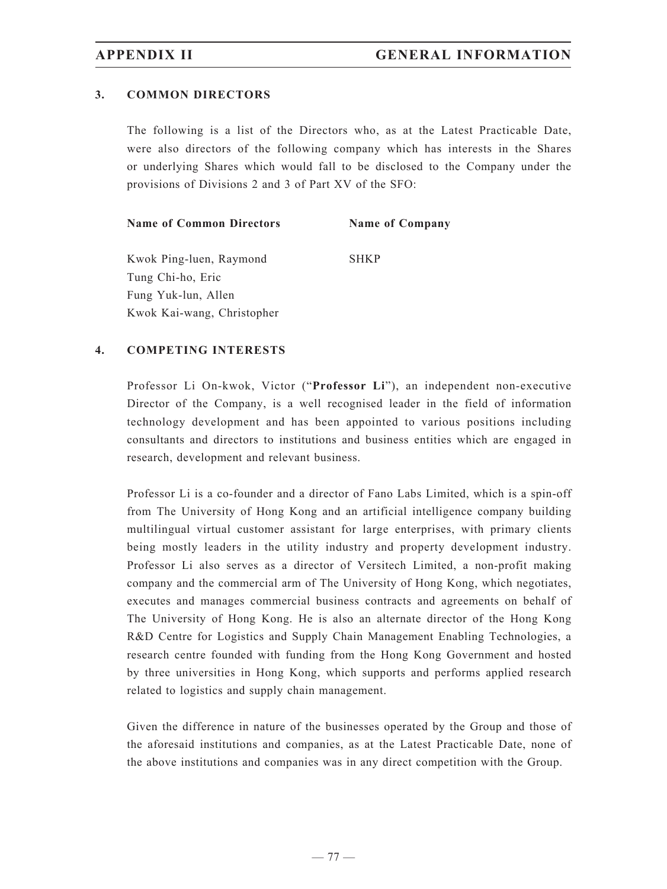### 3. COMMON DIRECTORS

The following is a list of the Directors who, as at the Latest Practicable Date, were also directors of the following company which has interests in the Shares or underlying Shares which would fall to be disclosed to the Company under the provisions of Divisions 2 and 3 of Part XV of the SFO:

| Name of Common Directors | Name of Company |
|---|---|
| Kwok Ping-luen, Raymond | SHKP |
| Tung Chi-ho, Eric | |
| Fung Yuk-lun, Allen | |
| Kwok Kai-wang, Christopher | |

### 4. COMPETING INTERESTS

Professor Li On-kwok, Victor ("**Professor Li**"), an independent non-executive Director of the Company, is a well recognised leader in the field of information technology development and has been appointed to various positions including consultants and directors to institutions and business entities which are engaged in research, development and relevant business.

Professor Li is a co-founder and a director of Fano Labs Limited, which is a spin-off from The University of Hong Kong and an artificial intelligence company building multilingual virtual customer assistant for large enterprises, with primary clients being mostly leaders in the utility industry and property development industry. Professor Li also serves as a director of Versitech Limited, a non-profit making company and the commercial arm of The University of Hong Kong, which negotiates, executes and manages commercial business contracts and agreements on behalf of The University of Hong Kong. He is also an alternate director of the Hong Kong R&D Centre for Logistics and Supply Chain Management Enabling Technologies, a research centre founded with funding from the Hong Kong Government and hosted by three universities in Hong Kong, which supports and performs applied research related to logistics and supply chain management.

Given the difference in nature of the businesses operated by the Group and those of the aforesaid institutions and companies, as at the Latest Practicable Date, none of the above institutions and companies was in any direct competition with the Group.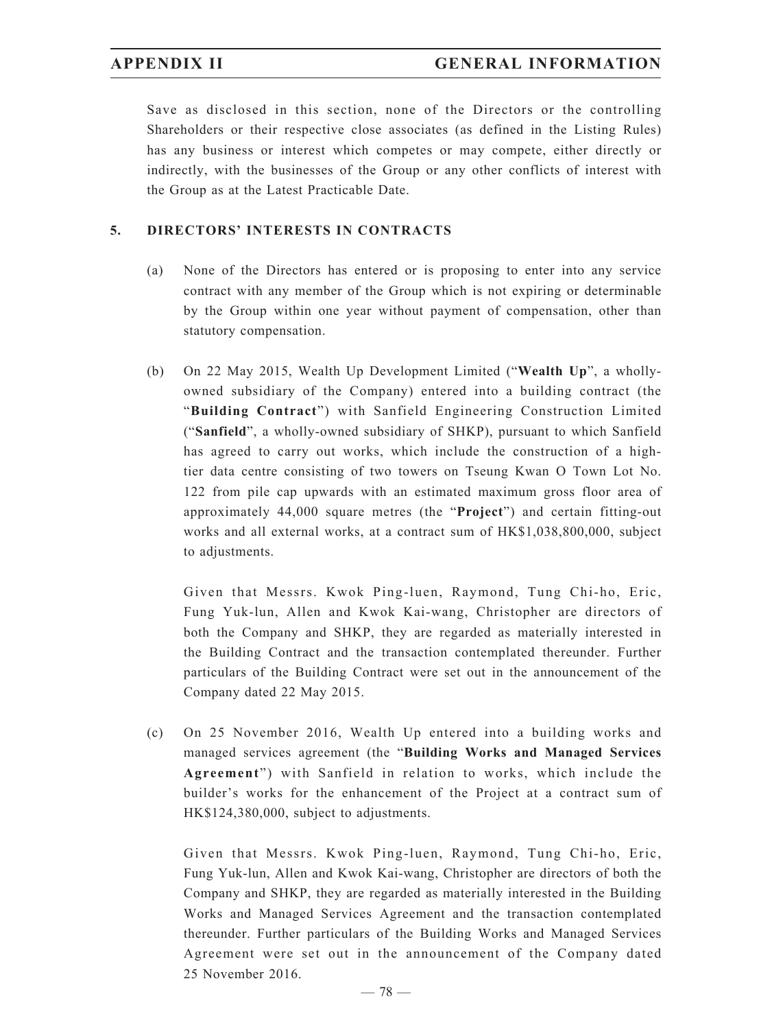Save as disclosed in this section, none of the Directors or the controlling Shareholders or their respective close associates (as defined in the Listing Rules) has any business or interest which competes or may compete, either directly or indirectly, with the businesses of the Group or any other conflicts of interest with the Group as at the Latest Practicable Date.

## 5. DIRECTORS' INTERESTS IN CONTRACTS

(a) None of the Directors has entered or is proposing to enter into any service contract with any member of the Group which is not expiring or determinable by the Group within one year without payment of compensation, other than statutory compensation.

(b) On 22 May 2015, Wealth Up Development Limited ("**Wealth Up**", a wholly-owned subsidiary of the Company) entered into a building contract (the "**Building Contract**") with Sanfield Engineering Construction Limited ("**Sanfield**", a wholly-owned subsidiary of SHKP), pursuant to which Sanfield has agreed to carry out works, which include the construction of a high-tier data centre consisting of two towers on Tseung Kwan O Town Lot No. 122 from pile cap upwards with an estimated maximum gross floor area of approximately 44,000 square metres (the "**Project**") and certain fitting-out works and all external works, at a contract sum of HK$1,038,800,000, subject to adjustments.

Given that Messrs. Kwok Ping-luen, Raymond, Tung Chi-ho, Eric, Fung Yuk-lun, Allen and Kwok Kai-wang, Christopher are directors of both the Company and SHKP, they are regarded as materially interested in the Building Contract and the transaction contemplated thereunder. Further particulars of the Building Contract were set out in the announcement of the Company dated 22 May 2015.

(c) On 25 November 2016, Wealth Up entered into a building works and managed services agreement (the "**Building Works and Managed Services Agreement**") with Sanfield in relation to works, which include the builder's works for the enhancement of the Project at a contract sum of HK$124,380,000, subject to adjustments.

Given that Messrs. Kwok Ping-luen, Raymond, Tung Chi-ho, Eric, Fung Yuk-lun, Allen and Kwok Kai-wang, Christopher are directors of both the Company and SHKP, they are regarded as materially interested in the Building Works and Managed Services Agreement and the transaction contemplated thereunder. Further particulars of the Building Works and Managed Services Agreement were set out in the announcement of the Company dated 25 November 2016.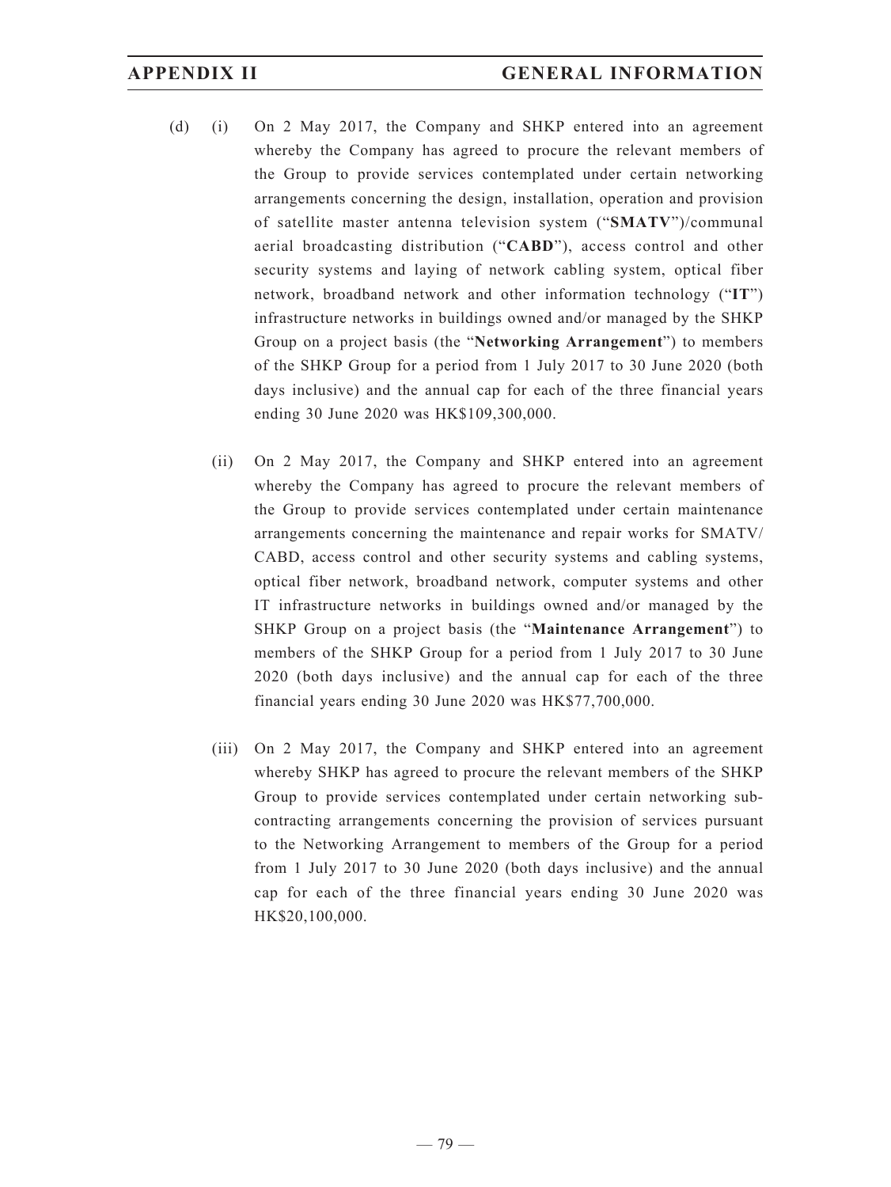(d) (i) On 2 May 2017, the Company and SHKP entered into an agreement whereby the Company has agreed to procure the relevant members of the Group to provide services contemplated under certain networking arrangements concerning the design, installation, operation and provision of satellite master antenna television system ("**SMATV**")/communal aerial broadcasting distribution ("**CABD**"), access control and other security systems and laying of network cabling system, optical fiber network, broadband network and other information technology ("**IT**") infrastructure networks in buildings owned and/or managed by the SHKP Group on a project basis (the "**Networking Arrangement**") to members of the SHKP Group for a period from 1 July 2017 to 30 June 2020 (both days inclusive) and the annual cap for each of the three financial years ending 30 June 2020 was HK$109,300,000.

(ii) On 2 May 2017, the Company and SHKP entered into an agreement whereby the Company has agreed to procure the relevant members of the Group to provide services contemplated under certain maintenance arrangements concerning the maintenance and repair works for SMATV/CABD, access control and other security systems and cabling systems, optical fiber network, broadband network, computer systems and other IT infrastructure networks in buildings owned and/or managed by the SHKP Group on a project basis (the "**Maintenance Arrangement**") to members of the SHKP Group for a period from 1 July 2017 to 30 June 2020 (both days inclusive) and the annual cap for each of the three financial years ending 30 June 2020 was HK$77,700,000.

(iii) On 2 May 2017, the Company and SHKP entered into an agreement whereby SHKP has agreed to procure the relevant members of the SHKP Group to provide services contemplated under certain networking sub-contracting arrangements concerning the provision of services pursuant to the Networking Arrangement to members of the Group for a period from 1 July 2017 to 30 June 2020 (both days inclusive) and the annual cap for each of the three financial years ending 30 June 2020 was HK$20,100,000.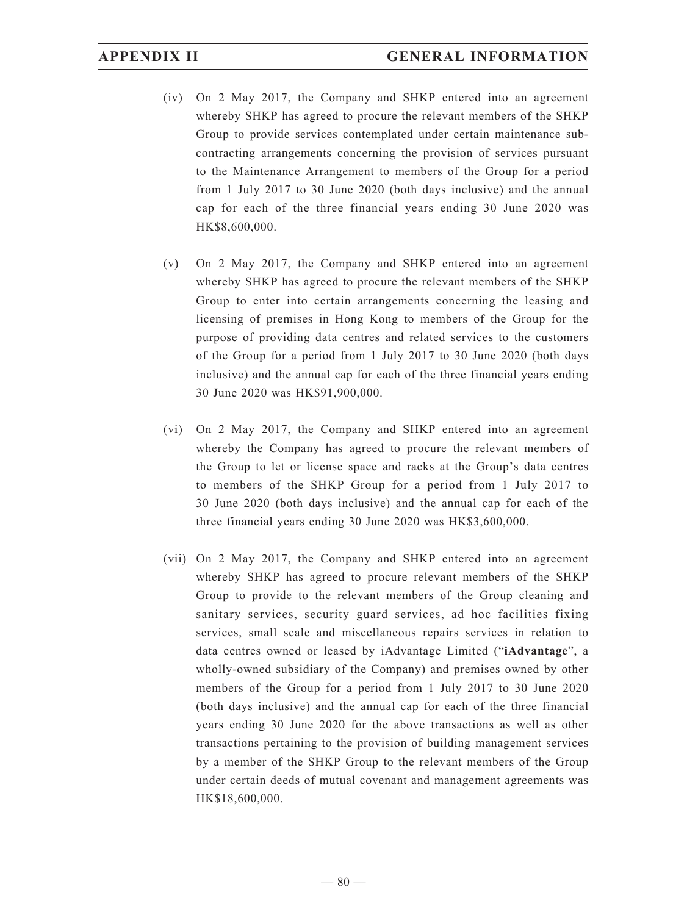(iv) On 2 May 2017, the Company and SHKP entered into an agreement whereby SHKP has agreed to procure the relevant members of the SHKP Group to provide services contemplated under certain maintenance sub-contracting arrangements concerning the provision of services pursuant to the Maintenance Arrangement to members of the Group for a period from 1 July 2017 to 30 June 2020 (both days inclusive) and the annual cap for each of the three financial years ending 30 June 2020 was HK$8,600,000.

(v) On 2 May 2017, the Company and SHKP entered into an agreement whereby SHKP has agreed to procure the relevant members of the SHKP Group to enter into certain arrangements concerning the leasing and licensing of premises in Hong Kong to members of the Group for the purpose of providing data centres and related services to the customers of the Group for a period from 1 July 2017 to 30 June 2020 (both days inclusive) and the annual cap for each of the three financial years ending 30 June 2020 was HK$91,900,000.

(vi) On 2 May 2017, the Company and SHKP entered into an agreement whereby the Company has agreed to procure the relevant members of the Group to let or license space and racks at the Group's data centres to members of the SHKP Group for a period from 1 July 2017 to 30 June 2020 (both days inclusive) and the annual cap for each of the three financial years ending 30 June 2020 was HK$3,600,000.

(vii) On 2 May 2017, the Company and SHKP entered into an agreement whereby SHKP has agreed to procure relevant members of the SHKP Group to provide to the relevant members of the Group cleaning and sanitary services, security guard services, ad hoc facilities fixing services, small scale and miscellaneous repairs services in relation to data centres owned or leased by iAdvantage Limited ("**iAdvantage**", a wholly-owned subsidiary of the Company) and premises owned by other members of the Group for a period from 1 July 2017 to 30 June 2020 (both days inclusive) and the annual cap for each of the three financial years ending 30 June 2020 for the above transactions as well as other transactions pertaining to the provision of building management services by a member of the SHKP Group to the relevant members of the Group under certain deeds of mutual covenant and management agreements was HK$18,600,000.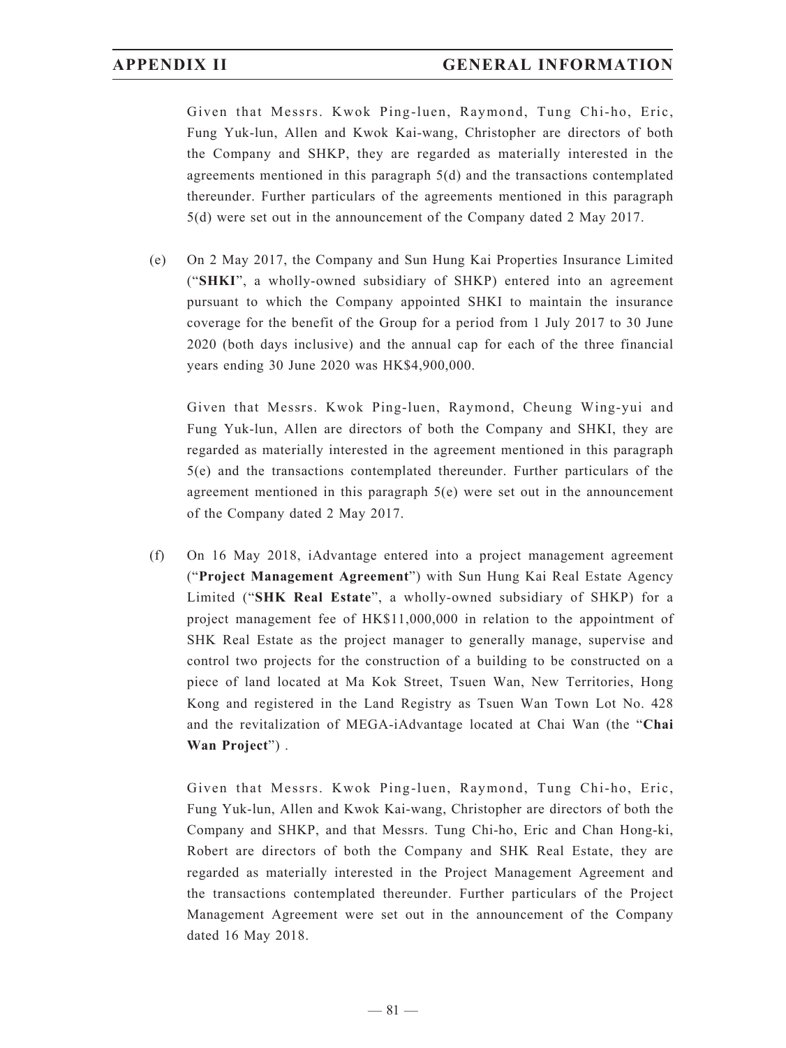Given that Messrs. Kwok Ping-luen, Raymond, Tung Chi-ho, Eric, Fung Yuk-lun, Allen and Kwok Kai-wang, Christopher are directors of both the Company and SHKP, they are regarded as materially interested in the agreements mentioned in this paragraph 5(d) and the transactions contemplated thereunder. Further particulars of the agreements mentioned in this paragraph 5(d) were set out in the announcement of the Company dated 2 May 2017.

(e) On 2 May 2017, the Company and Sun Hung Kai Properties Insurance Limited ("**SHKI**", a wholly-owned subsidiary of SHKP) entered into an agreement pursuant to which the Company appointed SHKI to maintain the insurance coverage for the benefit of the Group for a period from 1 July 2017 to 30 June 2020 (both days inclusive) and the annual cap for each of the three financial years ending 30 June 2020 was HK$4,900,000.

Given that Messrs. Kwok Ping-luen, Raymond, Cheung Wing-yui and Fung Yuk-lun, Allen are directors of both the Company and SHKI, they are regarded as materially interested in the agreement mentioned in this paragraph 5(e) and the transactions contemplated thereunder. Further particulars of the agreement mentioned in this paragraph 5(e) were set out in the announcement of the Company dated 2 May 2017.

(f) On 16 May 2018, iAdvantage entered into a project management agreement ("**Project Management Agreement**") with Sun Hung Kai Real Estate Agency Limited ("**SHK Real Estate**", a wholly-owned subsidiary of SHKP) for a project management fee of HK$11,000,000 in relation to the appointment of SHK Real Estate as the project manager to generally manage, supervise and control two projects for the construction of a building to be constructed on a piece of land located at Ma Kok Street, Tsuen Wan, New Territories, Hong Kong and registered in the Land Registry as Tsuen Wan Town Lot No. 428 and the revitalization of MEGA-iAdvantage located at Chai Wan (the "**Chai Wan Project**") .

Given that Messrs. Kwok Ping-luen, Raymond, Tung Chi-ho, Eric, Fung Yuk-lun, Allen and Kwok Kai-wang, Christopher are directors of both the Company and SHKP, and that Messrs. Tung Chi-ho, Eric and Chan Hong-ki, Robert are directors of both the Company and SHK Real Estate, they are regarded as materially interested in the Project Management Agreement and the transactions contemplated thereunder. Further particulars of the Project Management Agreement were set out in the announcement of the Company dated 16 May 2018.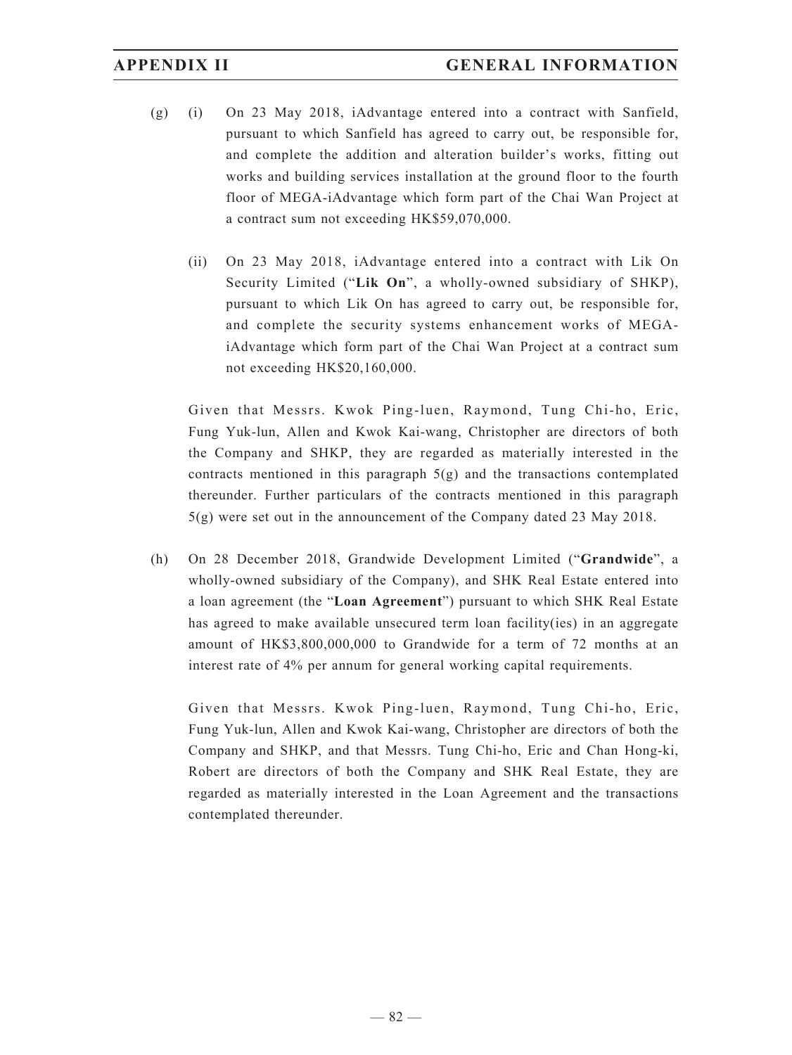(g) (i) On 23 May 2018, iAdvantage entered into a contract with Sanfield, pursuant to which Sanfield has agreed to carry out, be responsible for, and complete the addition and alteration builder's works, fitting out works and building services installation at the ground floor to the fourth floor of MEGA-iAdvantage which form part of the Chai Wan Project at a contract sum not exceeding HK$59,070,000.

(ii) On 23 May 2018, iAdvantage entered into a contract with Lik On Security Limited ("**Lik On**", a wholly-owned subsidiary of SHKP), pursuant to which Lik On has agreed to carry out, be responsible for, and complete the security systems enhancement works of MEGA-iAdvantage which form part of the Chai Wan Project at a contract sum not exceeding HK$20,160,000.

Given that Messrs. Kwok Ping-luen, Raymond, Tung Chi-ho, Eric, Fung Yuk-lun, Allen and Kwok Kai-wang, Christopher are directors of both the Company and SHKP, they are regarded as materially interested in the contracts mentioned in this paragraph 5(g) and the transactions contemplated thereunder. Further particulars of the contracts mentioned in this paragraph 5(g) were set out in the announcement of the Company dated 23 May 2018.

(h) On 28 December 2018, Grandwide Development Limited ("**Grandwide**", a wholly-owned subsidiary of the Company), and SHK Real Estate entered into a loan agreement (the "**Loan Agreement**") pursuant to which SHK Real Estate has agreed to make available unsecured term loan facility(ies) in an aggregate amount of HK$3,800,000,000 to Grandwide for a term of 72 months at an interest rate of 4% per annum for general working capital requirements.

Given that Messrs. Kwok Ping-luen, Raymond, Tung Chi-ho, Eric, Fung Yuk-lun, Allen and Kwok Kai-wang, Christopher are directors of both the Company and SHKP, and that Messrs. Tung Chi-ho, Eric and Chan Hong-ki, Robert are directors of both the Company and SHK Real Estate, they are regarded as materially interested in the Loan Agreement and the transactions contemplated thereunder.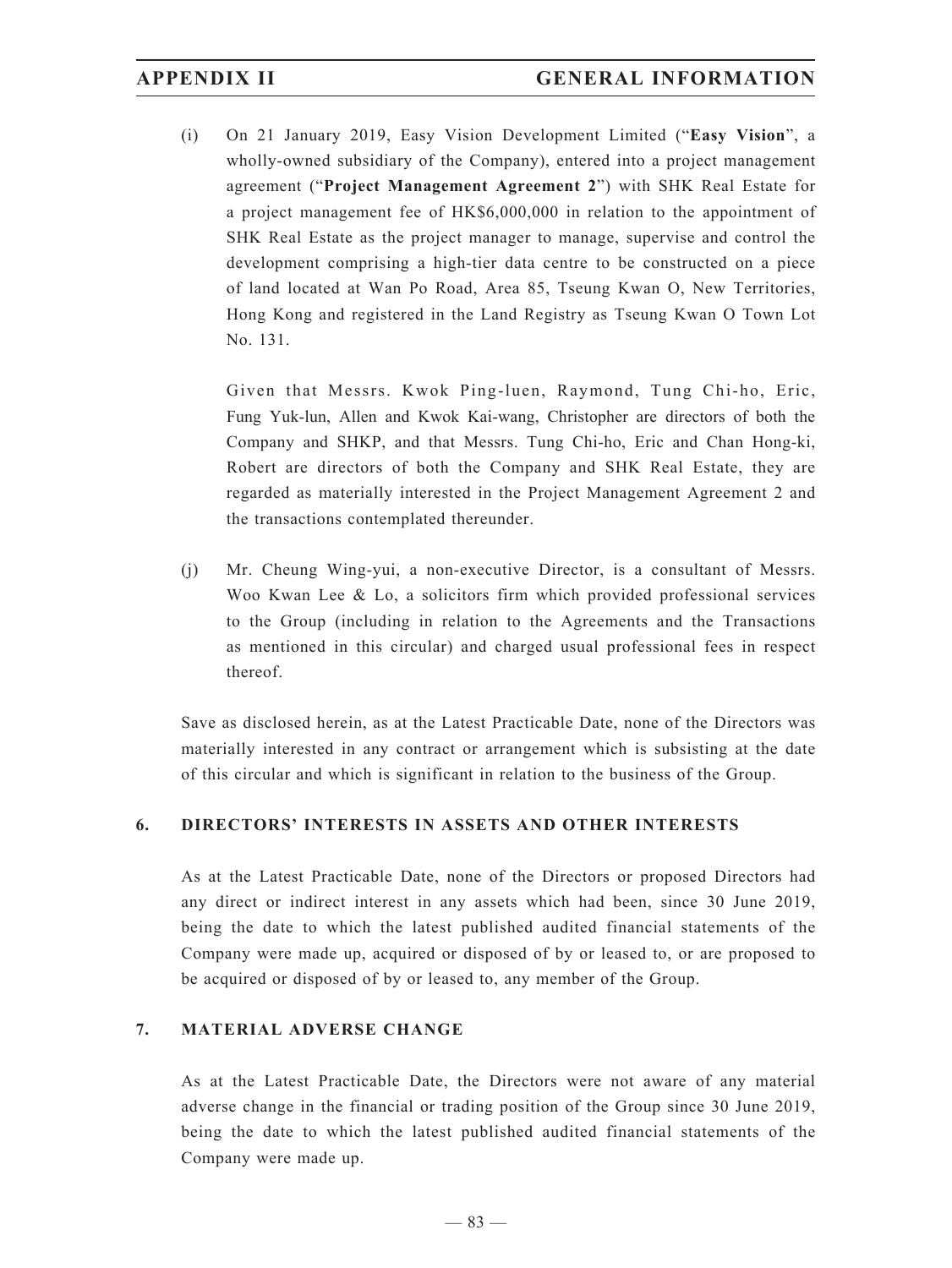(i) On 21 January 2019, Easy Vision Development Limited ("**Easy Vision**", a wholly-owned subsidiary of the Company), entered into a project management agreement ("**Project Management Agreement 2**") with SHK Real Estate for a project management fee of HK$6,000,000 in relation to the appointment of SHK Real Estate as the project manager to manage, supervise and control the development comprising a high-tier data centre to be constructed on a piece of land located at Wan Po Road, Area 85, Tseung Kwan O, New Territories, Hong Kong and registered in the Land Registry as Tseung Kwan O Town Lot No. 131.

    Given that Messrs. Kwok Ping-luen, Raymond, Tung Chi-ho, Eric, Fung Yuk-lun, Allen and Kwok Kai-wang, Christopher are directors of both the Company and SHKP, and that Messrs. Tung Chi-ho, Eric and Chan Hong-ki, Robert are directors of both the Company and SHK Real Estate, they are regarded as materially interested in the Project Management Agreement 2 and the transactions contemplated thereunder.

(j) Mr. Cheung Wing-yui, a non-executive Director, is a consultant of Messrs. Woo Kwan Lee & Lo, a solicitors firm which provided professional services to the Group (including in relation to the Agreements and the Transactions as mentioned in this circular) and charged usual professional fees in respect thereof.

Save as disclosed herein, as at the Latest Practicable Date, none of the Directors was materially interested in any contract or arrangement which is subsisting at the date of this circular and which is significant in relation to the business of the Group.

## 6. DIRECTORS' INTERESTS IN ASSETS AND OTHER INTERESTS

As at the Latest Practicable Date, none of the Directors or proposed Directors had any direct or indirect interest in any assets which had been, since 30 June 2019, being the date to which the latest published audited financial statements of the Company were made up, acquired or disposed of by or leased to, or are proposed to be acquired or disposed of by or leased to, any member of the Group.

## 7. MATERIAL ADVERSE CHANGE

As at the Latest Practicable Date, the Directors were not aware of any material adverse change in the financial or trading position of the Group since 30 June 2019, being the date to which the latest published audited financial statements of the Company were made up.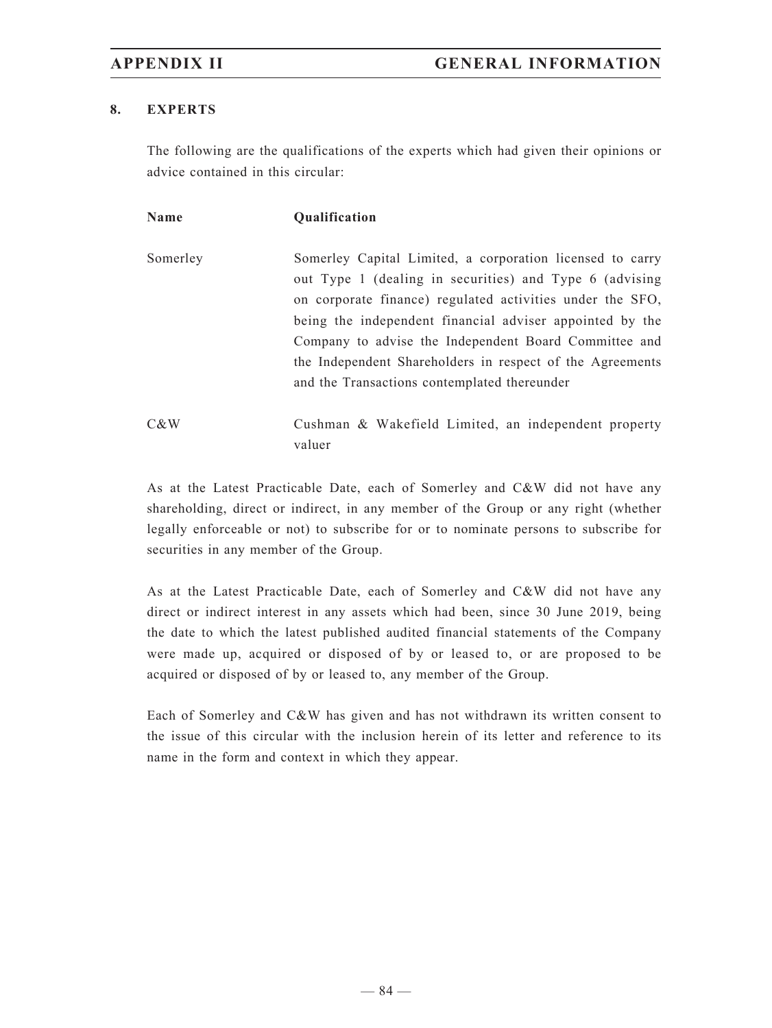## 8. EXPERTS

The following are the qualifications of the experts which had given their opinions or advice contained in this circular:

| Name | Qualification |
| --- | --- |
| Somerley | Somerley Capital Limited, a corporation licensed to carry out Type 1 (dealing in securities) and Type 6 (advising on corporate finance) regulated activities under the SFO, being the independent financial adviser appointed by the Company to advise the Independent Board Committee and the Independent Shareholders in respect of the Agreements and the Transactions contemplated thereunder |
| C&W | Cushman & Wakefield Limited, an independent property valuer |

As at the Latest Practicable Date, each of Somerley and C&W did not have any shareholding, direct or indirect, in any member of the Group or any right (whether legally enforceable or not) to subscribe for or to nominate persons to subscribe for securities in any member of the Group.

As at the Latest Practicable Date, each of Somerley and C&W did not have any direct or indirect interest in any assets which had been, since 30 June 2019, being the date to which the latest published audited financial statements of the Company were made up, acquired or disposed of by or leased to, or are proposed to be acquired or disposed of by or leased to, any member of the Group.

Each of Somerley and C&W has given and has not withdrawn its written consent to the issue of this circular with the inclusion herein of its letter and reference to its name in the form and context in which they appear.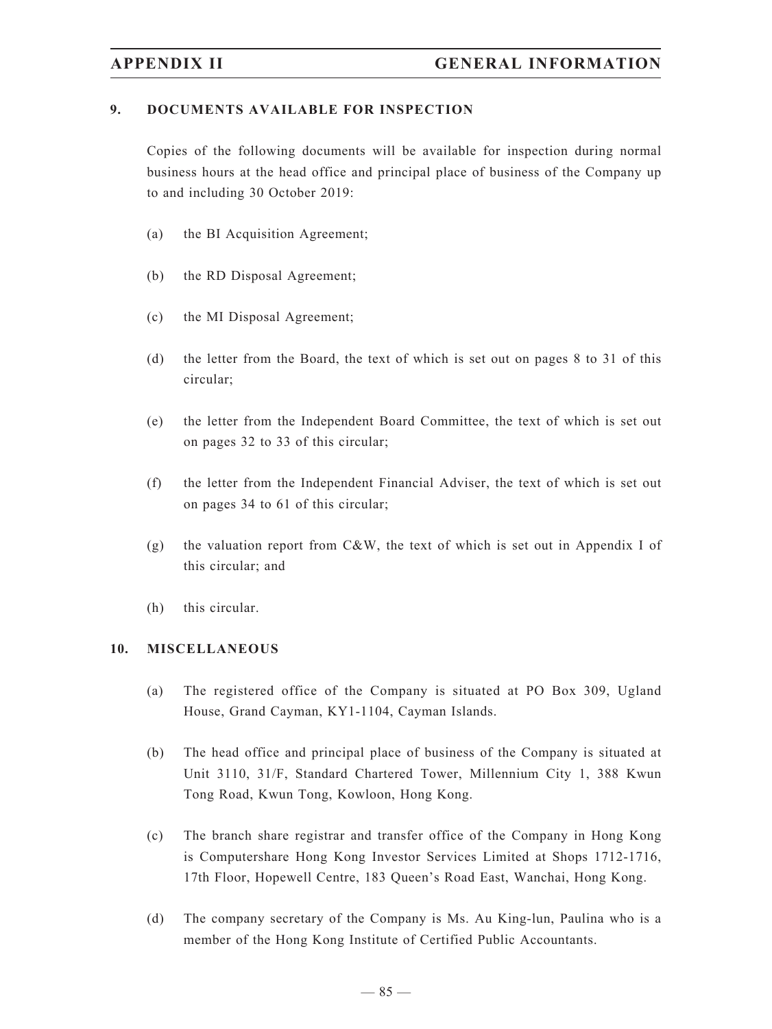## 9. DOCUMENTS AVAILABLE FOR INSPECTION

Copies of the following documents will be available for inspection during normal business hours at the head office and principal place of business of the Company up to and including 30 October 2019:

(a) the BI Acquisition Agreement;

(b) the RD Disposal Agreement;

(c) the MI Disposal Agreement;

(d) the letter from the Board, the text of which is set out on pages 8 to 31 of this circular;

(e) the letter from the Independent Board Committee, the text of which is set out on pages 32 to 33 of this circular;

(f) the letter from the Independent Financial Adviser, the text of which is set out on pages 34 to 61 of this circular;

(g) the valuation report from C&W, the text of which is set out in Appendix I of this circular; and

(h) this circular.

## 10. MISCELLANEOUS

(a) The registered office of the Company is situated at PO Box 309, Ugland House, Grand Cayman, KY1-1104, Cayman Islands.

(b) The head office and principal place of business of the Company is situated at Unit 3110, 31/F, Standard Chartered Tower, Millennium City 1, 388 Kwun Tong Road, Kwun Tong, Kowloon, Hong Kong.

(c) The branch share registrar and transfer office of the Company in Hong Kong is Computershare Hong Kong Investor Services Limited at Shops 1712-1716, 17th Floor, Hopewell Centre, 183 Queen's Road East, Wanchai, Hong Kong.

(d) The company secretary of the Company is Ms. Au King-lun, Paulina who is a member of the Hong Kong Institute of Certified Public Accountants.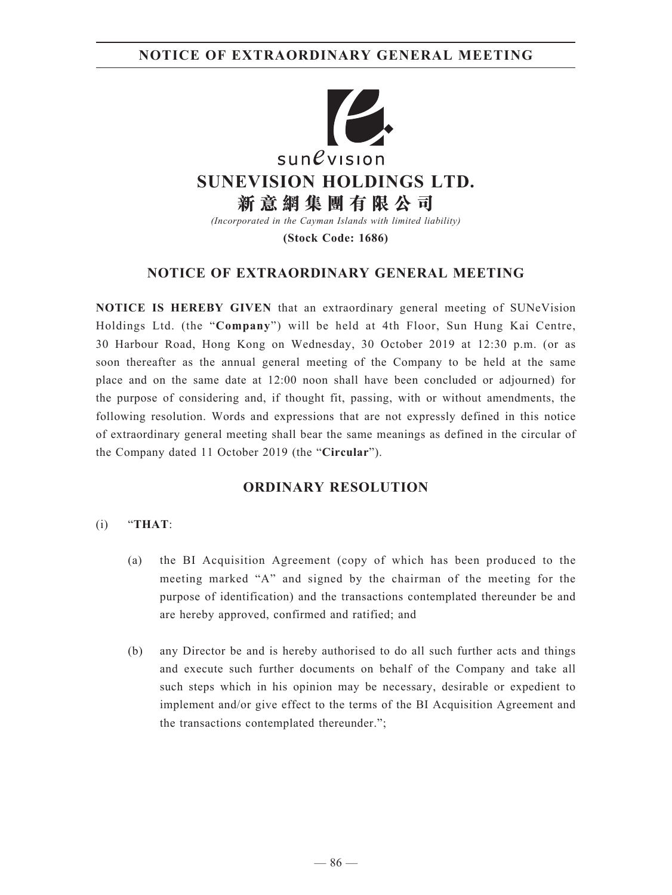# SUNEVISION HOLDINGS LTD.

# 新意網集團有限公司

*(Incorporated in the Cayman Islands with limited liability)*

**(Stock Code: 1686)**

## NOTICE OF EXTRAORDINARY GENERAL MEETING

**NOTICE IS HEREBY GIVEN** that an extraordinary general meeting of SUNeVision Holdings Ltd. (the "**Company**") will be held at 4th Floor, Sun Hung Kai Centre, 30 Harbour Road, Hong Kong on Wednesday, 30 October 2019 at 12:30 p.m. (or as soon thereafter as the annual general meeting of the Company to be held at the same place and on the same date at 12:00 noon shall have been concluded or adjourned) for the purpose of considering and, if thought fit, passing, with or without amendments, the following resolution. Words and expressions that are not expressly defined in this notice of extraordinary general meeting shall bear the same meanings as defined in the circular of the Company dated 11 October 2019 (the "**Circular**").

## ORDINARY RESOLUTION

(i) "**THAT**:

(a) the BI Acquisition Agreement (copy of which has been produced to the meeting marked "A" and signed by the chairman of the meeting for the purpose of identification) and the transactions contemplated thereunder be and are hereby approved, confirmed and ratified; and

(b) any Director be and is hereby authorised to do all such further acts and things and execute such further documents on behalf of the Company and take all such steps which in his opinion may be necessary, desirable or expedient to implement and/or give effect to the terms of the BI Acquisition Agreement and the transactions contemplated thereunder.";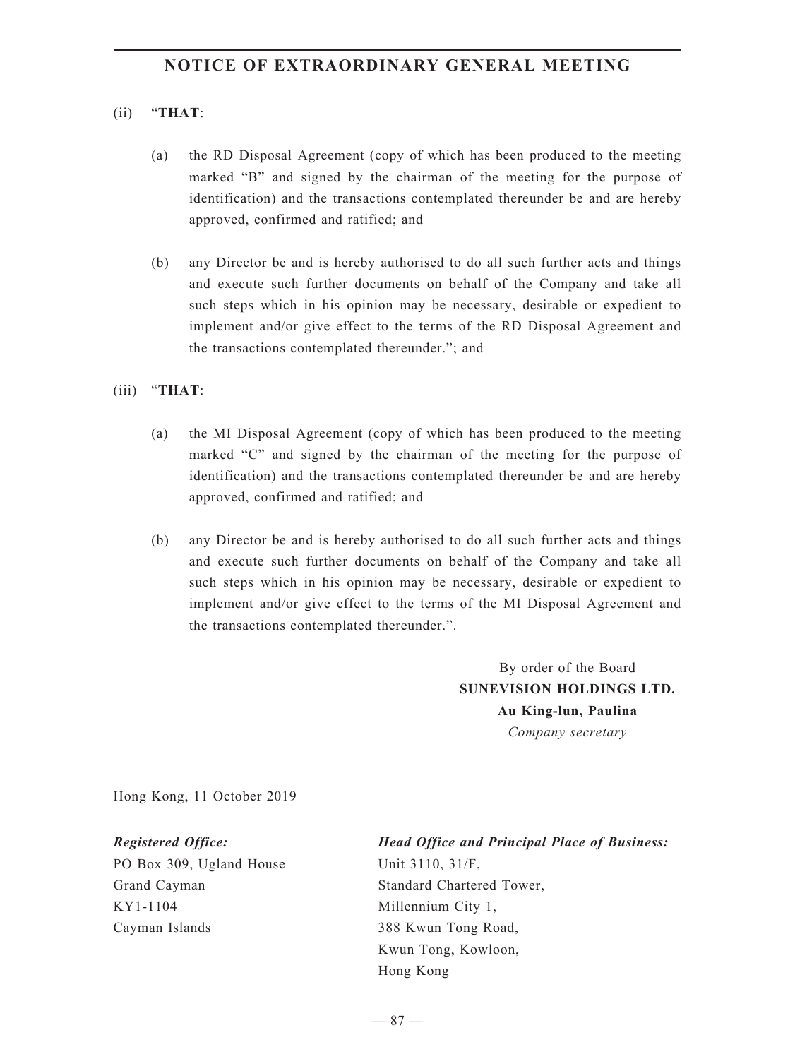(ii) "**THAT**:

(a) the RD Disposal Agreement (copy of which has been produced to the meeting marked "B" and signed by the chairman of the meeting for the purpose of identification) and the transactions contemplated thereunder be and are hereby approved, confirmed and ratified; and

(b) any Director be and is hereby authorised to do all such further acts and things and execute such further documents on behalf of the Company and take all such steps which in his opinion may be necessary, desirable or expedient to implement and/or give effect to the terms of the RD Disposal Agreement and the transactions contemplated thereunder."; and

(iii) "**THAT**:

(a) the MI Disposal Agreement (copy of which has been produced to the meeting marked "C" and signed by the chairman of the meeting for the purpose of identification) and the transactions contemplated thereunder be and are hereby approved, confirmed and ratified; and

(b) any Director be and is hereby authorised to do all such further acts and things and execute such further documents on behalf of the Company and take all such steps which in his opinion may be necessary, desirable or expedient to implement and/or give effect to the terms of the MI Disposal Agreement and the transactions contemplated thereunder.".

By order of the Board
**SUNEVISION HOLDINGS LTD.**
**Au King-lun, Paulina**
*Company secretary*

Hong Kong, 11 October 2019

***Registered Office:***
PO Box 309, Ugland House
Grand Cayman
KY1-1104
Cayman Islands

***Head Office and Principal Place of Business:***
Unit 3110, 31/F,
Standard Chartered Tower,
Millennium City 1,
388 Kwun Tong Road,
Kwun Tong, Kowloon,
Hong Kong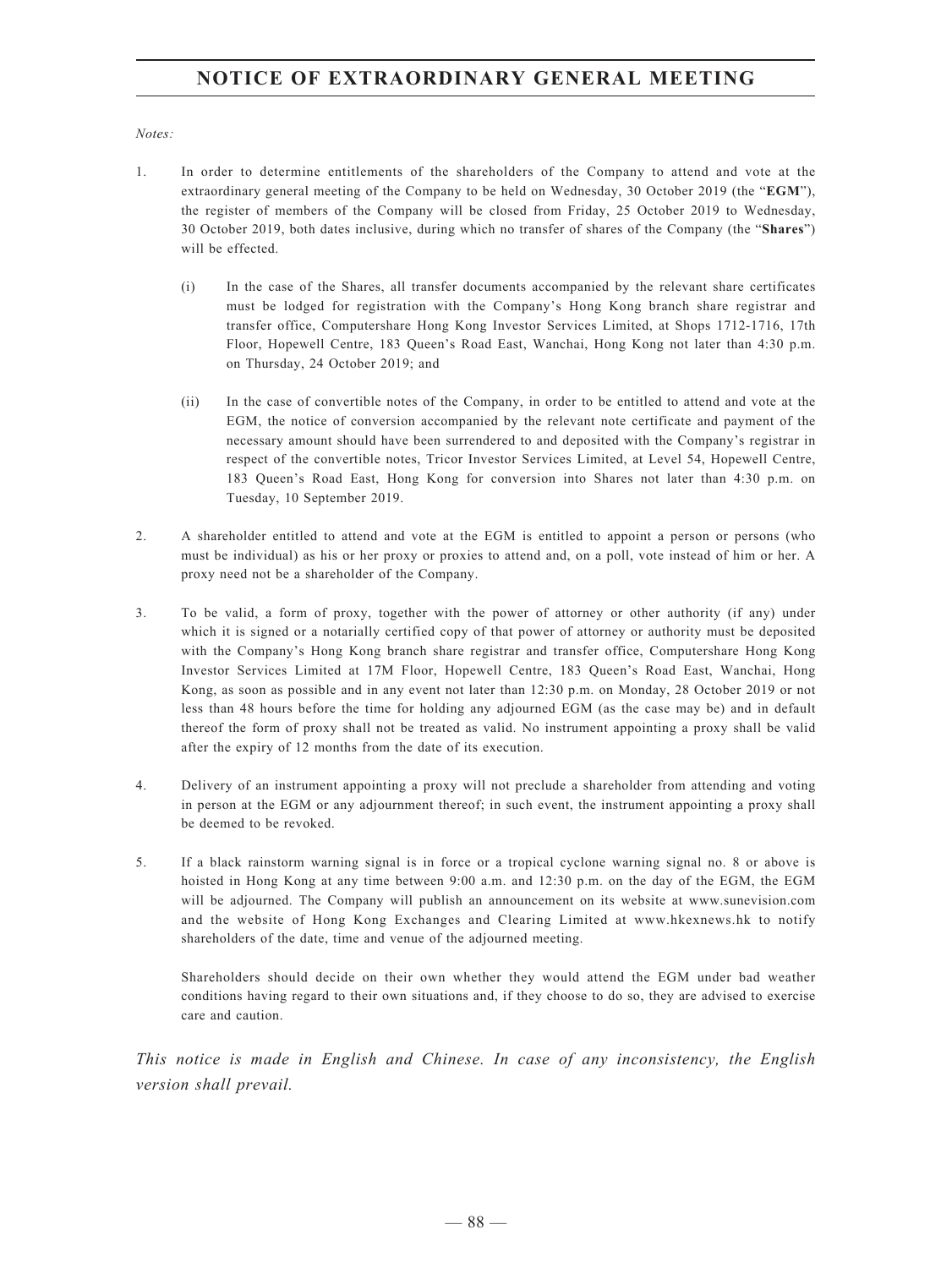# NOTICE OF EXTRAORDINARY GENERAL MEETING

*Notes:*

1. In order to determine entitlements of the shareholders of the Company to attend and vote at the extraordinary general meeting of the Company to be held on Wednesday, 30 October 2019 (the "**EGM**"), the register of members of the Company will be closed from Friday, 25 October 2019 to Wednesday, 30 October 2019, both dates inclusive, during which no transfer of shares of the Company (the "**Shares**") will be effected.

   (i) In the case of the Shares, all transfer documents accompanied by the relevant share certificates must be lodged for registration with the Company's Hong Kong branch share registrar and transfer office, Computershare Hong Kong Investor Services Limited, at Shops 1712-1716, 17th Floor, Hopewell Centre, 183 Queen's Road East, Wanchai, Hong Kong not later than 4:30 p.m. on Thursday, 24 October 2019; and

   (ii) In the case of convertible notes of the Company, in order to be entitled to attend and vote at the EGM, the notice of conversion accompanied by the relevant note certificate and payment of the necessary amount should have been surrendered to and deposited with the Company's registrar in respect of the convertible notes, Tricor Investor Services Limited, at Level 54, Hopewell Centre, 183 Queen's Road East, Hong Kong for conversion into Shares not later than 4:30 p.m. on Tuesday, 10 September 2019.

2. A shareholder entitled to attend and vote at the EGM is entitled to appoint a person or persons (who must be individual) as his or her proxy or proxies to attend and, on a poll, vote instead of him or her. A proxy need not be a shareholder of the Company.

3. To be valid, a form of proxy, together with the power of attorney or other authority (if any) under which it is signed or a notarially certified copy of that power of attorney or authority must be deposited with the Company's Hong Kong branch share registrar and transfer office, Computershare Hong Kong Investor Services Limited at 17M Floor, Hopewell Centre, 183 Queen's Road East, Wanchai, Hong Kong, as soon as possible and in any event not later than 12:30 p.m. on Monday, 28 October 2019 or not less than 48 hours before the time for holding any adjourned EGM (as the case may be) and in default thereof the form of proxy shall not be treated as valid. No instrument appointing a proxy shall be valid after the expiry of 12 months from the date of its execution.

4. Delivery of an instrument appointing a proxy will not preclude a shareholder from attending and voting in person at the EGM or any adjournment thereof; in such event, the instrument appointing a proxy shall be deemed to be revoked.

5. If a black rainstorm warning signal is in force or a tropical cyclone warning signal no. 8 or above is hoisted in Hong Kong at any time between 9:00 a.m. and 12:30 p.m. on the day of the EGM, the EGM will be adjourned. The Company will publish an announcement on its website at www.sunevision.com and the website of Hong Kong Exchanges and Clearing Limited at www.hkexnews.hk to notify shareholders of the date, time and venue of the adjourned meeting.

   Shareholders should decide on their own whether they would attend the EGM under bad weather conditions having regard to their own situations and, if they choose to do so, they are advised to exercise care and caution.

*This notice is made in English and Chinese. In case of any inconsistency, the English version shall prevail.*